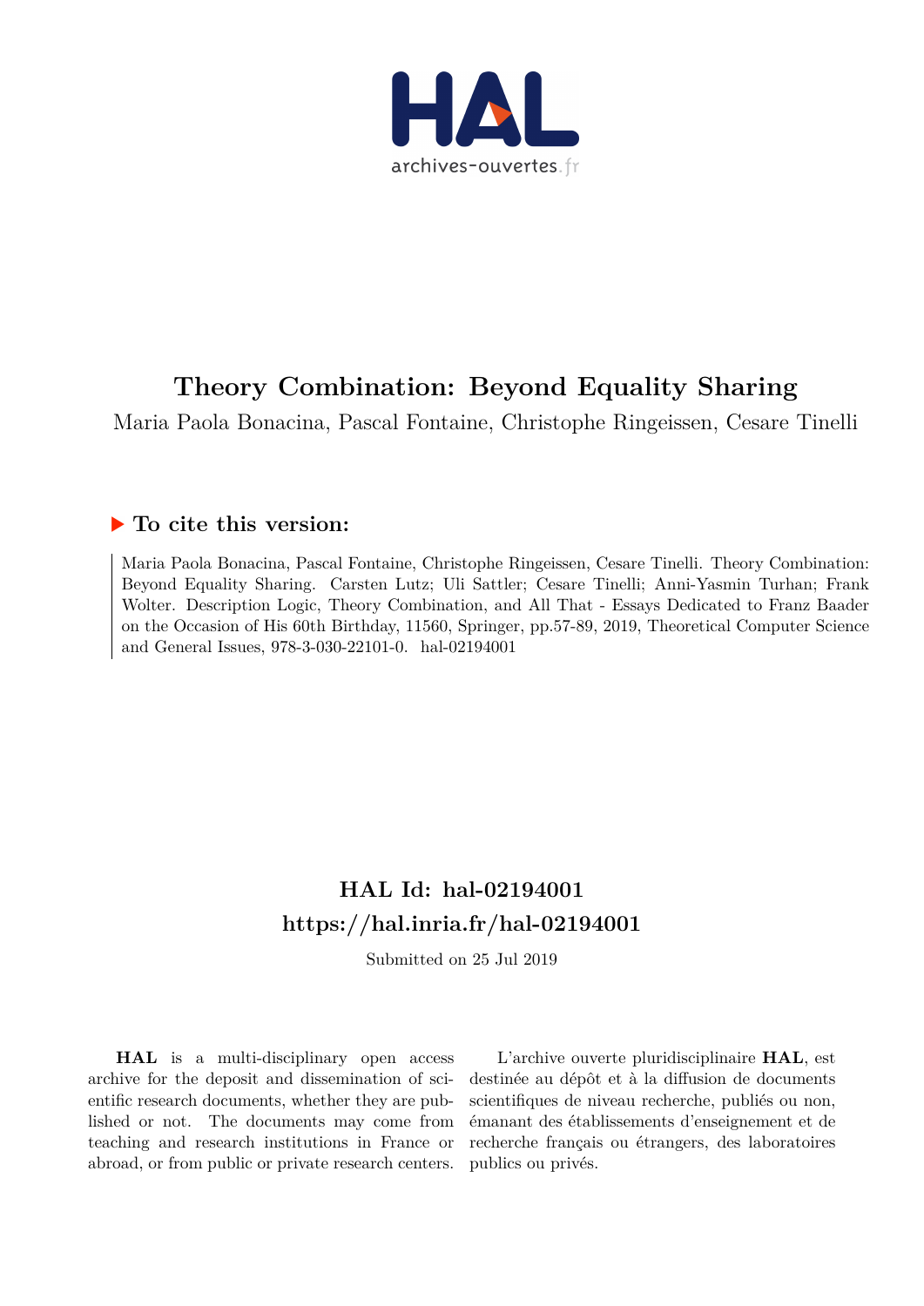# Theory Combination: Beyond Equality Sharing

Maria Paola Bonacina, Pascal Fontaine, Christophe Ringeissen, Cesare Tinelli

## ▶ To cite this version:

Maria Paola Bonacina, Pascal Fontaine, Christophe Ringeissen, Cesare Tinelli. Theory Combination: Beyond Equality Sharing. Carsten Lutz; Uli Sattler; Cesare Tinelli; Anni-Yasmin Turhan; Frank Wolter. Description Logic, Theory Combination, and All That - Essays Dedicated to Franz Baader on the Occasion of His 60th Birthday, 11560, Springer, pp.57-89, 2019, Theoretical Computer Science and General Issues, 978-3-030-22101-0. hal-02194001

## HAL Id: hal-02194001
## https://hal.inria.fr/hal-02194001

Submitted on 25 Jul 2019

**HAL** is a multi-disciplinary open access archive for the deposit and dissemination of scientific research documents, whether they are published or not. The documents may come from teaching and research institutions in France or abroad, or from public or private research centers.

L'archive ouverte pluridisciplinaire **HAL**, est destinée au dépôt et à la diffusion de documents scientifiques de niveau recherche, publiés ou non, émanant des établissements d'enseignement et de recherche français ou étrangers, des laboratoires publics ou privés.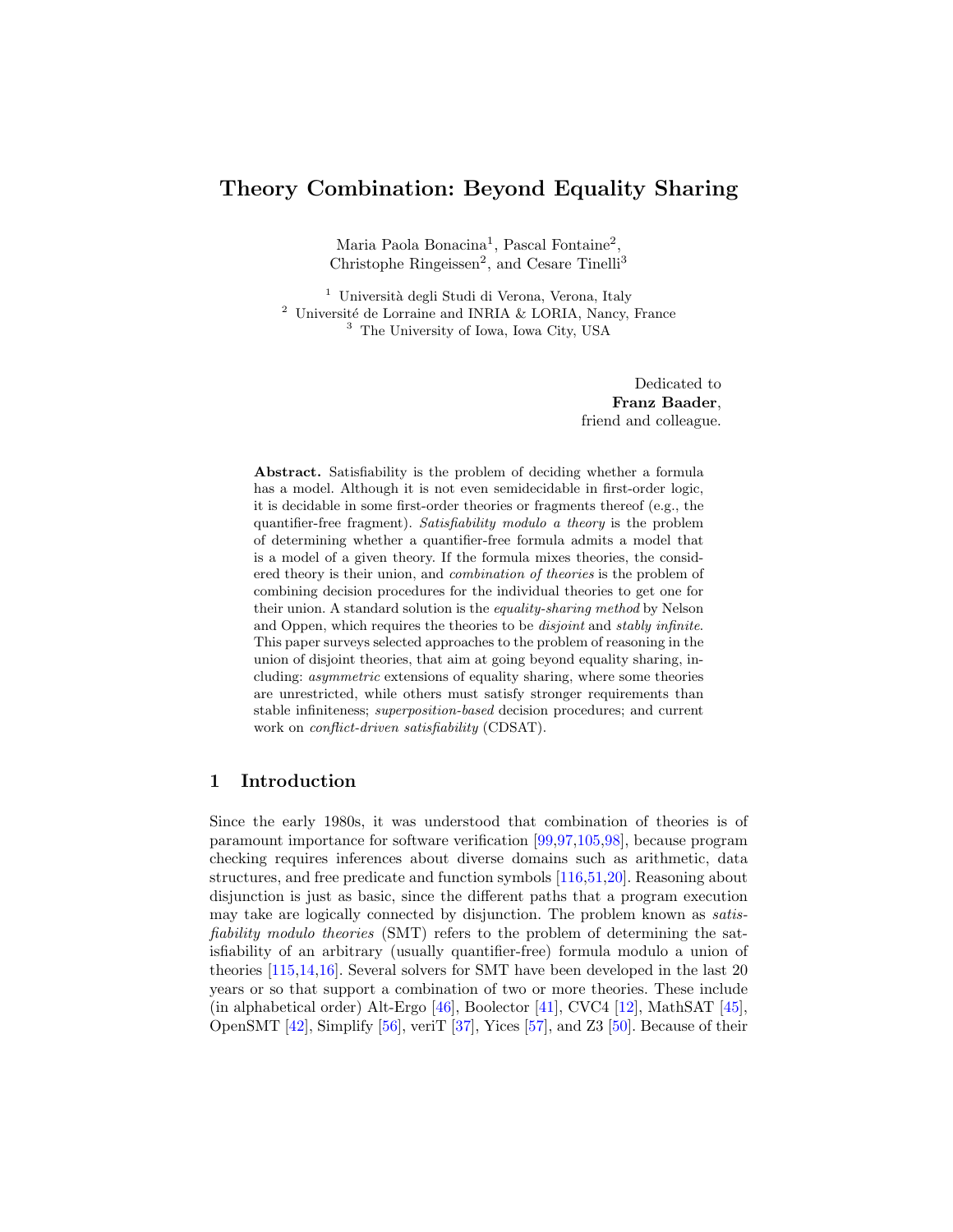# Theory Combination: Beyond Equality Sharing

Maria Paola Bonacina[1], Pascal Fontaine[2], Christophe Ringeissen[2], and Cesare Tinelli[3]

[1] Università degli Studi di Verona, Verona, Italy
[2] Université de Lorraine and INRIA & LORIA, Nancy, France
[3] The University of Iowa, Iowa City, USA

Dedicated to
**Franz Baader**,
friend and colleague.

**Abstract.** Satisfiability is the problem of deciding whether a formula has a model. Although it is not even semidecidable in first-order logic, it is decidable in some first-order theories or fragments thereof (e.g., the quantifier-free fragment). *Satisfiability modulo a theory* is the problem of determining whether a quantifier-free formula admits a model that is a model of a given theory. If the formula mixes theories, the considered theory is their union, and *combination of theories* is the problem of combining decision procedures for the individual theories to get one for their union. A standard solution is the *equality-sharing method* by Nelson and Oppen, which requires the theories to be *disjoint* and *stably infinite*. This paper surveys selected approaches to the problem of reasoning in the union of disjoint theories, that aim at going beyond equality sharing, including: *asymmetric* extensions of equality sharing, where some theories are unrestricted, while others must satisfy stronger requirements than stable infiniteness; *superposition-based* decision procedures; and current work on *conflict-driven satisfiability* (CDSAT).

## 1 Introduction

Since the early 1980s, it was understood that combination of theories is of paramount importance for software verification [99,97,105,98], because program checking requires inferences about diverse domains such as arithmetic, data structures, and free predicate and function symbols [116,51,20]. Reasoning about disjunction is just as basic, since the different paths that a program execution may take are logically connected by disjunction. The problem known as *satisfiability modulo theories* (SMT) refers to the problem of determining the satisfiability of an arbitrary (usually quantifier-free) formula modulo a union of theories [115,14,16]. Several solvers for SMT have been developed in the last 20 years or so that support a combination of two or more theories. These include (in alphabetical order) Alt-Ergo [46], Boolector [41], CVC4 [12], MathSAT [45], OpenSMT [42], Simplify [56], veriT [37], Yices [57], and Z3 [50]. Because of their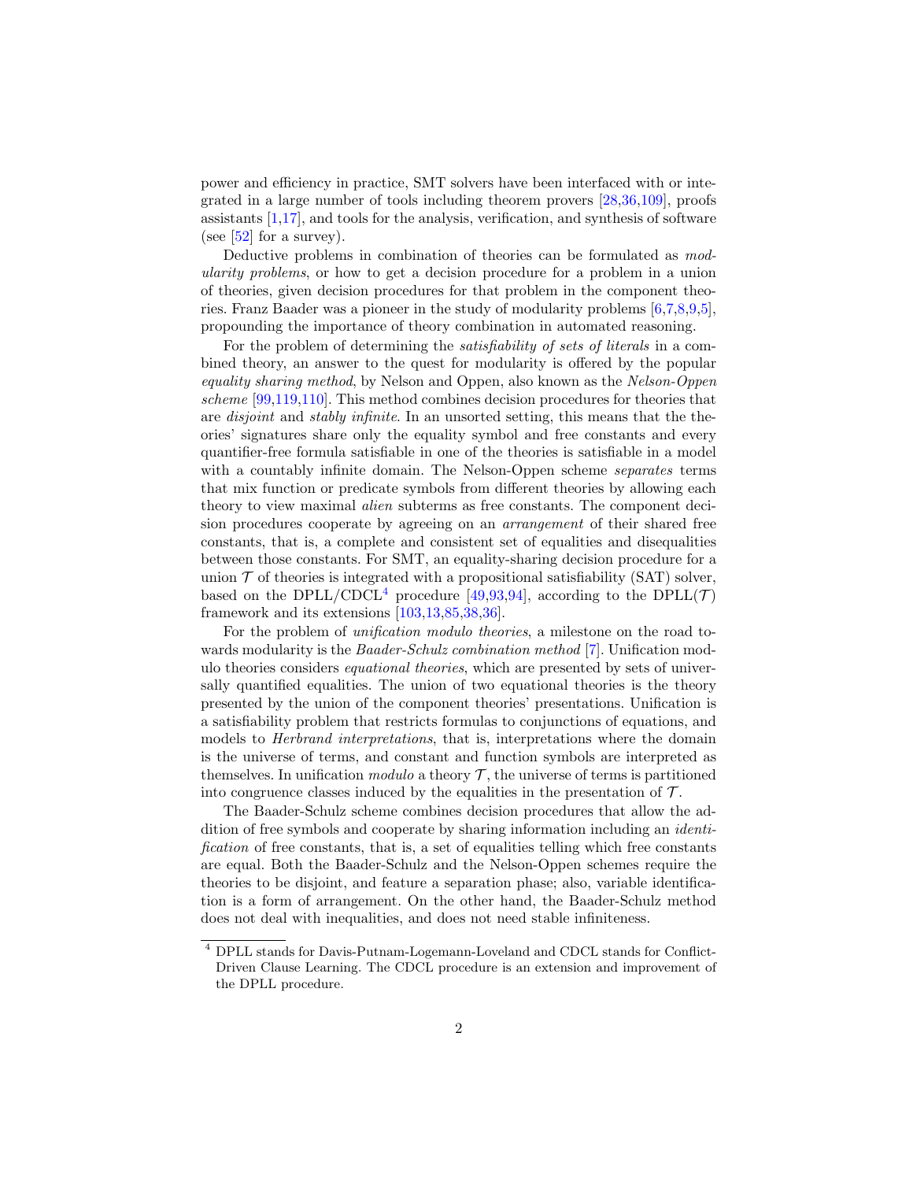power and efficiency in practice, SMT solvers have been interfaced with or integrated in a large number of tools including theorem provers [28,36,109], proofs assistants [1,17], and tools for the analysis, verification, and synthesis of software (see [52] for a survey).

Deductive problems in combination of theories can be formulated as *modularity problems*, or how to get a decision procedure for a problem in a union of theories, given decision procedures for that problem in the component theories. Franz Baader was a pioneer in the study of modularity problems [6,7,8,9,5], propounding the importance of theory combination in automated reasoning.

For the problem of determining the *satisfiability of sets of literals* in a combined theory, an answer to the quest for modularity is offered by the popular *equality sharing method*, by Nelson and Oppen, also known as the *Nelson-Oppen scheme* [99,119,110]. This method combines decision procedures for theories that are *disjoint* and *stably infinite*. In an unsorted setting, this means that the theories' signatures share only the equality symbol and free constants and every quantifier-free formula satisfiable in one of the theories is satisfiable in a model with a countably infinite domain. The Nelson-Oppen scheme *separates* terms that mix function or predicate symbols from different theories by allowing each theory to view maximal *alien* subterms as free constants. The component decision procedures cooperate by agreeing on an *arrangement* of their shared free constants, that is, a complete and consistent set of equalities and disequalities between those constants. For SMT, an equality-sharing decision procedure for a union $\mathcal{T}$ of theories is integrated with a propositional satisfiability (SAT) solver, based on the DPLL/CDCL[4] procedure [49,93,94], according to the DPLL($\mathcal{T}$) framework and its extensions [103,13,85,38,36].

For the problem of *unification modulo theories*, a milestone on the road towards modularity is the *Baader-Schulz combination method* [7]. Unification modulo theories considers *equational theories*, which are presented by sets of universally quantified equalities. The union of two equational theories is the theory presented by the union of the component theories' presentations. Unification is a satisfiability problem that restricts formulas to conjunctions of equations, and models to *Herbrand interpretations*, that is, interpretations where the domain is the universe of terms, and constant and function symbols are interpreted as themselves. In unification *modulo* a theory $\mathcal{T}$, the universe of terms is partitioned into congruence classes induced by the equalities in the presentation of $\mathcal{T}$.

The Baader-Schulz scheme combines decision procedures that allow the addition of free symbols and cooperate by sharing information including an *identification* of free constants, that is, a set of equalities telling which free constants are equal. Both the Baader-Schulz and the Nelson-Oppen schemes require the theories to be disjoint, and feature a separation phase; also, variable identification is a form of arrangement. On the other hand, the Baader-Schulz method does not deal with inequalities, and does not need stable infiniteness.

[4] DPLL stands for Davis-Putnam-Logemann-Loveland and CDCL stands for Conflict-Driven Clause Learning. The CDCL procedure is an extension and improvement of the DPLL procedure.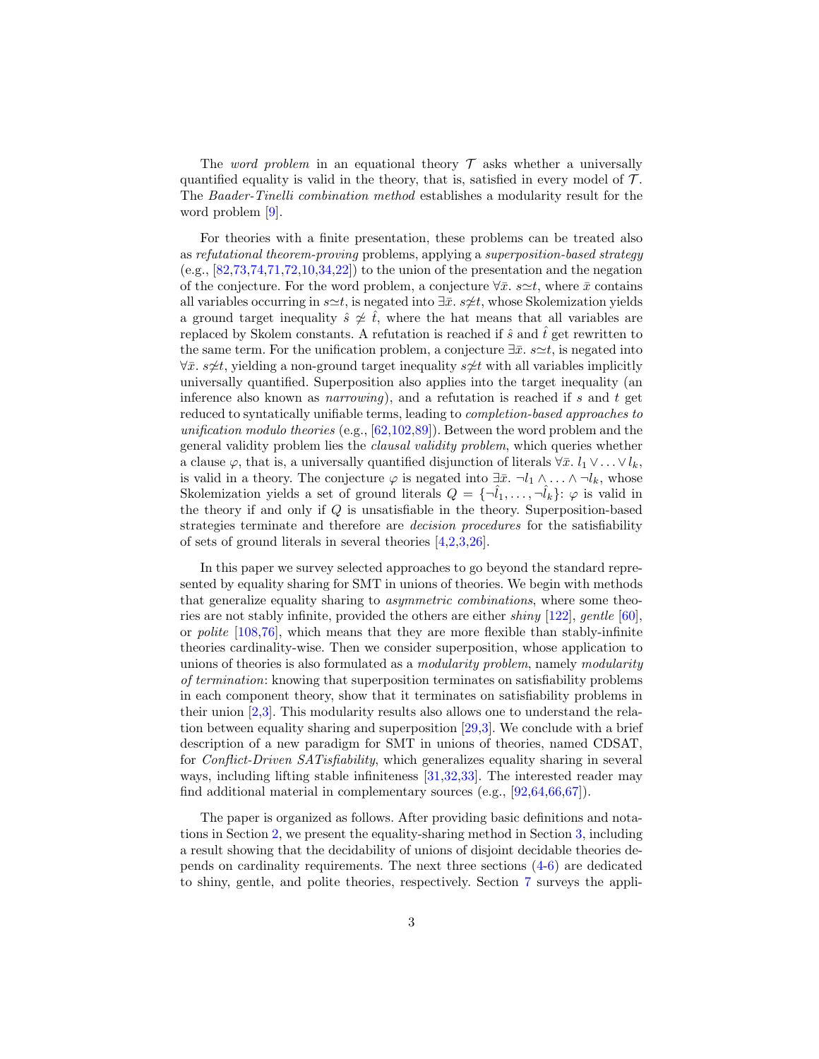The *word problem* in an equational theory $\mathcal{T}$ asks whether a universally quantified equality is valid in the theory, that is, satisfied in every model of $\mathcal{T}$. The *Baader-Tinelli combination method* establishes a modularity result for the word problem [9].

For theories with a finite presentation, these problems can be treated also as *refutational theorem-proving* problems, applying a *superposition-based strategy* (e.g., [82,73,74,71,72,10,34,22]) to the union of the presentation and the negation of the conjecture. For the word problem, a conjecture $\forall\bar{x}.\ s{\simeq}t$, where $\bar{x}$ contains all variables occurring in $s{\simeq}t$, is negated into $\exists\bar{x}.\ s{\not\simeq}t$, whose Skolemization yields a ground target inequality $\hat{s} \not\simeq \hat{t}$, where the hat means that all variables are replaced by Skolem constants. A refutation is reached if $\hat{s}$ and $\hat{t}$ get rewritten to the same term. For the unification problem, a conjecture $\exists\bar{x}.\ s{\simeq}t$, is negated into $\forall\bar{x}.\ s{\not\simeq}t$, yielding a non-ground target inequality $s{\not\simeq}t$ with all variables implicitly universally quantified. Superposition also applies into the target inequality (an inference also known as *narrowing*), and a refutation is reached if $s$ and $t$ get reduced to syntatically unifiable terms, leading to *completion-based approaches to unification modulo theories* (e.g., [62,102,89]). Between the word problem and the general validity problem lies the *clausal validity problem*, which queries whether a clause $\varphi$, that is, a universally quantified disjunction of literals $\forall\bar{x}.\ l_1 \vee \ldots \vee l_k$, is valid in a theory. The conjecture $\varphi$ is negated into $\exists\bar{x}.\ \neg l_1 \wedge \ldots \wedge \neg l_k$, whose Skolemization yields a set of ground literals $Q = \{\neg\hat{l}_1, \ldots, \neg\hat{l}_k\}$: $\varphi$ is valid in the theory if and only if $Q$ is unsatisfiable in the theory. Superposition-based strategies terminate and therefore are *decision procedures* for the satisfiability of sets of ground literals in several theories [4,2,3,26].

In this paper we survey selected approaches to go beyond the standard represented by equality sharing for SMT in unions of theories. We begin with methods that generalize equality sharing to *asymmetric combinations*, where some theories are not stably infinite, provided the others are either *shiny* [122], *gentle* [60], or *polite* [108,76], which means that they are more flexible than stably-infinite theories cardinality-wise. Then we consider superposition, whose application to unions of theories is also formulated as a *modularity problem*, namely *modularity of termination*: knowing that superposition terminates on satisfiability problems in each component theory, show that it terminates on satisfiability problems in their union [2,3]. This modularity results also allows one to understand the relation between equality sharing and superposition [29,3]. We conclude with a brief description of a new paradigm for SMT in unions of theories, named CDSAT, for *Conflict-Driven SATisfiability*, which generalizes equality sharing in several ways, including lifting stable infiniteness [31,32,33]. The interested reader may find additional material in complementary sources (e.g., [92,64,66,67]).

The paper is organized as follows. After providing basic definitions and notations in Section 2, we present the equality-sharing method in Section 3, including a result showing that the decidability of unions of disjoint decidable theories depends on cardinality requirements. The next three sections (4-6) are dedicated to shiny, gentle, and polite theories, respectively. Section 7 surveys the appli-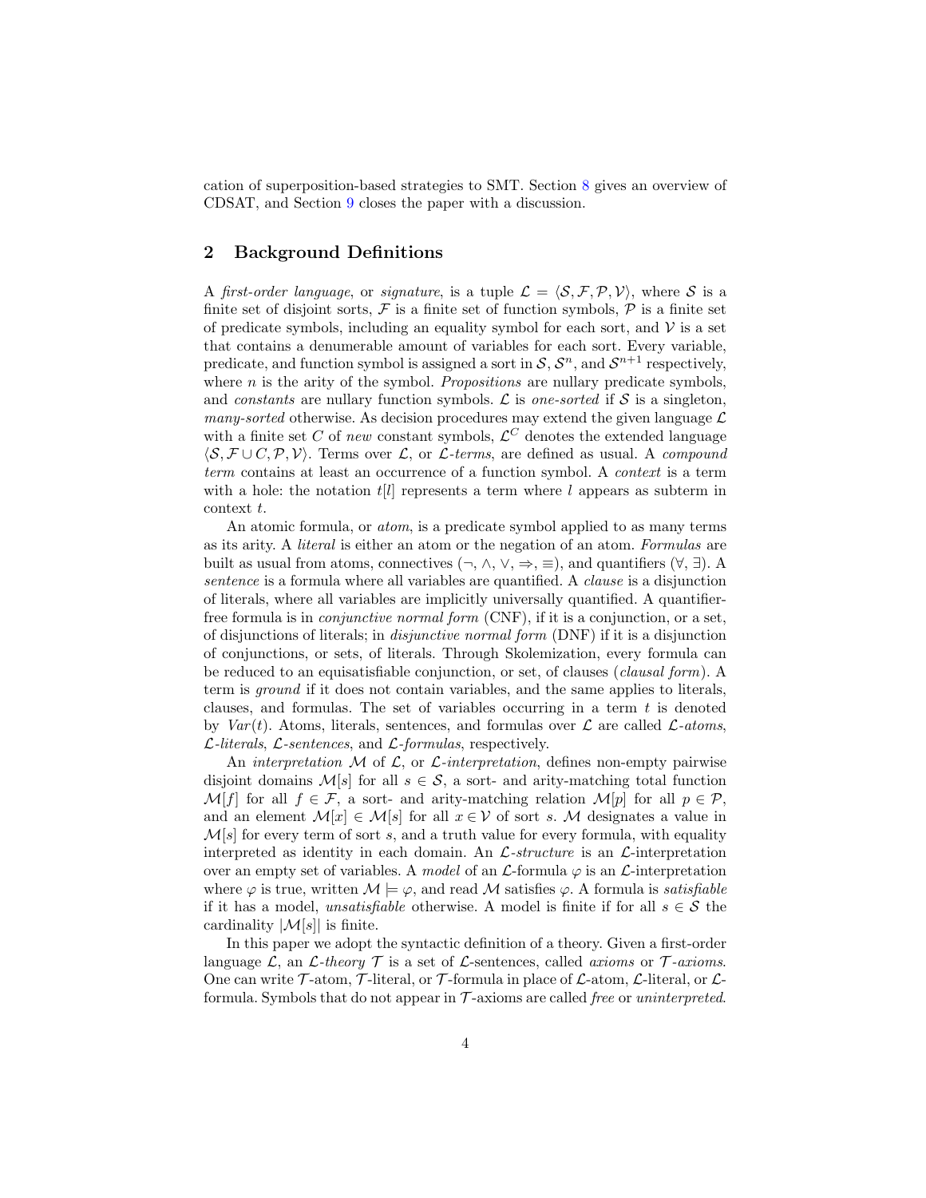cation of superposition-based strategies to SMT. Section 8 gives an overview of CDSAT, and Section 9 closes the paper with a discussion.

## 2 Background Definitions

A *first-order language*, or *signature*, is a tuple $\mathcal{L} = \langle \mathcal{S}, \mathcal{F}, \mathcal{P}, \mathcal{V} \rangle$, where $\mathcal{S}$ is a finite set of disjoint sorts, $\mathcal{F}$ is a finite set of function symbols, $\mathcal{P}$ is a finite set of predicate symbols, including an equality symbol for each sort, and $\mathcal{V}$ is a set that contains a denumerable amount of variables for each sort. Every variable, predicate, and function symbol is assigned a sort in $\mathcal{S}$, $\mathcal{S}^n$, and $\mathcal{S}^{n+1}$ respectively, where $n$ is the arity of the symbol. *Propositions* are nullary predicate symbols, and *constants* are nullary function symbols. $\mathcal{L}$ is *one-sorted* if $\mathcal{S}$ is a singleton, *many-sorted* otherwise. As decision procedures may extend the given language $\mathcal{L}$ with a finite set $C$ of *new* constant symbols, $\mathcal{L}^C$ denotes the extended language $\langle \mathcal{S}, \mathcal{F} \cup C, \mathcal{P}, \mathcal{V} \rangle$. Terms over $\mathcal{L}$, or $\mathcal{L}$-*terms*, are defined as usual. A *compound term* contains at least an occurrence of a function symbol. A *context* is a term with a hole: the notation $t[l]$ represents a term where $l$ appears as subterm in context $t$.

An atomic formula, or *atom*, is a predicate symbol applied to as many terms as its arity. A *literal* is either an atom or the negation of an atom. *Formulas* are built as usual from atoms, connectives ($\neg$, $\wedge$, $\vee$, $\Rightarrow$, $\equiv$), and quantifiers ($\forall$, $\exists$). A *sentence* is a formula where all variables are quantified. A *clause* is a disjunction of literals, where all variables are implicitly universally quantified. A quantifier-free formula is in *conjunctive normal form* (CNF), if it is a conjunction, or a set, of disjunctions of literals; in *disjunctive normal form* (DNF) if it is a disjunction of conjunctions, or sets, of literals. Through Skolemization, every formula can be reduced to an equisatisfiable conjunction, or set, of clauses (*clausal form*). A term is *ground* if it does not contain variables, and the same applies to literals, clauses, and formulas. The set of variables occurring in a term $t$ is denoted by $Var(t)$. Atoms, literals, sentences, and formulas over $\mathcal{L}$ are called $\mathcal{L}$-*atoms*, $\mathcal{L}$-*literals*, $\mathcal{L}$-*sentences*, and $\mathcal{L}$-*formulas*, respectively.

An *interpretation* $\mathcal{M}$ of $\mathcal{L}$, or $\mathcal{L}$-*interpretation*, defines non-empty pairwise disjoint domains $\mathcal{M}[s]$ for all $s \in \mathcal{S}$, a sort- and arity-matching total function $\mathcal{M}[f]$ for all $f \in \mathcal{F}$, a sort- and arity-matching relation $\mathcal{M}[p]$ for all $p \in \mathcal{P}$, and an element $\mathcal{M}[x] \in \mathcal{M}[s]$ for all $x \in \mathcal{V}$ of sort $s$. $\mathcal{M}$ designates a value in $\mathcal{M}[s]$ for every term of sort $s$, and a truth value for every formula, with equality interpreted as identity in each domain. An $\mathcal{L}$-*structure* is an $\mathcal{L}$-interpretation over an empty set of variables. A *model* of an $\mathcal{L}$-formula $\varphi$ is an $\mathcal{L}$-interpretation where $\varphi$ is true, written $\mathcal{M} \models \varphi$, and read $\mathcal{M}$ satisfies $\varphi$. A formula is *satisfiable* if it has a model, *unsatisfiable* otherwise. A model is finite if for all $s \in \mathcal{S}$ the cardinality $|\mathcal{M}[s]|$ is finite.

In this paper we adopt the syntactic definition of a theory. Given a first-order language $\mathcal{L}$, an $\mathcal{L}$-*theory* $\mathcal{T}$ is a set of $\mathcal{L}$-sentences, called *axioms* or $\mathcal{T}$-*axioms*. One can write $\mathcal{T}$-atom, $\mathcal{T}$-literal, or $\mathcal{T}$-formula in place of $\mathcal{L}$-atom, $\mathcal{L}$-literal, or $\mathcal{L}$-formula. Symbols that do not appear in $\mathcal{T}$-axioms are called *free* or *uninterpreted*.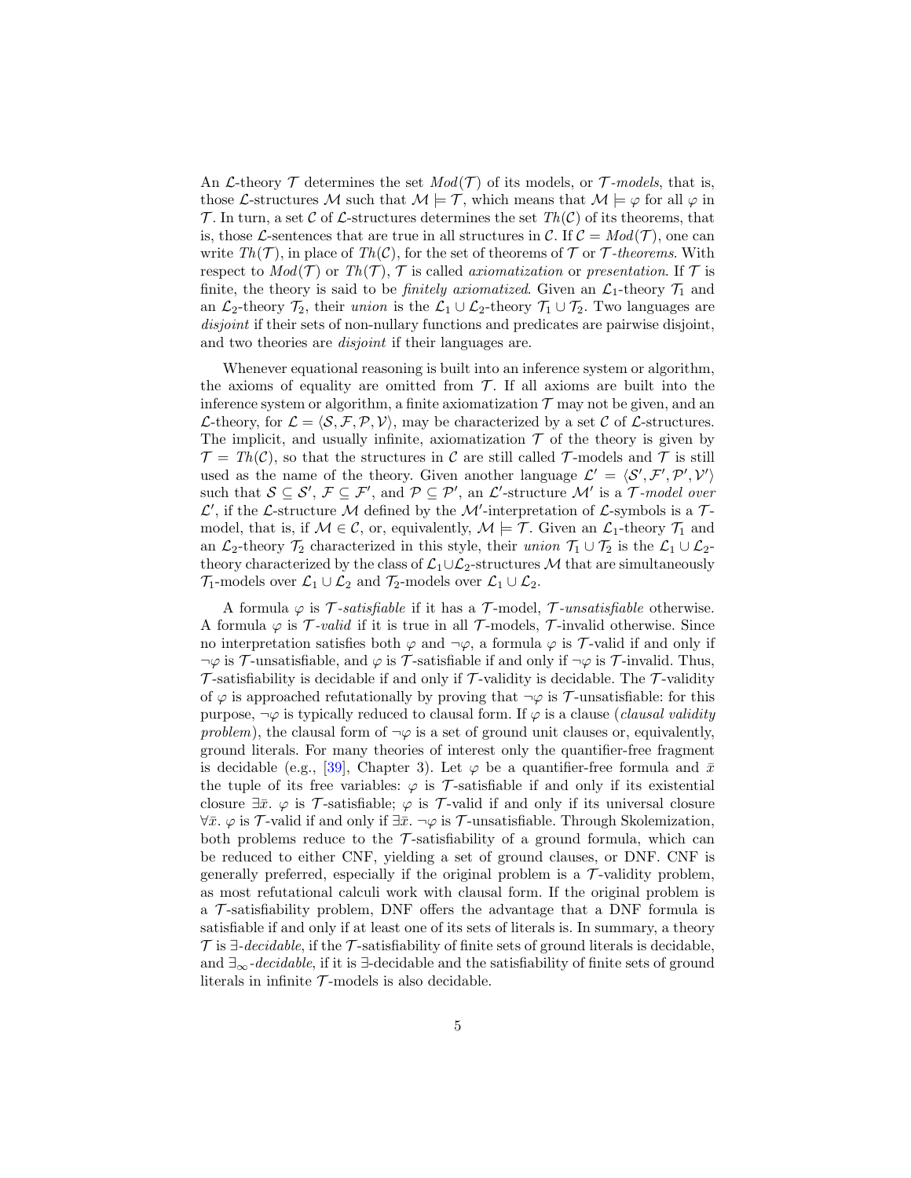An $\mathcal{L}$-theory $\mathcal{T}$ determines the set $Mod(\mathcal{T})$ of its models, or *$\mathcal{T}$-models*, that is, those $\mathcal{L}$-structures $\mathcal{M}$ such that $\mathcal{M} \models \mathcal{T}$, which means that $\mathcal{M} \models \varphi$ for all $\varphi$ in $\mathcal{T}$. In turn, a set $\mathcal{C}$ of $\mathcal{L}$-structures determines the set $Th(\mathcal{C})$ of its theorems, that is, those $\mathcal{L}$-sentences that are true in all structures in $\mathcal{C}$. If $\mathcal{C} = Mod(\mathcal{T})$, one can write $Th(\mathcal{T})$, in place of $Th(\mathcal{C})$, for the set of theorems of $\mathcal{T}$ or *$\mathcal{T}$-theorems*. With respect to $Mod(\mathcal{T})$ or $Th(\mathcal{T})$, $\mathcal{T}$ is called *axiomatization* or *presentation*. If $\mathcal{T}$ is finite, the theory is said to be *finitely axiomatized*. Given an $\mathcal{L}_1$-theory $\mathcal{T}_1$ and an $\mathcal{L}_2$-theory $\mathcal{T}_2$, their *union* is the $\mathcal{L}_1 \cup \mathcal{L}_2$-theory $\mathcal{T}_1 \cup \mathcal{T}_2$. Two languages are *disjoint* if their sets of non-nullary functions and predicates are pairwise disjoint, and two theories are *disjoint* if their languages are.

Whenever equational reasoning is built into an inference system or algorithm, the axioms of equality are omitted from $\mathcal{T}$. If all axioms are built into the inference system or algorithm, a finite axiomatization $\mathcal{T}$ may not be given, and an $\mathcal{L}$-theory, for $\mathcal{L} = \langle \mathcal{S}, \mathcal{F}, \mathcal{P}, \mathcal{V} \rangle$, may be characterized by a set $\mathcal{C}$ of $\mathcal{L}$-structures. The implicit, and usually infinite, axiomatization $\mathcal{T}$ of the theory is given by $\mathcal{T} = Th(\mathcal{C})$, so that the structures in $\mathcal{C}$ are still called $\mathcal{T}$-models and $\mathcal{T}$ is still used as the name of the theory. Given another language $\mathcal{L}' = \langle \mathcal{S}', \mathcal{F}', \mathcal{P}', \mathcal{V}' \rangle$ such that $\mathcal{S} \subseteq \mathcal{S}'$, $\mathcal{F} \subseteq \mathcal{F}'$, and $\mathcal{P} \subseteq \mathcal{P}'$, an $\mathcal{L}'$-structure $\mathcal{M}'$ is a *$\mathcal{T}$-model over* $\mathcal{L}'$, if the $\mathcal{L}$-structure $\mathcal{M}$ defined by the $\mathcal{M}'$-interpretation of $\mathcal{L}$-symbols is a $\mathcal{T}$-model, that is, if $\mathcal{M} \in \mathcal{C}$, or, equivalently, $\mathcal{M} \models \mathcal{T}$. Given an $\mathcal{L}_1$-theory $\mathcal{T}_1$ and an $\mathcal{L}_2$-theory $\mathcal{T}_2$ characterized in this style, their *union* $\mathcal{T}_1 \cup \mathcal{T}_2$ is the $\mathcal{L}_1 \cup \mathcal{L}_2$-theory characterized by the class of $\mathcal{L}_1 \cup \mathcal{L}_2$-structures $\mathcal{M}$ that are simultaneously $\mathcal{T}_1$-models over $\mathcal{L}_1 \cup \mathcal{L}_2$ and $\mathcal{T}_2$-models over $\mathcal{L}_1 \cup \mathcal{L}_2$.

A formula $\varphi$ is *$\mathcal{T}$-satisfiable* if it has a $\mathcal{T}$-model, *$\mathcal{T}$-unsatisfiable* otherwise. A formula $\varphi$ is *$\mathcal{T}$-valid* if it is true in all $\mathcal{T}$-models, $\mathcal{T}$-invalid otherwise. Since no interpretation satisfies both $\varphi$ and $\neg\varphi$, a formula $\varphi$ is $\mathcal{T}$-valid if and only if $\neg\varphi$ is $\mathcal{T}$-unsatisfiable, and $\varphi$ is $\mathcal{T}$-satisfiable if and only if $\neg\varphi$ is $\mathcal{T}$-invalid. Thus, $\mathcal{T}$-satisfiability is decidable if and only if $\mathcal{T}$-validity is decidable. The $\mathcal{T}$-validity of $\varphi$ is approached refutationally by proving that $\neg\varphi$ is $\mathcal{T}$-unsatisfiable: for this purpose, $\neg\varphi$ is typically reduced to clausal form. If $\varphi$ is a clause (*clausal validity problem*), the clausal form of $\neg\varphi$ is a set of ground unit clauses or, equivalently, ground literals. For many theories of interest only the quantifier-free fragment is decidable (e.g., [39], Chapter 3). Let $\varphi$ be a quantifier-free formula and $\bar{x}$ the tuple of its free variables: $\varphi$ is $\mathcal{T}$-satisfiable if and only if its existential closure $\exists\bar{x}.\ \varphi$ is $\mathcal{T}$-satisfiable; $\varphi$ is $\mathcal{T}$-valid if and only if its universal closure $\forall\bar{x}.\ \varphi$ is $\mathcal{T}$-valid if and only if $\exists\bar{x}.\ \neg\varphi$ is $\mathcal{T}$-unsatisfiable. Through Skolemization, both problems reduce to the $\mathcal{T}$-satisfiability of a ground formula, which can be reduced to either CNF, yielding a set of ground clauses, or DNF. CNF is generally preferred, especially if the original problem is a $\mathcal{T}$-validity problem, as most refutational calculi work with clausal form. If the original problem is a $\mathcal{T}$-satisfiability problem, DNF offers the advantage that a DNF formula is satisfiable if and only if at least one of its sets of literals is. In summary, a theory $\mathcal{T}$ is *$\exists$-decidable*, if the $\mathcal{T}$-satisfiability of finite sets of ground literals is decidable, and *$\exists_\infty$-decidable*, if it is $\exists$-decidable and the satisfiability of finite sets of ground literals in infinite $\mathcal{T}$-models is also decidable.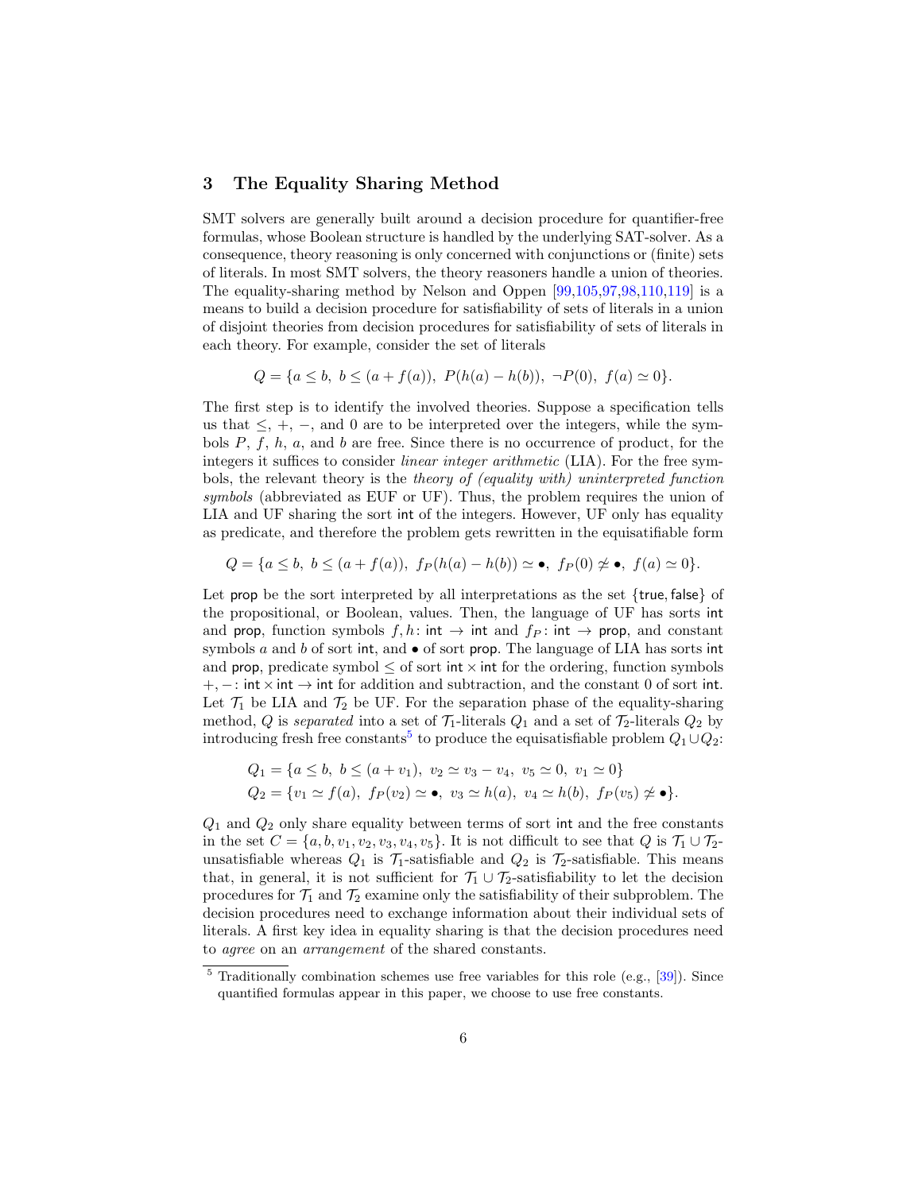## 3 The Equality Sharing Method

SMT solvers are generally built around a decision procedure for quantifier-free formulas, whose Boolean structure is handled by the underlying SAT-solver. As a consequence, theory reasoning is only concerned with conjunctions or (finite) sets of literals. In most SMT solvers, the theory reasoners handle a union of theories. The equality-sharing method by Nelson and Oppen [99,105,97,98,110,119] is a means to build a decision procedure for satisfiability of sets of literals in a union of disjoint theories from decision procedures for satisfiability of sets of literals in each theory. For example, consider the set of literals

$$Q = \{a \leq b,\ b \leq (a + f(a)),\ P(h(a) - h(b)),\ \neg P(0),\ f(a) \simeq 0\}.$$

The first step is to identify the involved theories. Suppose a specification tells us that $\leq$, $+$, $-$, and $0$ are to be interpreted over the integers, while the symbols $P$, $f$, $h$, $a$, and $b$ are free. Since there is no occurrence of product, for the integers it suffices to consider *linear integer arithmetic* (LIA). For the free symbols, the relevant theory is the *theory of (equality with) uninterpreted function symbols* (abbreviated as EUF or UF). Thus, the problem requires the union of LIA and UF sharing the sort $\mathsf{int}$ of the integers. However, UF only has equality as predicate, and therefore the problem gets rewritten in the equisatifiable form

$$Q = \{a \leq b,\ b \leq (a + f(a)),\ f_P(h(a) - h(b)) \simeq \bullet,\ f_P(0) \not\simeq \bullet,\ f(a) \simeq 0\}.$$

Let $\mathsf{prop}$ be the sort interpreted by all interpretations as the set $\{\mathsf{true}, \mathsf{false}\}$ of the propositional, or Boolean, values. Then, the language of UF has sorts $\mathsf{int}$ and $\mathsf{prop}$, function symbols $f, h\colon \mathsf{int} \to \mathsf{int}$ and $f_P\colon \mathsf{int} \to \mathsf{prop}$, and constant symbols $a$ and $b$ of sort $\mathsf{int}$, and $\bullet$ of sort $\mathsf{prop}$. The language of LIA has sorts $\mathsf{int}$ and $\mathsf{prop}$, predicate symbol $\leq$ of sort $\mathsf{int} \times \mathsf{int}$ for the ordering, function symbols $+, -\colon \mathsf{int} \times \mathsf{int} \to \mathsf{int}$ for addition and subtraction, and the constant $0$ of sort $\mathsf{int}$. Let $\mathcal{T}_1$ be LIA and $\mathcal{T}_2$ be UF. For the separation phase of the equality-sharing method, $Q$ is *separated* into a set of $\mathcal{T}_1$-literals $Q_1$ and a set of $\mathcal{T}_2$-literals $Q_2$ by introducing fresh free constants[5] to produce the equisatisfiable problem $Q_1 \cup Q_2$:

$$Q_1 = \{a \leq b,\ b \leq (a + v_1),\ v_2 \simeq v_3 - v_4,\ v_5 \simeq 0,\ v_1 \simeq 0\}$$
$$Q_2 = \{v_1 \simeq f(a),\ f_P(v_2) \simeq \bullet,\ v_3 \simeq h(a),\ v_4 \simeq h(b),\ f_P(v_5) \not\simeq \bullet\}.$$

$Q_1$ and $Q_2$ only share equality between terms of sort $\mathsf{int}$ and the free constants in the set $C = \{a, b, v_1, v_2, v_3, v_4, v_5\}$. It is not difficult to see that $Q$ is $\mathcal{T}_1 \cup \mathcal{T}_2$-unsatisfiable whereas $Q_1$ is $\mathcal{T}_1$-satisfiable and $Q_2$ is $\mathcal{T}_2$-satisfiable. This means that, in general, it is not sufficient for $\mathcal{T}_1 \cup \mathcal{T}_2$-satisfiability to let the decision procedures for $\mathcal{T}_1$ and $\mathcal{T}_2$ examine only the satisfiability of their subproblem. The decision procedures need to exchange information about their individual sets of literals. A first key idea in equality sharing is that the decision procedures need to *agree* on an *arrangement* of the shared constants.

[5] Traditionally combination schemes use free variables for this role (e.g., [39]). Since quantified formulas appear in this paper, we choose to use free constants.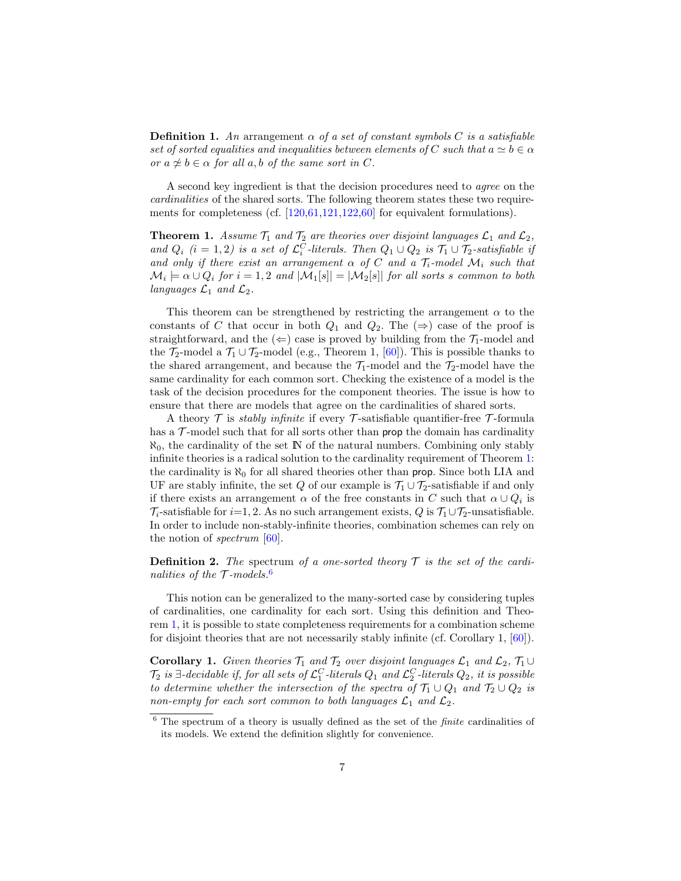**Definition 1.** *An* arrangement $\alpha$ *of a set of constant symbols* $C$ *is a satisfiable set of sorted equalities and inequalities between elements of* $C$ *such that* $a \simeq b \in \alpha$ *or* $a \not\simeq b \in \alpha$ *for all* $a, b$ *of the same sort in* $C$*.*

A second key ingredient is that the decision procedures need to *agree* on the *cardinalities* of the shared sorts. The following theorem states these two requirements for completeness (cf. [120,61,121,122,60] for equivalent formulations).

**Theorem 1.** *Assume* $\mathcal{T}_1$ *and* $\mathcal{T}_2$ *are theories over disjoint languages* $\mathcal{L}_1$ *and* $\mathcal{L}_2$*, and* $Q_i$ $(i = 1, 2)$ *is a set of* $\mathcal{L}_i^C$*-literals. Then* $Q_1 \cup Q_2$ *is* $\mathcal{T}_1 \cup \mathcal{T}_2$*-satisfiable if and only if there exist an arrangement* $\alpha$ *of* $C$ *and a* $\mathcal{T}_i$*-model* $\mathcal{M}_i$ *such that* $\mathcal{M}_i \models \alpha \cup Q_i$ *for* $i = 1, 2$ *and* $|\mathcal{M}_1[s]| = |\mathcal{M}_2[s]|$ *for all sorts* $s$ *common to both languages* $\mathcal{L}_1$ *and* $\mathcal{L}_2$*.*

This theorem can be strengthened by restricting the arrangement $\alpha$ to the constants of $C$ that occur in both $Q_1$ and $Q_2$. The ($\Rightarrow$) case of the proof is straightforward, and the ($\Leftarrow$) case is proved by building from the $\mathcal{T}_1$-model and the $\mathcal{T}_2$-model a $\mathcal{T}_1 \cup \mathcal{T}_2$-model (e.g., Theorem 1, [60]). This is possible thanks to the shared arrangement, and because the $\mathcal{T}_1$-model and the $\mathcal{T}_2$-model have the same cardinality for each common sort. Checking the existence of a model is the task of the decision procedures for the component theories. The issue is how to ensure that there are models that agree on the cardinalities of shared sorts.

A theory $\mathcal{T}$ is *stably infinite* if every $\mathcal{T}$-satisfiable quantifier-free $\mathcal{T}$-formula has a $\mathcal{T}$-model such that for all sorts other than prop the domain has cardinality $\aleph_0$, the cardinality of the set $\mathbb{N}$ of the natural numbers. Combining only stably infinite theories is a radical solution to the cardinality requirement of Theorem 1: the cardinality is $\aleph_0$ for all shared theories other than prop. Since both LIA and UF are stably infinite, the set $Q$ of our example is $\mathcal{T}_1 \cup \mathcal{T}_2$-satisfiable if and only if there exists an arrangement $\alpha$ of the free constants in $C$ such that $\alpha \cup Q_i$ is $\mathcal{T}_i$-satisfiable for $i$=1, 2. As no such arrangement exists, $Q$ is $\mathcal{T}_1 \cup \mathcal{T}_2$-unsatisfiable. In order to include non-stably-infinite theories, combination schemes can rely on the notion of *spectrum* [60].

**Definition 2.** *The* spectrum *of a one-sorted theory* $\mathcal{T}$ *is the set of the cardinalities of the* $\mathcal{T}$*-models.*[6]

This notion can be generalized to the many-sorted case by considering tuples of cardinalities, one cardinality for each sort. Using this definition and Theorem 1, it is possible to state completeness requirements for a combination scheme for disjoint theories that are not necessarily stably infinite (cf. Corollary 1, [60]).

**Corollary 1.** *Given theories* $\mathcal{T}_1$ *and* $\mathcal{T}_2$ *over disjoint languages* $\mathcal{L}_1$ *and* $\mathcal{L}_2$*,* $\mathcal{T}_1 \cup \mathcal{T}_2$ *is* $\exists$*-decidable if, for all sets of* $\mathcal{L}_1^C$*-literals* $Q_1$ *and* $\mathcal{L}_2^C$*-literals* $Q_2$*, it is possible to determine whether the intersection of the spectra of* $\mathcal{T}_1 \cup Q_1$ *and* $\mathcal{T}_2 \cup Q_2$ *is non-empty for each sort common to both languages* $\mathcal{L}_1$ *and* $\mathcal{L}_2$*.*

[6] The spectrum of a theory is usually defined as the set of the *finite* cardinalities of its models. We extend the definition slightly for convenience.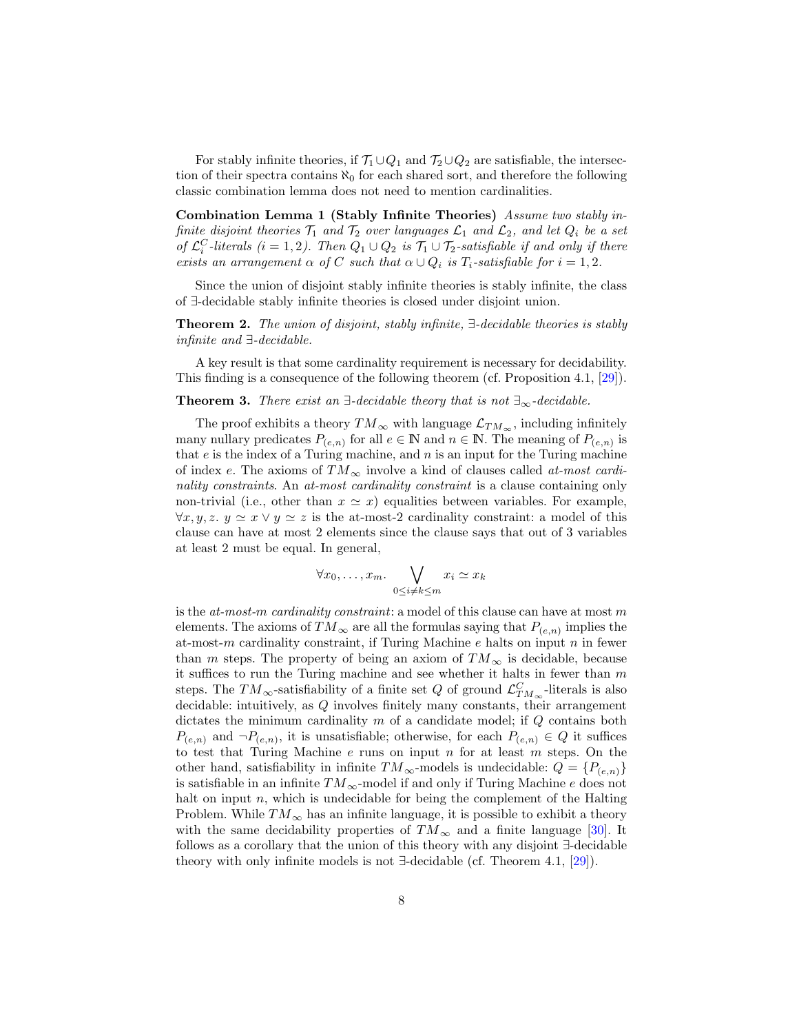For stably infinite theories, if $\mathcal{T}_1 \cup Q_1$ and $\mathcal{T}_2 \cup Q_2$ are satisfiable, the intersection of their spectra contains $\aleph_0$ for each shared sort, and therefore the following classic combination lemma does not need to mention cardinalities.

**Combination Lemma 1 (Stably Infinite Theories)** *Assume two stably infinite disjoint theories $\mathcal{T}_1$ and $\mathcal{T}_2$ over languages $\mathcal{L}_1$ and $\mathcal{L}_2$, and let $Q_i$ be a set of $\mathcal{L}_i^C$-literals ($i = 1, 2$). Then $Q_1 \cup Q_2$ is $\mathcal{T}_1 \cup \mathcal{T}_2$-satisfiable if and only if there exists an arrangement $\alpha$ of $C$ such that $\alpha \cup Q_i$ is $T_i$-satisfiable for $i = 1, 2$.*

Since the union of disjoint stably infinite theories is stably infinite, the class of $\exists$-decidable stably infinite theories is closed under disjoint union.

**Theorem 2.** *The union of disjoint, stably infinite, $\exists$-decidable theories is stably infinite and $\exists$-decidable.*

A key result is that some cardinality requirement is necessary for decidability. This finding is a consequence of the following theorem (cf. Proposition 4.1, [29]).

**Theorem 3.** *There exist an $\exists$-decidable theory that is not $\exists_\infty$-decidable.*

The proof exhibits a theory $TM_\infty$ with language $\mathcal{L}_{TM_\infty}$, including infinitely many nullary predicates $P_{(e,n)}$ for all $e \in \mathbb{N}$ and $n \in \mathbb{N}$. The meaning of $P_{(e,n)}$ is that $e$ is the index of a Turing machine, and $n$ is an input for the Turing machine of index $e$. The axioms of $TM_\infty$ involve a kind of clauses called *at-most cardinality constraints*. An *at-most cardinality constraint* is a clause containing only non-trivial (i.e., other than $x \simeq x$) equalities between variables. For example, $\forall x, y, z.\ y \simeq x \vee y \simeq z$ is the at-most-2 cardinality constraint: a model of this clause can have at most 2 elements since the clause says that out of 3 variables at least 2 must be equal. In general,

$$\forall x_0, \ldots, x_m. \bigvee_{0 \leq i \neq k \leq m} x_i \simeq x_k$$

is the *at-most-$m$ cardinality constraint*: a model of this clause can have at most $m$ elements. The axioms of $TM_\infty$ are all the formulas saying that $P_{(e,n)}$ implies the at-most-$m$ cardinality constraint, if Turing Machine $e$ halts on input $n$ in fewer than $m$ steps. The property of being an axiom of $TM_\infty$ is decidable, because it suffices to run the Turing machine and see whether it halts in fewer than $m$ steps. The $TM_\infty$-satisfiability of a finite set $Q$ of ground $\mathcal{L}_{TM_\infty}^C$-literals is also decidable: intuitively, as $Q$ involves finitely many constants, their arrangement dictates the minimum cardinality $m$ of a candidate model; if $Q$ contains both $P_{(e,n)}$ and $\neg P_{(e,n)}$, it is unsatisfiable; otherwise, for each $P_{(e,n)} \in Q$ it suffices to test that Turing Machine $e$ runs on input $n$ for at least $m$ steps. On the other hand, satisfiability in infinite $TM_\infty$-models is undecidable: $Q = \{P_{(e,n)}\}$ is satisfiable in an infinite $TM_\infty$-model if and only if Turing Machine $e$ does not halt on input $n$, which is undecidable for being the complement of the Halting Problem. While $TM_\infty$ has an infinite language, it is possible to exhibit a theory with the same decidability properties of $TM_\infty$ and a finite language [30]. It follows as a corollary that the union of this theory with any disjoint $\exists$-decidable theory with only infinite models is not $\exists$-decidable (cf. Theorem 4.1, [29]).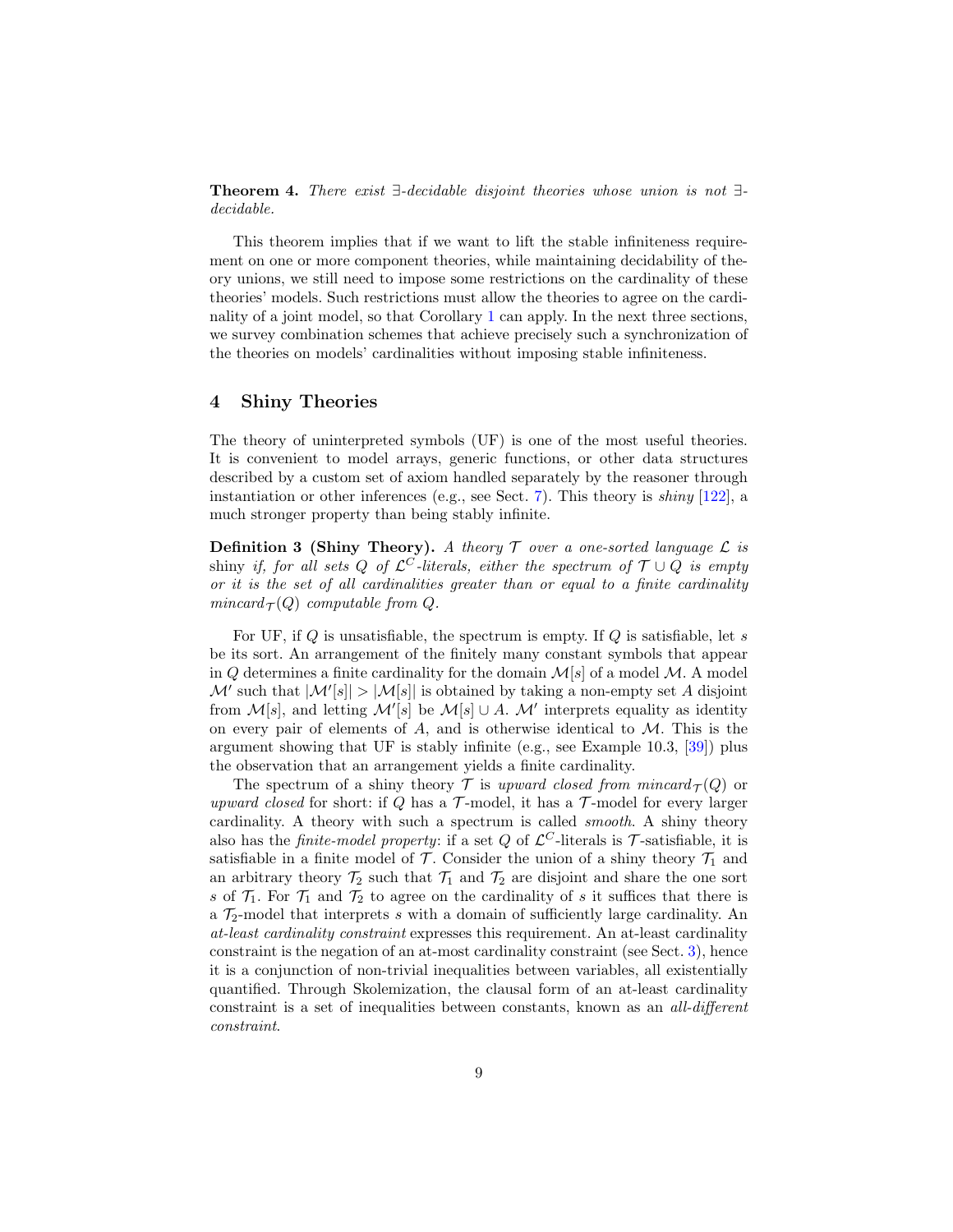**Theorem 4.** *There exist ∃-decidable disjoint theories whose union is not ∃-decidable.*

This theorem implies that if we want to lift the stable infiniteness requirement on one or more component theories, while maintaining decidability of theory unions, we still need to impose some restrictions on the cardinality of these theories' models. Such restrictions must allow the theories to agree on the cardinality of a joint model, so that Corollary 1 can apply. In the next three sections, we survey combination schemes that achieve precisely such a synchronization of the theories on models' cardinalities without imposing stable infiniteness.

## 4 Shiny Theories

The theory of uninterpreted symbols (UF) is one of the most useful theories. It is convenient to model arrays, generic functions, or other data structures described by a custom set of axiom handled separately by the reasoner through instantiation or other inferences (e.g., see Sect. 7). This theory is *shiny* [122], a much stronger property than being stably infinite.

**Definition 3 (Shiny Theory).** *A theory $\mathcal{T}$ over a one-sorted language $\mathcal{L}$ is* shiny *if, for all sets $Q$ of $\mathcal{L}^C$-literals, either the spectrum of $\mathcal{T} \cup Q$ is empty or it is the set of all cardinalities greater than or equal to a finite cardinality $mincard_{\mathcal{T}}(Q)$ computable from $Q$.*

For UF, if $Q$ is unsatisfiable, the spectrum is empty. If $Q$ is satisfiable, let $s$ be its sort. An arrangement of the finitely many constant symbols that appear in $Q$ determines a finite cardinality for the domain $\mathcal{M}[s]$ of a model $\mathcal{M}$. A model $\mathcal{M}'$ such that $|\mathcal{M}'[s]| > |\mathcal{M}[s]|$ is obtained by taking a non-empty set $A$ disjoint from $\mathcal{M}[s]$, and letting $\mathcal{M}'[s]$ be $\mathcal{M}[s] \cup A$. $\mathcal{M}'$ interprets equality as identity on every pair of elements of $A$, and is otherwise identical to $\mathcal{M}$. This is the argument showing that UF is stably infinite (e.g., see Example 10.3, [39]) plus the observation that an arrangement yields a finite cardinality.

The spectrum of a shiny theory $\mathcal{T}$ is *upward closed from $mincard_{\mathcal{T}}(Q)$* or *upward closed* for short: if $Q$ has a $\mathcal{T}$-model, it has a $\mathcal{T}$-model for every larger cardinality. A theory with such a spectrum is called *smooth*. A shiny theory also has the *finite-model property*: if a set $Q$ of $\mathcal{L}^C$-literals is $\mathcal{T}$-satisfiable, it is satisfiable in a finite model of $\mathcal{T}$. Consider the union of a shiny theory $\mathcal{T}_1$ and an arbitrary theory $\mathcal{T}_2$ such that $\mathcal{T}_1$ and $\mathcal{T}_2$ are disjoint and share the one sort $s$ of $\mathcal{T}_1$. For $\mathcal{T}_1$ and $\mathcal{T}_2$ to agree on the cardinality of $s$ it suffices that there is a $\mathcal{T}_2$-model that interprets $s$ with a domain of sufficiently large cardinality. An *at-least cardinality constraint* expresses this requirement. An at-least cardinality constraint is the negation of an at-most cardinality constraint (see Sect. 3), hence it is a conjunction of non-trivial inequalities between variables, all existentially quantified. Through Skolemization, the clausal form of an at-least cardinality constraint is a set of inequalities between constants, known as an *all-different constraint*.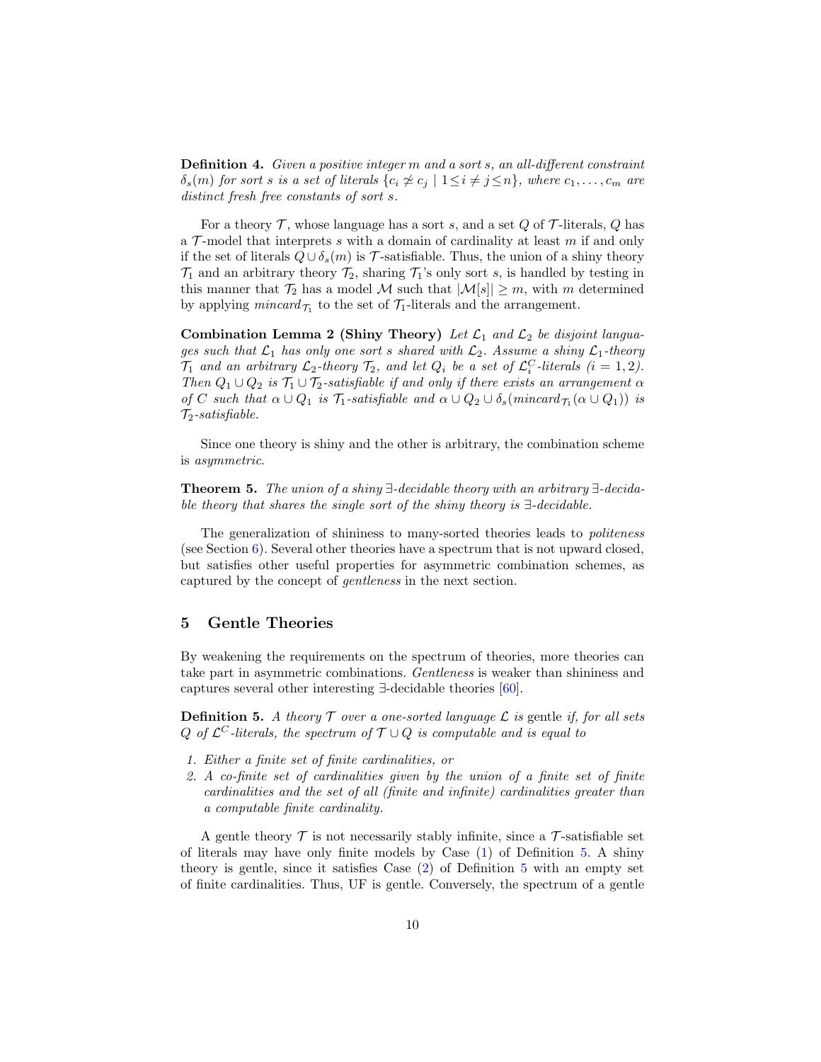**Definition 4.** *Given a positive integer $m$ and a sort $s$, an all-different constraint $\delta_s(m)$ for sort $s$ is a set of literals $\{c_i \not\simeq c_j \mid 1 \leq i \neq j \leq n\}$, where $c_1, \ldots, c_m$ are distinct fresh free constants of sort $s$.*

For a theory $\mathcal{T}$, whose language has a sort $s$, and a set $Q$ of $\mathcal{T}$-literals, $Q$ has a $\mathcal{T}$-model that interprets $s$ with a domain of cardinality at least $m$ if and only if the set of literals $Q \cup \delta_s(m)$ is $\mathcal{T}$-satisfiable. Thus, the union of a shiny theory $\mathcal{T}_1$ and an arbitrary theory $\mathcal{T}_2$, sharing $\mathcal{T}_1$'s only sort $s$, is handled by testing in this manner that $\mathcal{T}_2$ has a model $\mathcal{M}$ such that $|\mathcal{M}[s]| \geq m$, with $m$ determined by applying $mincard_{\mathcal{T}_1}$ to the set of $\mathcal{T}_1$-literals and the arrangement.

**Combination Lemma 2 (Shiny Theory)** *Let $\mathcal{L}_1$ and $\mathcal{L}_2$ be disjoint languages such that $\mathcal{L}_1$ has only one sort $s$ shared with $\mathcal{L}_2$. Assume a shiny $\mathcal{L}_1$-theory $\mathcal{T}_1$ and an arbitrary $\mathcal{L}_2$-theory $\mathcal{T}_2$, and let $Q_i$ be a set of $\mathcal{L}_i^C$-literals ($i = 1, 2$). Then $Q_1 \cup Q_2$ is $\mathcal{T}_1 \cup \mathcal{T}_2$-satisfiable if and only if there exists an arrangement $\alpha$ of $C$ such that $\alpha \cup Q_1$ is $\mathcal{T}_1$-satisfiable and $\alpha \cup Q_2 \cup \delta_s(mincard_{\mathcal{T}_1}(\alpha \cup Q_1))$ is $\mathcal{T}_2$-satisfiable.*

Since one theory is shiny and the other is arbitrary, the combination scheme is *asymmetric*.

**Theorem 5.** *The union of a shiny $\exists$-decidable theory with an arbitrary $\exists$-decidable theory that shares the single sort of the shiny theory is $\exists$-decidable.*

The generalization of shininess to many-sorted theories leads to *politeness* (see Section 6). Several other theories have a spectrum that is not upward closed, but satisfies other useful properties for asymmetric combination schemes, as captured by the concept of *gentleness* in the next section.

## 5 Gentle Theories

By weakening the requirements on the spectrum of theories, more theories can take part in asymmetric combinations. *Gentleness* is weaker than shininess and captures several other interesting $\exists$-decidable theories [60].

**Definition 5.** *A theory $\mathcal{T}$ over a one-sorted language $\mathcal{L}$ is* gentle *if, for all sets $Q$ of $\mathcal{L}^C$-literals, the spectrum of $\mathcal{T} \cup Q$ is computable and is equal to*

1. *Either a finite set of finite cardinalities, or*
2. *A co-finite set of cardinalities given by the union of a finite set of finite cardinalities and the set of all (finite and infinite) cardinalities greater than a computable finite cardinality.*

A gentle theory $\mathcal{T}$ is not necessarily stably infinite, since a $\mathcal{T}$-satisfiable set of literals may have only finite models by Case (1) of Definition 5. A shiny theory is gentle, since it satisfies Case (2) of Definition 5 with an empty set of finite cardinalities. Thus, UF is gentle. Conversely, the spectrum of a gentle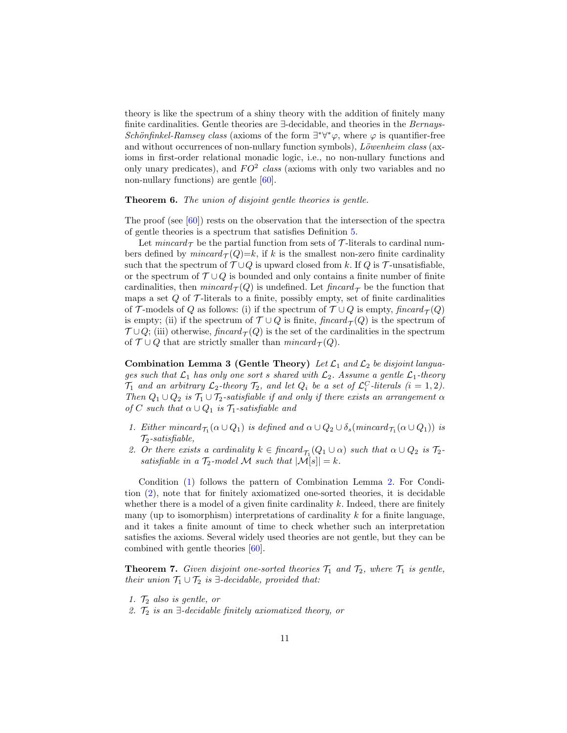theory is like the spectrum of a shiny theory with the addition of finitely many finite cardinalities. Gentle theories are $\exists$-decidable, and theories in the *Bernays-Schönfinkel-Ramsey class* (axioms of the form $\exists^*\forall^*\varphi$, where $\varphi$ is quantifier-free and without occurrences of non-nullary function symbols), *Löwenheim class* (axioms in first-order relational monadic logic, i.e., no non-nullary functions and only unary predicates), and $FO^2$ *class* (axioms with only two variables and no non-nullary functions) are gentle [60].

**Theorem 6.** *The union of disjoint gentle theories is gentle.*

The proof (see [60]) rests on the observation that the intersection of the spectra of gentle theories is a spectrum that satisfies Definition 5.

Let $mincard_{\mathcal{T}}$ be the partial function from sets of $\mathcal{T}$-literals to cardinal numbers defined by $mincard_{\mathcal{T}}(Q){=}k$, if $k$ is the smallest non-zero finite cardinality such that the spectrum of $\mathcal{T} \cup Q$ is upward closed from $k$. If $Q$ is $\mathcal{T}$-unsatisfiable, or the spectrum of $\mathcal{T} \cup Q$ is bounded and only contains a finite number of finite cardinalities, then $mincard_{\mathcal{T}}(Q)$ is undefined. Let $fincard_{\mathcal{T}}$ be the function that maps a set $Q$ of $\mathcal{T}$-literals to a finite, possibly empty, set of finite cardinalities of $\mathcal{T}$-models of $Q$ as follows: (i) if the spectrum of $\mathcal{T} \cup Q$ is empty, $fincard_{\mathcal{T}}(Q)$ is empty; (ii) if the spectrum of $\mathcal{T} \cup Q$ is finite, $fincard_{\mathcal{T}}(Q)$ is the spectrum of $\mathcal{T} \cup Q$; (iii) otherwise, $fincard_{\mathcal{T}}(Q)$ is the set of the cardinalities in the spectrum of $\mathcal{T} \cup Q$ that are strictly smaller than $mincard_{\mathcal{T}}(Q)$.

**Combination Lemma 3 (Gentle Theory)** *Let $\mathcal{L}_1$ and $\mathcal{L}_2$ be disjoint languages such that $\mathcal{L}_1$ has only one sort $s$ shared with $\mathcal{L}_2$. Assume a gentle $\mathcal{L}_1$-theory $\mathcal{T}_1$ and an arbitrary $\mathcal{L}_2$-theory $\mathcal{T}_2$, and let $Q_i$ be a set of $\mathcal{L}_i^C$-literals ($i = 1, 2$). Then $Q_1 \cup Q_2$ is $\mathcal{T}_1 \cup \mathcal{T}_2$-satisfiable if and only if there exists an arrangement $\alpha$ of $C$ such that $\alpha \cup Q_1$ is $\mathcal{T}_1$-satisfiable and*

1. *Either $mincard_{\mathcal{T}_1}(\alpha \cup Q_1)$ is defined and $\alpha \cup Q_2 \cup \delta_s(mincard_{\mathcal{T}_1}(\alpha \cup Q_1))$ is $\mathcal{T}_2$-satisfiable,*
2. *Or there exists a cardinality $k \in fincard_{\mathcal{T}_1}(Q_1 \cup \alpha)$ such that $\alpha \cup Q_2$ is $\mathcal{T}_2$-satisfiable in a $\mathcal{T}_2$-model $\mathcal{M}$ such that $|\mathcal{M}[s]| = k$.*

Condition (1) follows the pattern of Combination Lemma 2. For Condition (2), note that for finitely axiomatized one-sorted theories, it is decidable whether there is a model of a given finite cardinality $k$. Indeed, there are finitely many (up to isomorphism) interpretations of cardinality $k$ for a finite language, and it takes a finite amount of time to check whether such an interpretation satisfies the axioms. Several widely used theories are not gentle, but they can be combined with gentle theories [60].

**Theorem 7.** *Given disjoint one-sorted theories $\mathcal{T}_1$ and $\mathcal{T}_2$, where $\mathcal{T}_1$ is gentle, their union $\mathcal{T}_1 \cup \mathcal{T}_2$ is $\exists$-decidable, provided that:*

1. *$\mathcal{T}_2$ also is gentle, or*
2. *$\mathcal{T}_2$ is an $\exists$-decidable finitely axiomatized theory, or*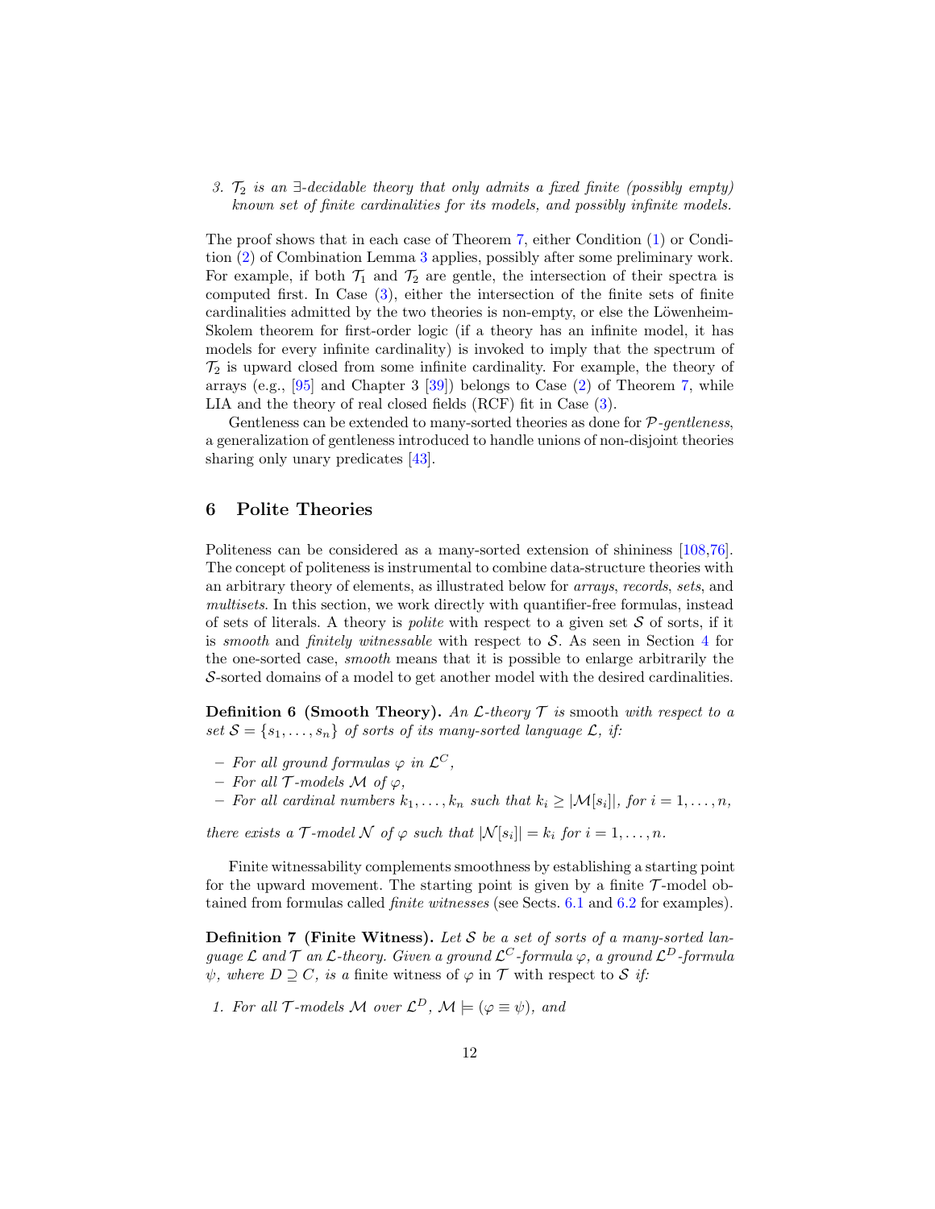3. *$\mathcal{T}_2$ is an ∃-decidable theory that only admits a fixed finite (possibly empty) known set of finite cardinalities for its models, and possibly infinite models.*

The proof shows that in each case of Theorem 7, either Condition (1) or Condition (2) of Combination Lemma 3 applies, possibly after some preliminary work. For example, if both $\mathcal{T}_1$ and $\mathcal{T}_2$ are gentle, the intersection of their spectra is computed first. In Case (3), either the intersection of the finite sets of finite cardinalities admitted by the two theories is non-empty, or else the Löwenheim-Skolem theorem for first-order logic (if a theory has an infinite model, it has models for every infinite cardinality) is invoked to imply that the spectrum of $\mathcal{T}_2$ is upward closed from some infinite cardinality. For example, the theory of arrays (e.g., [95] and Chapter 3 [39]) belongs to Case (2) of Theorem 7, while LIA and the theory of real closed fields (RCF) fit in Case (3).

Gentleness can be extended to many-sorted theories as done for *$\mathcal{P}$-gentleness*, a generalization of gentleness introduced to handle unions of non-disjoint theories sharing only unary predicates [43].

## 6 Polite Theories

Politeness can be considered as a many-sorted extension of shininess [108,76]. The concept of politeness is instrumental to combine data-structure theories with an arbitrary theory of elements, as illustrated below for *arrays*, *records*, *sets*, and *multisets*. In this section, we work directly with quantifier-free formulas, instead of sets of literals. A theory is *polite* with respect to a given set $\mathcal{S}$ of sorts, if it is *smooth* and *finitely witnessable* with respect to $\mathcal{S}$. As seen in Section 4 for the one-sorted case, *smooth* means that it is possible to enlarge arbitrarily the $\mathcal{S}$-sorted domains of a model to get another model with the desired cardinalities.

**Definition 6 (Smooth Theory).** *An $\mathcal{L}$-theory $\mathcal{T}$ is* smooth *with respect to a set $\mathcal{S} = \{s_1, \ldots, s_n\}$ of sorts of its many-sorted language $\mathcal{L}$, if:*

- *For all ground formulas $\varphi$ in $\mathcal{L}^C$,*
- *For all $\mathcal{T}$-models $\mathcal{M}$ of $\varphi$,*
- *For all cardinal numbers $k_1, \ldots, k_n$ such that $k_i \geq |\mathcal{M}[s_i]|$, for $i = 1, \ldots, n$,*

*there exists a $\mathcal{T}$-model $\mathcal{N}$ of $\varphi$ such that $|\mathcal{N}[s_i]| = k_i$ for $i = 1, \ldots, n$.*

Finite witnessability complements smoothness by establishing a starting point for the upward movement. The starting point is given by a finite $\mathcal{T}$-model obtained from formulas called *finite witnesses* (see Sects. 6.1 and 6.2 for examples).

**Definition 7 (Finite Witness).** *Let $\mathcal{S}$ be a set of sorts of a many-sorted language $\mathcal{L}$ and $\mathcal{T}$ an $\mathcal{L}$-theory. Given a ground $\mathcal{L}^C$-formula $\varphi$, a ground $\mathcal{L}^D$-formula $\psi$, where $D \supseteq C$, is a* finite witness of $\varphi$ in $\mathcal{T}$ with respect to $\mathcal{S}$ *if:*

1. *For all $\mathcal{T}$-models $\mathcal{M}$ over $\mathcal{L}^D$, $\mathcal{M} \models (\varphi \equiv \psi)$, and*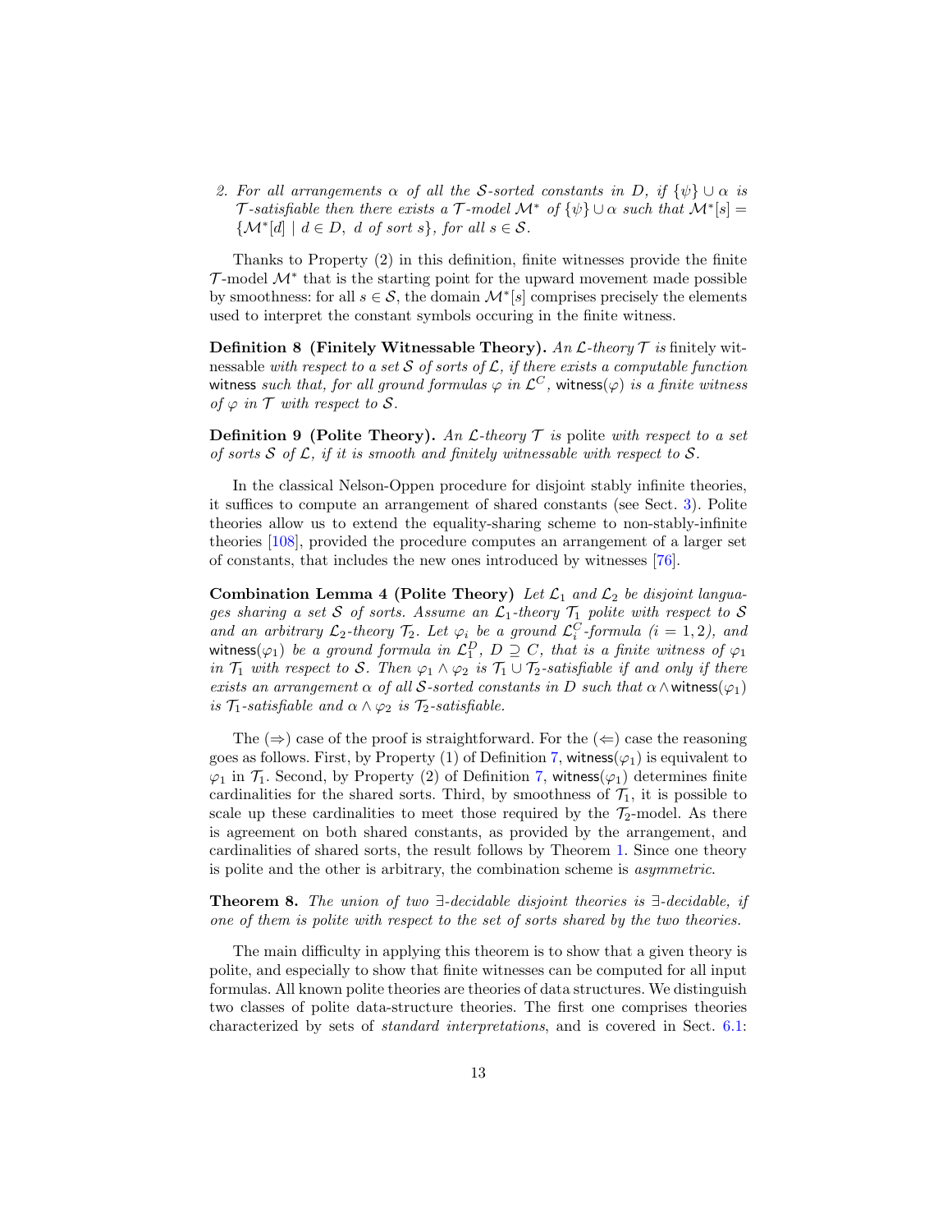2. *For all arrangements $\alpha$ of all the $\mathcal{S}$-sorted constants in $D$, if $\{\psi\} \cup \alpha$ is $\mathcal{T}$-satisfiable then there exists a $\mathcal{T}$-model $\mathcal{M}^*$ of $\{\psi\} \cup \alpha$ such that $\mathcal{M}^*[s] = \{\mathcal{M}^*[d] \mid d \in D,\ d \text{ of sort } s\}$, for all $s \in \mathcal{S}$.*

Thanks to Property (2) in this definition, finite witnesses provide the finite $\mathcal{T}$-model $\mathcal{M}^*$ that is the starting point for the upward movement made possible by smoothness: for all $s \in \mathcal{S}$, the domain $\mathcal{M}^*[s]$ comprises precisely the elements used to interpret the constant symbols occuring in the finite witness.

**Definition 8 (Finitely Witnessable Theory).** *An $\mathcal{L}$-theory $\mathcal{T}$ is* finitely witnessable *with respect to a set $\mathcal{S}$ of sorts of $\mathcal{L}$, if there exists a computable function* $\mathsf{witness}$ *such that, for all ground formulas $\varphi$ in $\mathcal{L}^C$, $\mathsf{witness}(\varphi)$ is a finite witness of $\varphi$ in $\mathcal{T}$ with respect to $\mathcal{S}$.*

**Definition 9 (Polite Theory).** *An $\mathcal{L}$-theory $\mathcal{T}$ is* polite *with respect to a set of sorts $\mathcal{S}$ of $\mathcal{L}$, if it is smooth and finitely witnessable with respect to $\mathcal{S}$.*

In the classical Nelson-Oppen procedure for disjoint stably infinite theories, it suffices to compute an arrangement of shared constants (see Sect. 3). Polite theories allow us to extend the equality-sharing scheme to non-stably-infinite theories [108], provided the procedure computes an arrangement of a larger set of constants, that includes the new ones introduced by witnesses [76].

**Combination Lemma 4 (Polite Theory)** *Let $\mathcal{L}_1$ and $\mathcal{L}_2$ be disjoint languages sharing a set $\mathcal{S}$ of sorts. Assume an $\mathcal{L}_1$-theory $\mathcal{T}_1$ polite with respect to $\mathcal{S}$ and an arbitrary $\mathcal{L}_2$-theory $\mathcal{T}_2$. Let $\varphi_i$ be a ground $\mathcal{L}_i^C$-formula ($i = 1, 2$), and $\mathsf{witness}(\varphi_1)$ be a ground formula in $\mathcal{L}_1^D$, $D \supseteq C$, that is a finite witness of $\varphi_1$ in $\mathcal{T}_1$ with respect to $\mathcal{S}$. Then $\varphi_1 \wedge \varphi_2$ is $\mathcal{T}_1 \cup \mathcal{T}_2$-satisfiable if and only if there exists an arrangement $\alpha$ of all $\mathcal{S}$-sorted constants in $D$ such that $\alpha \wedge \mathsf{witness}(\varphi_1)$ is $\mathcal{T}_1$-satisfiable and $\alpha \wedge \varphi_2$ is $\mathcal{T}_2$-satisfiable.*

The ($\Rightarrow$) case of the proof is straightforward. For the ($\Leftarrow$) case the reasoning goes as follows. First, by Property (1) of Definition 7, $\mathsf{witness}(\varphi_1)$ is equivalent to $\varphi_1$ in $\mathcal{T}_1$. Second, by Property (2) of Definition 7, $\mathsf{witness}(\varphi_1)$ determines finite cardinalities for the shared sorts. Third, by smoothness of $\mathcal{T}_1$, it is possible to scale up these cardinalities to meet those required by the $\mathcal{T}_2$-model. As there is agreement on both shared constants, as provided by the arrangement, and cardinalities of shared sorts, the result follows by Theorem 1. Since one theory is polite and the other is arbitrary, the combination scheme is *asymmetric*.

**Theorem 8.** *The union of two $\exists$-decidable disjoint theories is $\exists$-decidable, if one of them is polite with respect to the set of sorts shared by the two theories.*

The main difficulty in applying this theorem is to show that a given theory is polite, and especially to show that finite witnesses can be computed for all input formulas. All known polite theories are theories of data structures. We distinguish two classes of polite data-structure theories. The first one comprises theories characterized by sets of *standard interpretations*, and is covered in Sect. 6.1: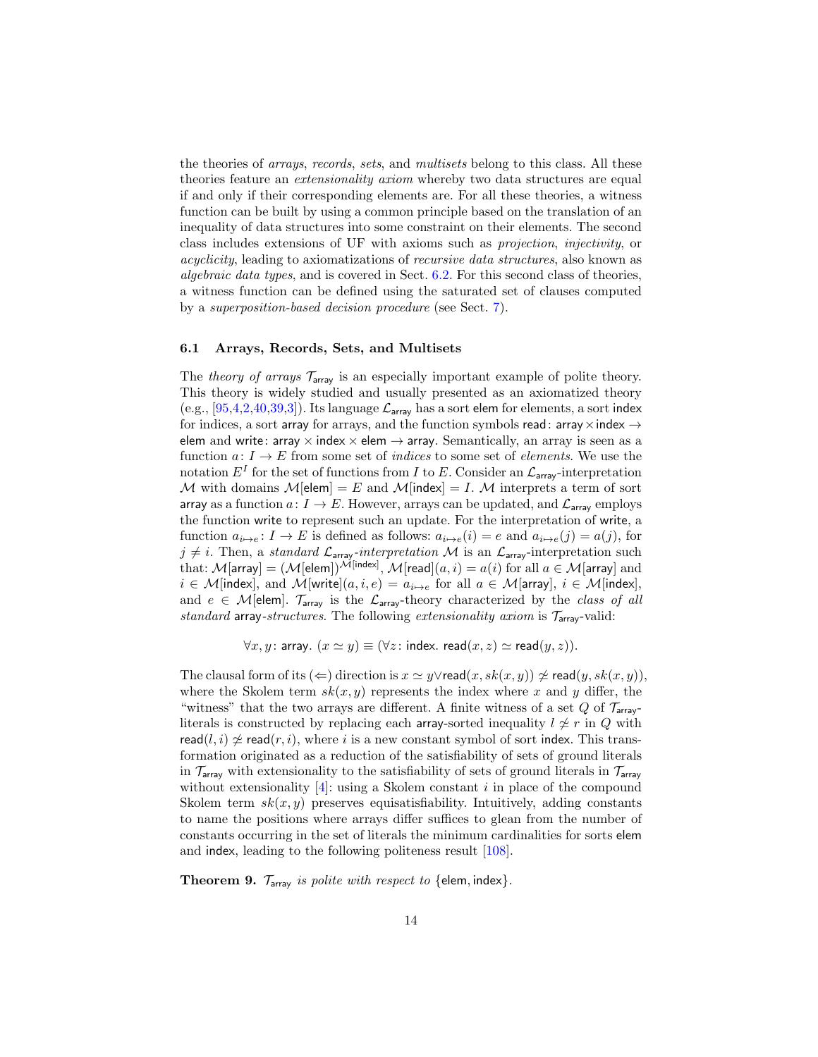the theories of *arrays*, *records*, *sets*, and *multisets* belong to this class. All these theories feature an *extensionality axiom* whereby two data structures are equal if and only if their corresponding elements are. For all these theories, a witness function can be built by using a common principle based on the translation of an inequality of data structures into some constraint on their elements. The second class includes extensions of UF with axioms such as *projection*, *injectivity*, or *acyclicity*, leading to axiomatizations of *recursive data structures*, also known as *algebraic data types*, and is covered in Sect. 6.2. For this second class of theories, a witness function can be defined using the saturated set of clauses computed by a *superposition-based decision procedure* (see Sect. 7).

### 6.1 Arrays, Records, Sets, and Multisets

The *theory of arrays* $\mathcal{T}_{\mathsf{array}}$ is an especially important example of polite theory. This theory is widely studied and usually presented as an axiomatized theory (e.g., [95,4,2,40,39,3]). Its language $\mathcal{L}_{\mathsf{array}}$ has a sort $\mathsf{elem}$ for elements, a sort $\mathsf{index}$ for indices, a sort $\mathsf{array}$ for arrays, and the function symbols $\mathsf{read}\colon \mathsf{array} \times \mathsf{index} \to \mathsf{elem}$ and $\mathsf{write}\colon \mathsf{array} \times \mathsf{index} \times \mathsf{elem} \to \mathsf{array}$. Semantically, an array is seen as a function $a\colon I \to E$ from some set of *indices* to some set of *elements*. We use the notation $E^I$ for the set of functions from $I$ to $E$. Consider an $\mathcal{L}_{\mathsf{array}}$-interpretation $\mathcal{M}$ with domains $\mathcal{M}[\mathsf{elem}] = E$ and $\mathcal{M}[\mathsf{index}] = I$. $\mathcal{M}$ interprets a term of sort $\mathsf{array}$ as a function $a\colon I \to E$. However, arrays can be updated, and $\mathcal{L}_{\mathsf{array}}$ employs the function $\mathsf{write}$ to represent such an update. For the interpretation of $\mathsf{write}$, a function $a_{i \mapsto e}\colon I \to E$ is defined as follows: $a_{i \mapsto e}(i) = e$ and $a_{i \mapsto e}(j) = a(j)$, for $j \neq i$. Then, a *standard* $\mathcal{L}_{\mathsf{array}}$*-interpretation* $\mathcal{M}$ is an $\mathcal{L}_{\mathsf{array}}$-interpretation such that: $\mathcal{M}[\mathsf{array}] = (\mathcal{M}[\mathsf{elem}])^{\mathcal{M}[\mathsf{index}]}$, $\mathcal{M}[\mathsf{read}](a, i) = a(i)$ for all $a \in \mathcal{M}[\mathsf{array}]$ and $i \in \mathcal{M}[\mathsf{index}]$, and $\mathcal{M}[\mathsf{write}](a, i, e) = a_{i \mapsto e}$ for all $a \in \mathcal{M}[\mathsf{array}]$, $i \in \mathcal{M}[\mathsf{index}]$, and $e \in \mathcal{M}[\mathsf{elem}]$. $\mathcal{T}_{\mathsf{array}}$ is the $\mathcal{L}_{\mathsf{array}}$-theory characterized by the *class of all standard* $\mathsf{array}$*-structures*. The following *extensionality axiom* is $\mathcal{T}_{\mathsf{array}}$-valid:

$$\forall x, y\colon \mathsf{array}.\ (x \simeq y) \equiv (\forall z\colon \mathsf{index}.\ \mathsf{read}(x, z) \simeq \mathsf{read}(y, z)).$$

The clausal form of its ($\Leftarrow$) direction is $x \simeq y \vee \mathsf{read}(x, sk(x, y)) \not\simeq \mathsf{read}(y, sk(x, y))$, where the Skolem term $sk(x, y)$ represents the index where $x$ and $y$ differ, the "witness" that the two arrays are different. A finite witness of a set $Q$ of $\mathcal{T}_{\mathsf{array}}$-literals is constructed by replacing each $\mathsf{array}$-sorted inequality $l \not\simeq r$ in $Q$ with $\mathsf{read}(l, i) \not\simeq \mathsf{read}(r, i)$, where $i$ is a new constant symbol of sort $\mathsf{index}$. This transformation originated as a reduction of the satisfiability of sets of ground literals in $\mathcal{T}_{\mathsf{array}}$ with extensionality to the satisfiability of sets of ground literals in $\mathcal{T}_{\mathsf{array}}$ without extensionality [4]: using a Skolem constant $i$ in place of the compound Skolem term $sk(x, y)$ preserves equisatisfiability. Intuitively, adding constants to name the positions where arrays differ suffices to glean from the number of constants occurring in the set of literals the minimum cardinalities for sorts $\mathsf{elem}$ and $\mathsf{index}$, leading to the following politeness result [108].

**Theorem 9.** *$\mathcal{T}_{\mathsf{array}}$ is polite with respect to $\{\mathsf{elem}, \mathsf{index}\}$.*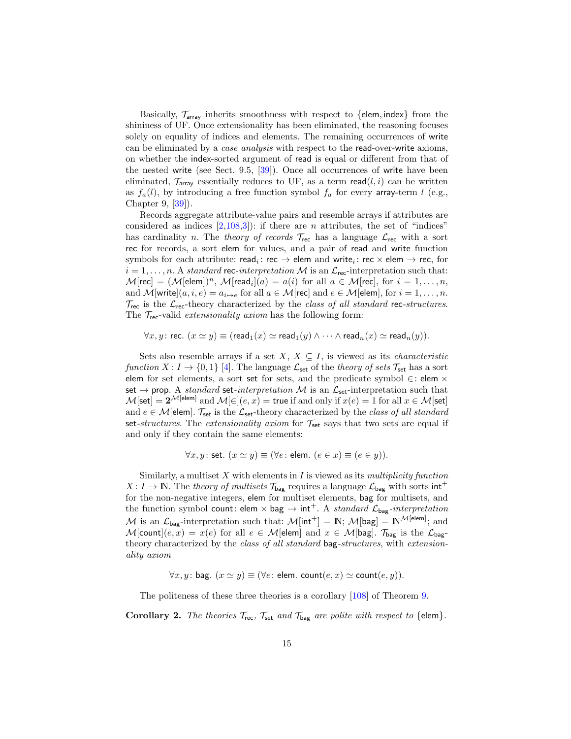Basically, $\mathcal{T}_{\mathsf{array}}$ inherits smoothness with respect to $\{\mathsf{elem}, \mathsf{index}\}$ from the shininess of UF. Once extensionality has been eliminated, the reasoning focuses solely on equality of indices and elements. The remaining occurrences of $\mathsf{write}$ can be eliminated by a *case analysis* with respect to the $\mathsf{read}$-over-$\mathsf{write}$ axioms, on whether the $\mathsf{index}$-sorted argument of $\mathsf{read}$ is equal or different from that of the nested $\mathsf{write}$ (see Sect. 9.5, [39]). Once all occurrences of $\mathsf{write}$ have been eliminated, $\mathcal{T}_{\mathsf{array}}$ essentially reduces to UF, as a term $\mathsf{read}(l, i)$ can be written as $f_a(l)$, by introducing a free function symbol $f_a$ for every $\mathsf{array}$-term $l$ (e.g., Chapter 9, [39]).

Records aggregate attribute-value pairs and resemble arrays if attributes are considered as indices [2,108,3]): if there are $n$ attributes, the set of "indices" has cardinality $n$. The *theory of records* $\mathcal{T}_{\mathsf{rec}}$ has a language $\mathcal{L}_{\mathsf{rec}}$ with a sort $\mathsf{rec}$ for records, a sort $\mathsf{elem}$ for values, and a pair of $\mathsf{read}$ and $\mathsf{write}$ function symbols for each attribute: $\mathsf{read}_i \colon \mathsf{rec} \rightarrow \mathsf{elem}$ and $\mathsf{write}_i \colon \mathsf{rec} \times \mathsf{elem} \rightarrow \mathsf{rec}$, for $i = 1, \ldots, n$. A *standard* $\mathsf{rec}$*-interpretation* $\mathcal{M}$ is an $\mathcal{L}_{\mathsf{rec}}$-interpretation such that: $\mathcal{M}[\mathsf{rec}] = (\mathcal{M}[\mathsf{elem}])^n$, $\mathcal{M}[\mathsf{read}_i](a) = a(i)$ for all $a \in \mathcal{M}[\mathsf{rec}]$, for $i = 1, \ldots, n$, and $\mathcal{M}[\mathsf{write}](a, i, e) = a_{i \mapsto e}$ for all $a \in \mathcal{M}[\mathsf{rec}]$ and $e \in \mathcal{M}[\mathsf{elem}]$, for $i = 1, \ldots, n$. $\mathcal{T}_{\mathsf{rec}}$ is the $\mathcal{L}_{\mathsf{rec}}$-theory characterized by the *class of all standard* $\mathsf{rec}$*-structures*. The $\mathcal{T}_{\mathsf{rec}}$-valid *extensionality axiom* has the following form:

$$\forall x, y \colon \mathsf{rec}.\ (x \simeq y) \equiv (\mathsf{read}_1(x) \simeq \mathsf{read}_1(y) \wedge \cdots \wedge \mathsf{read}_n(x) \simeq \mathsf{read}_n(y)).$$

Sets also resemble arrays if a set $X$, $X \subseteq I$, is viewed as its *characteristic function* $X \colon I \rightarrow \{0, 1\}$ [4]. The language $\mathcal{L}_{\mathsf{set}}$ of the *theory of sets* $\mathcal{T}_{\mathsf{set}}$ has a sort $\mathsf{elem}$ for set elements, a sort $\mathsf{set}$ for sets, and the predicate symbol $\in \colon \mathsf{elem} \times \mathsf{set} \rightarrow \mathsf{prop}$. A *standard* $\mathsf{set}$*-interpretation* $\mathcal{M}$ is an $\mathcal{L}_{\mathsf{set}}$-interpretation such that $\mathcal{M}[\mathsf{set}] = \mathbf{2}^{\mathcal{M}[\mathsf{elem}]}$ and $\mathcal{M}[\in](e, x) = \mathsf{true}$ if and only if $x(e) = 1$ for all $x \in \mathcal{M}[\mathsf{set}]$ and $e \in \mathcal{M}[\mathsf{elem}]$. $\mathcal{T}_{\mathsf{set}}$ is the $\mathcal{L}_{\mathsf{set}}$-theory characterized by the *class of all standard* $\mathsf{set}$*-structures*. The *extensionality axiom* for $\mathcal{T}_{\mathsf{set}}$ says that two sets are equal if and only if they contain the same elements:

$$\forall x, y \colon \mathsf{set}.\ (x \simeq y) \equiv (\forall e \colon \mathsf{elem}.\ (e \in x) \equiv (e \in y)).$$

Similarly, a multiset $X$ with elements in $I$ is viewed as its *multiplicity function* $X \colon I \rightarrow \mathbb{N}$. The *theory of multisets* $\mathcal{T}_{\mathsf{bag}}$ requires a language $\mathcal{L}_{\mathsf{bag}}$ with sorts $\mathsf{int}^+$ for the non-negative integers, $\mathsf{elem}$ for multiset elements, $\mathsf{bag}$ for multisets, and the function symbol $\mathsf{count} \colon \mathsf{elem} \times \mathsf{bag} \rightarrow \mathsf{int}^+$. A *standard* $\mathcal{L}_{\mathsf{bag}}$*-interpretation* $\mathcal{M}$ is an $\mathcal{L}_{\mathsf{bag}}$-interpretation such that: $\mathcal{M}[\mathsf{int}^+] = \mathbb{N}$; $\mathcal{M}[\mathsf{bag}] = \mathbb{N}^{\mathcal{M}[\mathsf{elem}]}$; and $\mathcal{M}[\mathsf{count}](e, x) = x(e)$ for all $e \in \mathcal{M}[\mathsf{elem}]$ and $x \in \mathcal{M}[\mathsf{bag}]$. $\mathcal{T}_{\mathsf{bag}}$ is the $\mathcal{L}_{\mathsf{bag}}$-theory characterized by the *class of all standard* $\mathsf{bag}$*-structures*, with *extensionality axiom*

$$\forall x, y \colon \mathsf{bag}.\ (x \simeq y) \equiv (\forall e \colon \mathsf{elem}.\ \mathsf{count}(e, x) \simeq \mathsf{count}(e, y)).$$

The politeness of these three theories is a corollary [108] of Theorem 9.

**Corollary 2.** *The theories $\mathcal{T}_{\mathsf{rec}}$, $\mathcal{T}_{\mathsf{set}}$ and $\mathcal{T}_{\mathsf{bag}}$ are polite with respect to* $\{\mathsf{elem}\}$.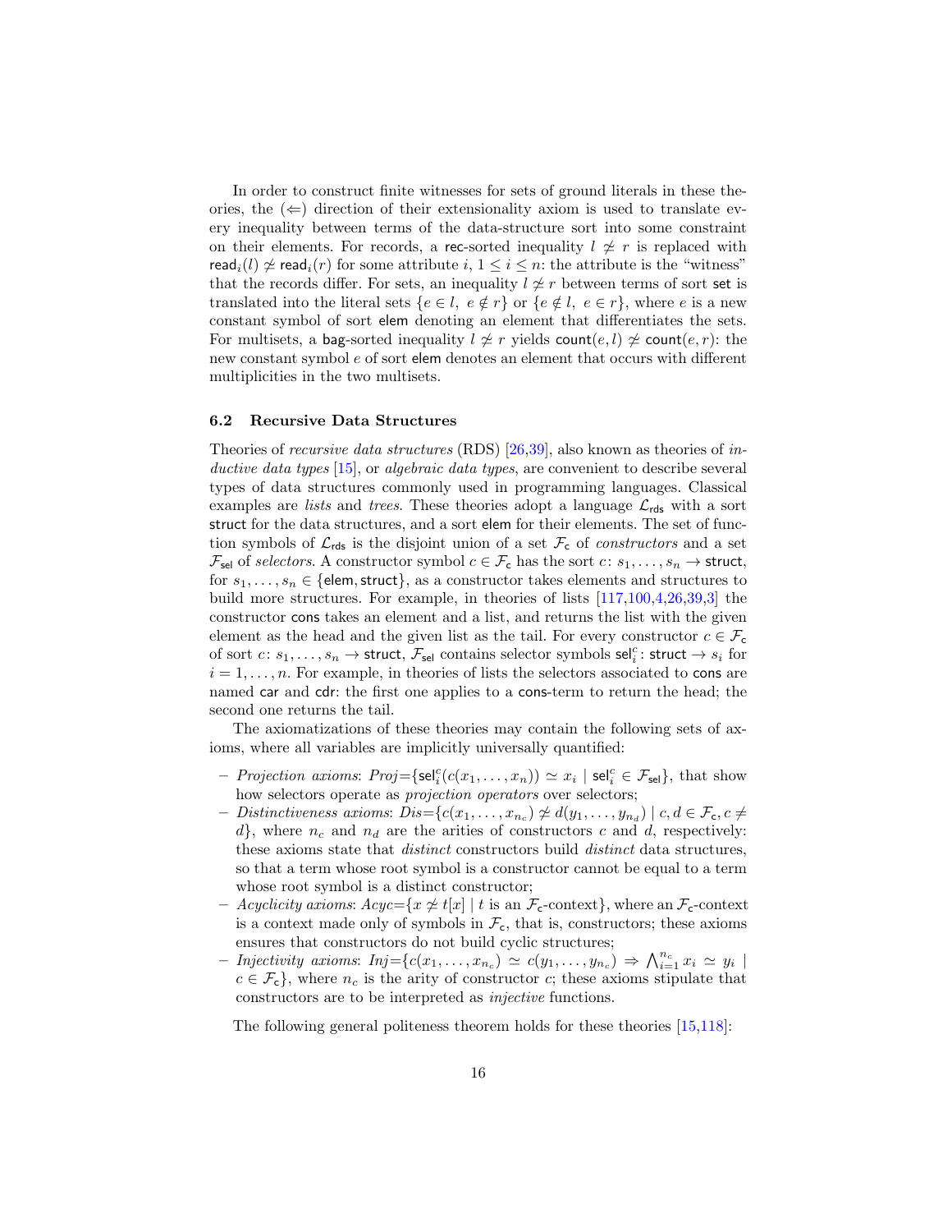In order to construct finite witnesses for sets of ground literals in these theories, the ($\Leftarrow$) direction of their extensionality axiom is used to translate every inequality between terms of the data-structure sort into some constraint on their elements. For records, a $\mathsf{rec}$-sorted inequality $l \not\simeq r$ is replaced with $\mathsf{read}_i(l) \not\simeq \mathsf{read}_i(r)$ for some attribute $i$, $1 \leq i \leq n$: the attribute is the "witness" that the records differ. For sets, an inequality $l \not\simeq r$ between terms of sort $\mathsf{set}$ is translated into the literal sets $\{e \in l,\ e \notin r\}$ or $\{e \notin l,\ e \in r\}$, where $e$ is a new constant symbol of sort $\mathsf{elem}$ denoting an element that differentiates the sets. For multisets, a $\mathsf{bag}$-sorted inequality $l \not\simeq r$ yields $\mathsf{count}(e, l) \not\simeq \mathsf{count}(e, r)$: the new constant symbol $e$ of sort $\mathsf{elem}$ denotes an element that occurs with different multiplicities in the two multisets.

### 6.2 Recursive Data Structures

Theories of *recursive data structures* (RDS) [26,39], also known as theories of *inductive data types* [15], or *algebraic data types*, are convenient to describe several types of data structures commonly used in programming languages. Classical examples are *lists* and *trees*. These theories adopt a language $\mathcal{L}_{\mathsf{rds}}$ with a sort $\mathsf{struct}$ for the data structures, and a sort $\mathsf{elem}$ for their elements. The set of function symbols of $\mathcal{L}_{\mathsf{rds}}$ is the disjoint union of a set $\mathcal{F}_{\mathsf{c}}$ of *constructors* and a set $\mathcal{F}_{\mathsf{sel}}$ of *selectors*. A constructor symbol $c \in \mathcal{F}_{\mathsf{c}}$ has the sort $c\colon s_1, \ldots, s_n \rightarrow \mathsf{struct}$, for $s_1, \ldots, s_n \in \{\mathsf{elem}, \mathsf{struct}\}$, as a constructor takes elements and structures to build more structures. For example, in theories of lists [117,100,4,26,39,3] the constructor $\mathsf{cons}$ takes an element and a list, and returns the list with the given element as the head and the given list as the tail. For every constructor $c \in \mathcal{F}_{\mathsf{c}}$ of sort $c\colon s_1, \ldots, s_n \rightarrow \mathsf{struct}$, $\mathcal{F}_{\mathsf{sel}}$ contains selector symbols $\mathsf{sel}^c_i\colon \mathsf{struct} \rightarrow s_i$ for $i = 1, \ldots, n$. For example, in theories of lists the selectors associated to $\mathsf{cons}$ are named $\mathsf{car}$ and $\mathsf{cdr}$: the first one applies to a $\mathsf{cons}$-term to return the head; the second one returns the tail.

The axiomatizations of these theories may contain the following sets of axioms, where all variables are implicitly universally quantified:

- *Projection axioms*: $\mathit{Proj}{=}\{\mathsf{sel}^c_i(c(x_1, \ldots, x_n)) \simeq x_i \mid \mathsf{sel}^c_i \in \mathcal{F}_{\mathsf{sel}}\}$, that show how selectors operate as *projection operators* over selectors;
- *Distinctiveness axioms*: $\mathit{Dis}{=}\{c(x_1, \ldots, x_{n_c}) \not\simeq d(y_1, \ldots, y_{n_d}) \mid c, d \in \mathcal{F}_{\mathsf{c}}, c \neq d\}$, where $n_c$ and $n_d$ are the arities of constructors $c$ and $d$, respectively: these axioms state that *distinct* constructors build *distinct* data structures, so that a term whose root symbol is a constructor cannot be equal to a term whose root symbol is a distinct constructor;
- *Acyclicity axioms*: $\mathit{Acyc}{=}\{x \not\simeq t[x] \mid t \text{ is an } \mathcal{F}_{\mathsf{c}}\text{-context}\}$, where an $\mathcal{F}_{\mathsf{c}}$-context is a context made only of symbols in $\mathcal{F}_{\mathsf{c}}$, that is, constructors; these axioms ensures that constructors do not build cyclic structures;
- *Injectivity axioms*: $\mathit{Inj}{=}\{c(x_1, \ldots, x_{n_c}) \simeq c(y_1, \ldots, y_{n_c}) \Rightarrow \bigwedge_{i=1}^{n_c} x_i \simeq y_i \mid c \in \mathcal{F}_{\mathsf{c}}\}$, where $n_c$ is the arity of constructor $c$; these axioms stipulate that constructors are to be interpreted as *injective* functions.

The following general politeness theorem holds for these theories [15,118]: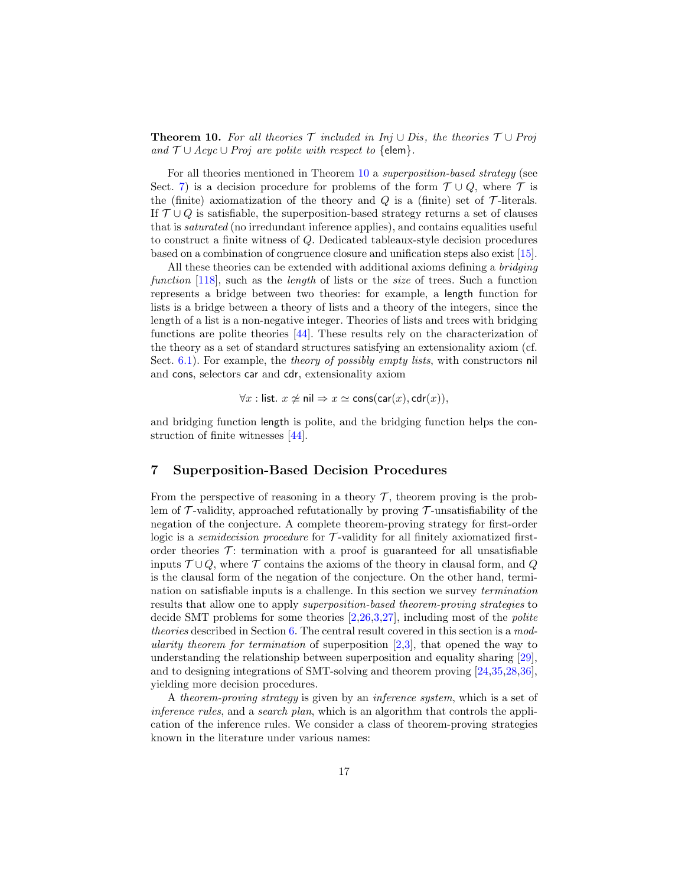**Theorem 10.** *For all theories $\mathcal{T}$ included in $Inj \cup Dis$, the theories $\mathcal{T} \cup Proj$ and $\mathcal{T} \cup Acyc \cup Proj$ are polite with respect to* {elem}.

For all theories mentioned in Theorem 10 a *superposition-based strategy* (see Sect. 7) is a decision procedure for problems of the form $\mathcal{T} \cup Q$, where $\mathcal{T}$ is the (finite) axiomatization of the theory and $Q$ is a (finite) set of $\mathcal{T}$-literals. If $\mathcal{T} \cup Q$ is satisfiable, the superposition-based strategy returns a set of clauses that is *saturated* (no irredundant inference applies), and contains equalities useful to construct a finite witness of $Q$. Dedicated tableaux-style decision procedures based on a combination of congruence closure and unification steps also exist [15].

All these theories can be extended with additional axioms defining a *bridging function* [118], such as the *length* of lists or the *size* of trees. Such a function represents a bridge between two theories: for example, a length function for lists is a bridge between a theory of lists and a theory of the integers, since the length of a list is a non-negative integer. Theories of lists and trees with bridging functions are polite theories [44]. These results rely on the characterization of the theory as a set of standard structures satisfying an extensionality axiom (cf. Sect. 6.1). For example, the *theory of possibly empty lists*, with constructors nil and cons, selectors car and cdr, extensionality axiom

$$\forall x : \mathsf{list}.\ x \not\simeq \mathsf{nil} \Rightarrow x \simeq \mathsf{cons}(\mathsf{car}(x), \mathsf{cdr}(x)),$$

and bridging function length is polite, and the bridging function helps the construction of finite witnesses [44].

## 7 Superposition-Based Decision Procedures

From the perspective of reasoning in a theory $\mathcal{T}$, theorem proving is the problem of $\mathcal{T}$-validity, approached refutationally by proving $\mathcal{T}$-unsatisfiability of the negation of the conjecture. A complete theorem-proving strategy for first-order logic is a *semidecision procedure* for $\mathcal{T}$-validity for all finitely axiomatized first-order theories $\mathcal{T}$: termination with a proof is guaranteed for all unsatisfiable inputs $\mathcal{T} \cup Q$, where $\mathcal{T}$ contains the axioms of the theory in clausal form, and $Q$ is the clausal form of the negation of the conjecture. On the other hand, termination on satisfiable inputs is a challenge. In this section we survey *termination* results that allow one to apply *superposition-based theorem-proving strategies* to decide SMT problems for some theories [2,26,3,27], including most of the *polite theories* described in Section 6. The central result covered in this section is a *modularity theorem for termination* of superposition [2,3], that opened the way to understanding the relationship between superposition and equality sharing [29], and to designing integrations of SMT-solving and theorem proving [24,35,28,36], yielding more decision procedures.

A *theorem-proving strategy* is given by an *inference system*, which is a set of *inference rules*, and a *search plan*, which is an algorithm that controls the application of the inference rules. We consider a class of theorem-proving strategies known in the literature under various names: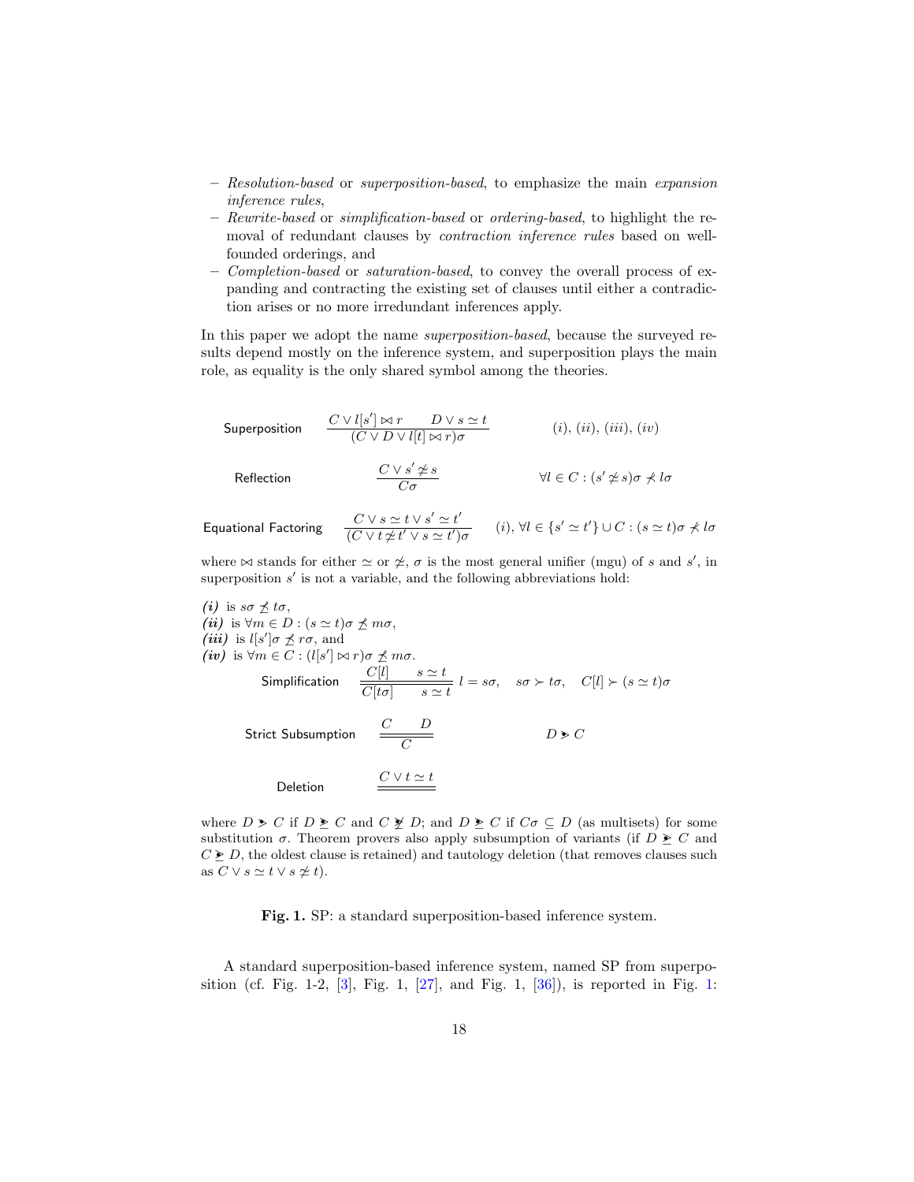- *Resolution-based* or *superposition-based*, to emphasize the main *expansion inference rules*,
- *Rewrite-based* or *simplification-based* or *ordering-based*, to highlight the removal of redundant clauses by *contraction inference rules* based on well-founded orderings, and
- *Completion-based* or *saturation-based*, to convey the overall process of expanding and contracting the existing set of clauses until either a contradiction arises or no more irredundant inferences apply.

In this paper we adopt the name *superposition-based*, because the surveyed results depend mostly on the inference system, and superposition plays the main role, as equality is the only shared symbol among the theories.

$$\textsf{Superposition} \qquad \frac{C \vee l[s'] \bowtie r \qquad D \vee s \simeq t}{(C \vee D \vee l[t] \bowtie r)\sigma} \qquad (i),\ (ii),\ (iii),\ (iv)$$

$$\textsf{Reflection} \qquad \frac{C \vee s' \not\simeq s}{C\sigma} \qquad \forall l \in C : (s' \not\simeq s)\sigma \not\prec l\sigma$$

$$\textsf{Equational Factoring} \qquad \frac{C \vee s \simeq t \vee s' \simeq t'}{(C \vee t \not\simeq t' \vee s \simeq t')\sigma} \qquad (i),\ \forall l \in \{s' \simeq t'\} \cup C : (s \simeq t)\sigma \not\prec l\sigma$$

where $\bowtie$ stands for either $\simeq$ or $\not\simeq$, $\sigma$ is the most general unifier (mgu) of $s$ and $s'$, in superposition $s'$ is not a variable, and the following abbreviations hold:

***(i)*** is $s\sigma \not\preceq t\sigma$,
***(ii)*** is $\forall m \in D : (s \simeq t)\sigma \not\preceq m\sigma$,
***(iii)*** is $l[s']\sigma \not\preceq r\sigma$, and
***(iv)*** is $\forall m \in C : (l[s'] \bowtie r)\sigma \not\preceq m\sigma$.

$$\textsf{Simplification} \qquad \frac{C[l] \qquad s \simeq t}{C[t\sigma] \qquad s \simeq t} \ l = s\sigma, \quad s\sigma \succ t\sigma, \quad C[l] \succ (s \simeq t)\sigma$$

$$\textsf{Strict Subsumption} \qquad \frac{C \qquad D}{C} \qquad D \mathrel{\cdot\!\!>} C$$

$$\textsf{Deletion} \qquad \frac{C \vee t \simeq t}{}$$

where $D \mathrel{\cdot\!\!>} C$ if $D \mathrel{\cdot\!\!\geq} C$ and $C \mathrel{\cdot\!\!\not\geq} D$; and $D \mathrel{\cdot\!\!\geq} C$ if $C\sigma \subseteq D$ (as multisets) for some substitution $\sigma$. Theorem provers also apply subsumption of variants (if $D \mathrel{\cdot\!\!\geq} C$ and $C \mathrel{\cdot\!\!\geq} D$, the oldest clause is retained) and tautology deletion (that removes clauses such as $C \vee s \simeq t \vee s \not\simeq t$).

**Fig. 1.** SP: a standard superposition-based inference system.

A standard superposition-based inference system, named SP from superposition (cf. Fig. 1-2, [3], Fig. 1, [27], and Fig. 1, [36]), is reported in Fig. 1: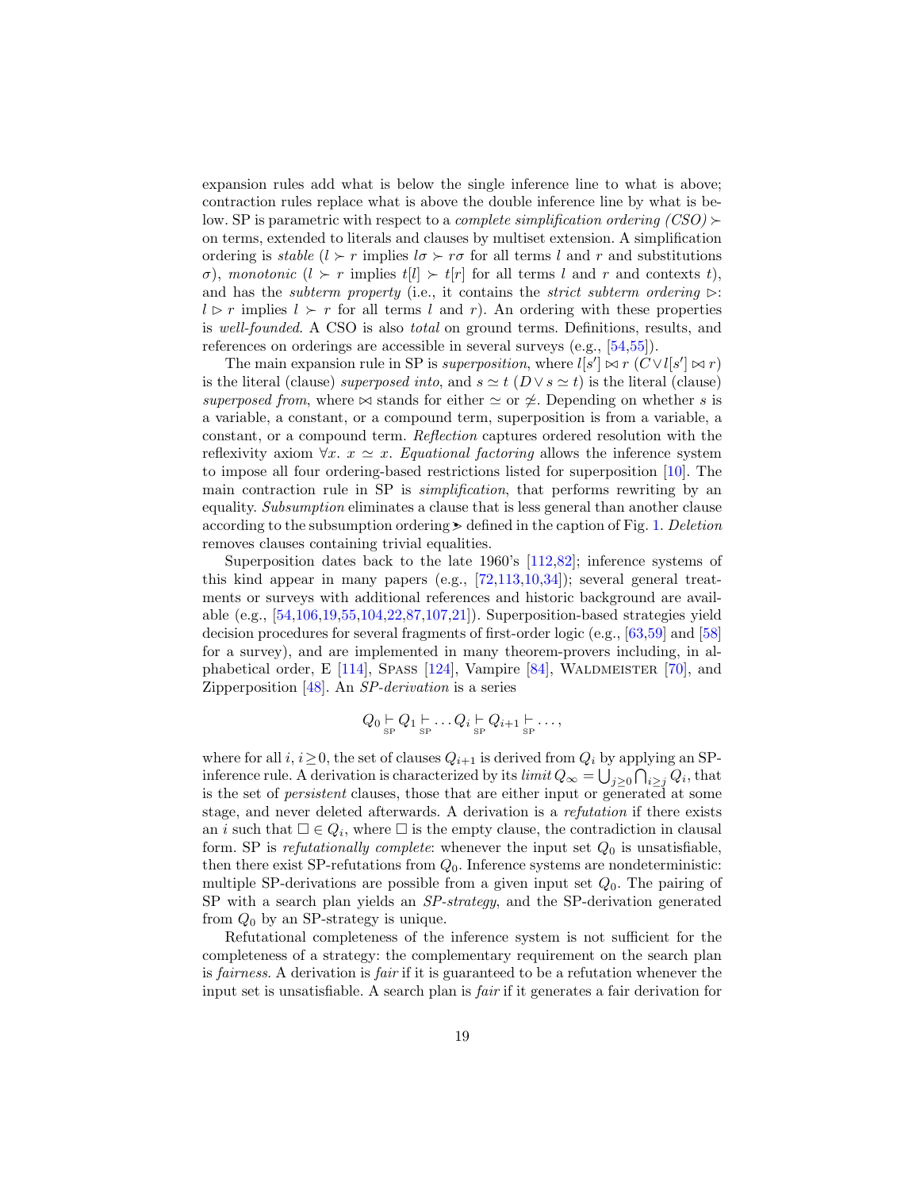expansion rules add what is below the single inference line to what is above; contraction rules replace what is above the double inference line by what is below. SP is parametric with respect to a *complete simplification ordering (CSO)* $\succ$ on terms, extended to literals and clauses by multiset extension. A simplification ordering is *stable* ($l \succ r$ implies $l\sigma \succ r\sigma$ for all terms $l$ and $r$ and substitutions $\sigma$), *monotonic* ($l \succ r$ implies $t[l] \succ t[r]$ for all terms $l$ and $r$ and contexts $t$), and has the *subterm property* (i.e., it contains the *strict subterm ordering* $\triangleright$: $l \triangleright r$ implies $l \succ r$ for all terms $l$ and $r$). An ordering with these properties is *well-founded*. A CSO is also *total* on ground terms. Definitions, results, and references on orderings are accessible in several surveys (e.g., [54,55]).

The main expansion rule in SP is *superposition*, where $l[s'] \bowtie r$ ($C \vee l[s'] \bowtie r$) is the literal (clause) *superposed into*, and $s \simeq t$ ($D \vee s \simeq t$) is the literal (clause) *superposed from*, where $\bowtie$ stands for either $\simeq$ or $\not\simeq$. Depending on whether $s$ is a variable, a constant, or a compound term, superposition is from a variable, a constant, or a compound term. *Reflection* captures ordered resolution with the reflexivity axiom $\forall x.\ x \simeq x$. *Equational factoring* allows the inference system to impose all four ordering-based restrictions listed for superposition [10]. The main contraction rule in SP is *simplification*, that performs rewriting by an equality. *Subsumption* eliminates a clause that is less general than another clause according to the subsumption ordering $\gtrdot$ defined in the caption of Fig. 1. *Deletion* removes clauses containing trivial equalities.

Superposition dates back to the late 1960's [112,82]; inference systems of this kind appear in many papers (e.g., [72,113,10,34]); several general treatments or surveys with additional references and historic background are available (e.g., [54,106,19,55,104,22,87,107,21]). Superposition-based strategies yield decision procedures for several fragments of first-order logic (e.g., [63,59] and [58] for a survey), and are implemented in many theorem-provers including, in alphabetical order, E [114], Spass [124], Vampire [84], Waldmeister [70], and Zipperposition [48]. An *SP-derivation* is a series

$$Q_0 \underset{\mathrm{SP}}{\vdash} Q_1 \underset{\mathrm{SP}}{\vdash} \dots Q_i \underset{\mathrm{SP}}{\vdash} Q_{i+1} \underset{\mathrm{SP}}{\vdash} \dots,$$

where for all $i$, $i \geq 0$, the set of clauses $Q_{i+1}$ is derived from $Q_i$ by applying an SP-inference rule. A derivation is characterized by its *limit* $Q_\infty = \bigcup_{j \geq 0} \bigcap_{i \geq j} Q_i$, that is the set of *persistent* clauses, those that are either input or generated at some stage, and never deleted afterwards. A derivation is a *refutation* if there exists an $i$ such that $\Box \in Q_i$, where $\Box$ is the empty clause, the contradiction in clausal form. SP is *refutationally complete*: whenever the input set $Q_0$ is unsatisfiable, then there exist SP-refutations from $Q_0$. Inference systems are nondeterministic: multiple SP-derivations are possible from a given input set $Q_0$. The pairing of SP with a search plan yields an *SP-strategy*, and the SP-derivation generated from $Q_0$ by an SP-strategy is unique.

Refutational completeness of the inference system is not sufficient for the completeness of a strategy: the complementary requirement on the search plan is *fairness*. A derivation is *fair* if it is guaranteed to be a refutation whenever the input set is unsatisfiable. A search plan is *fair* if it generates a fair derivation for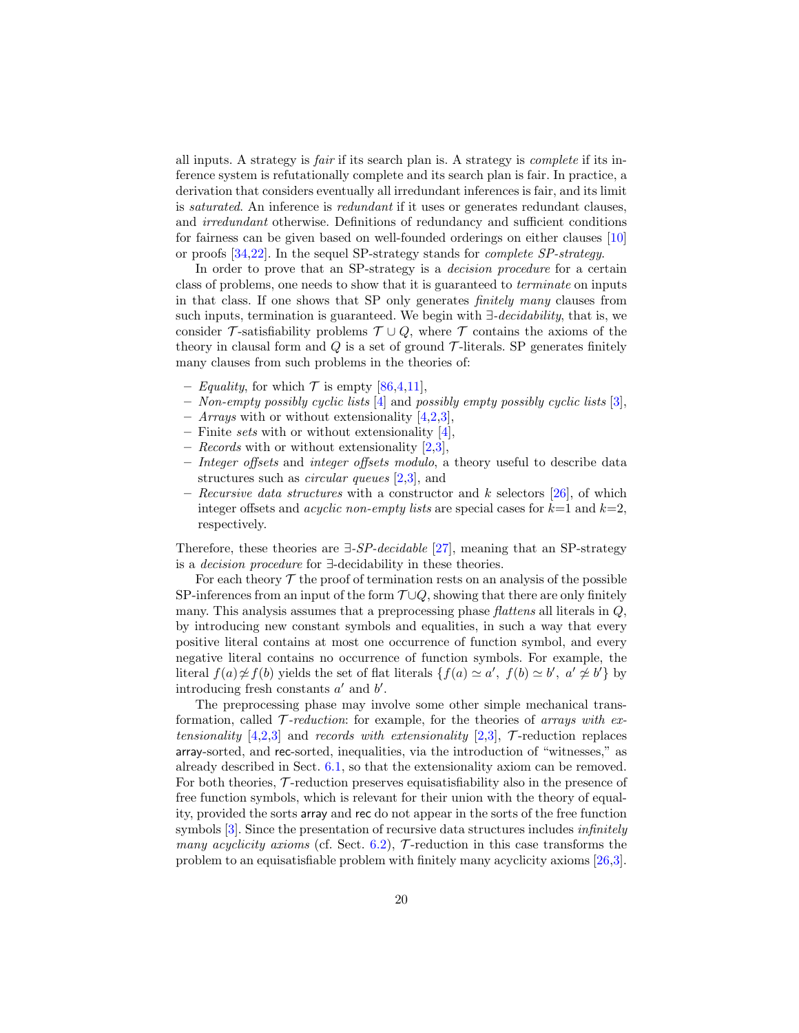all inputs. A strategy is *fair* if its search plan is. A strategy is *complete* if its inference system is refutationally complete and its search plan is fair. In practice, a derivation that considers eventually all irredundant inferences is fair, and its limit is *saturated*. An inference is *redundant* if it uses or generates redundant clauses, and *irredundant* otherwise. Definitions of redundancy and sufficient conditions for fairness can be given based on well-founded orderings on either clauses [10] or proofs [34,22]. In the sequel SP-strategy stands for *complete SP-strategy*.

In order to prove that an SP-strategy is a *decision procedure* for a certain class of problems, one needs to show that it is guaranteed to *terminate* on inputs in that class. If one shows that SP only generates *finitely many* clauses from such inputs, termination is guaranteed. We begin with $\exists$-*decidability*, that is, we consider $\mathcal{T}$-satisfiability problems $\mathcal{T} \cup Q$, where $\mathcal{T}$ contains the axioms of the theory in clausal form and $Q$ is a set of ground $\mathcal{T}$-literals. SP generates finitely many clauses from such problems in the theories of:

- *Equality*, for which $\mathcal{T}$ is empty [86,4,11],
- *Non-empty possibly cyclic lists* [4] and *possibly empty possibly cyclic lists* [3],
- *Arrays* with or without extensionality [4,2,3],
- Finite *sets* with or without extensionality [4],
- *Records* with or without extensionality [2,3],
- *Integer offsets* and *integer offsets modulo*, a theory useful to describe data structures such as *circular queues* [2,3], and
- *Recursive data structures* with a constructor and $k$ selectors [26], of which integer offsets and *acyclic non-empty lists* are special cases for $k$=1 and $k$=2, respectively.

Therefore, these theories are $\exists$-*SP-decidable* [27], meaning that an SP-strategy is a *decision procedure* for $\exists$-decidability in these theories.

For each theory $\mathcal{T}$ the proof of termination rests on an analysis of the possible SP-inferences from an input of the form $\mathcal{T} \cup Q$, showing that there are only finitely many. This analysis assumes that a preprocessing phase *flattens* all literals in $Q$, by introducing new constant symbols and equalities, in such a way that every positive literal contains at most one occurrence of function symbol, and every negative literal contains no occurrence of function symbols. For example, the literal $f(a) \not\simeq f(b)$ yields the set of flat literals $\{f(a) \simeq a',\ f(b) \simeq b',\ a' \not\simeq b'\}$ by introducing fresh constants $a'$ and $b'$.

The preprocessing phase may involve some other simple mechanical transformation, called $\mathcal{T}$-*reduction*: for example, for the theories of *arrays with extensionality* [4,2,3] and *records with extensionality* [2,3], $\mathcal{T}$-reduction replaces array-sorted, and rec-sorted, inequalities, via the introduction of "witnesses," as already described in Sect. 6.1, so that the extensionality axiom can be removed. For both theories, $\mathcal{T}$-reduction preserves equisatisfiability also in the presence of free function symbols, which is relevant for their union with the theory of equality, provided the sorts array and rec do not appear in the sorts of the free function symbols [3]. Since the presentation of recursive data structures includes *infinitely many acyclicity axioms* (cf. Sect. 6.2), $\mathcal{T}$-reduction in this case transforms the problem to an equisatisfiable problem with finitely many acyclicity axioms [26,3].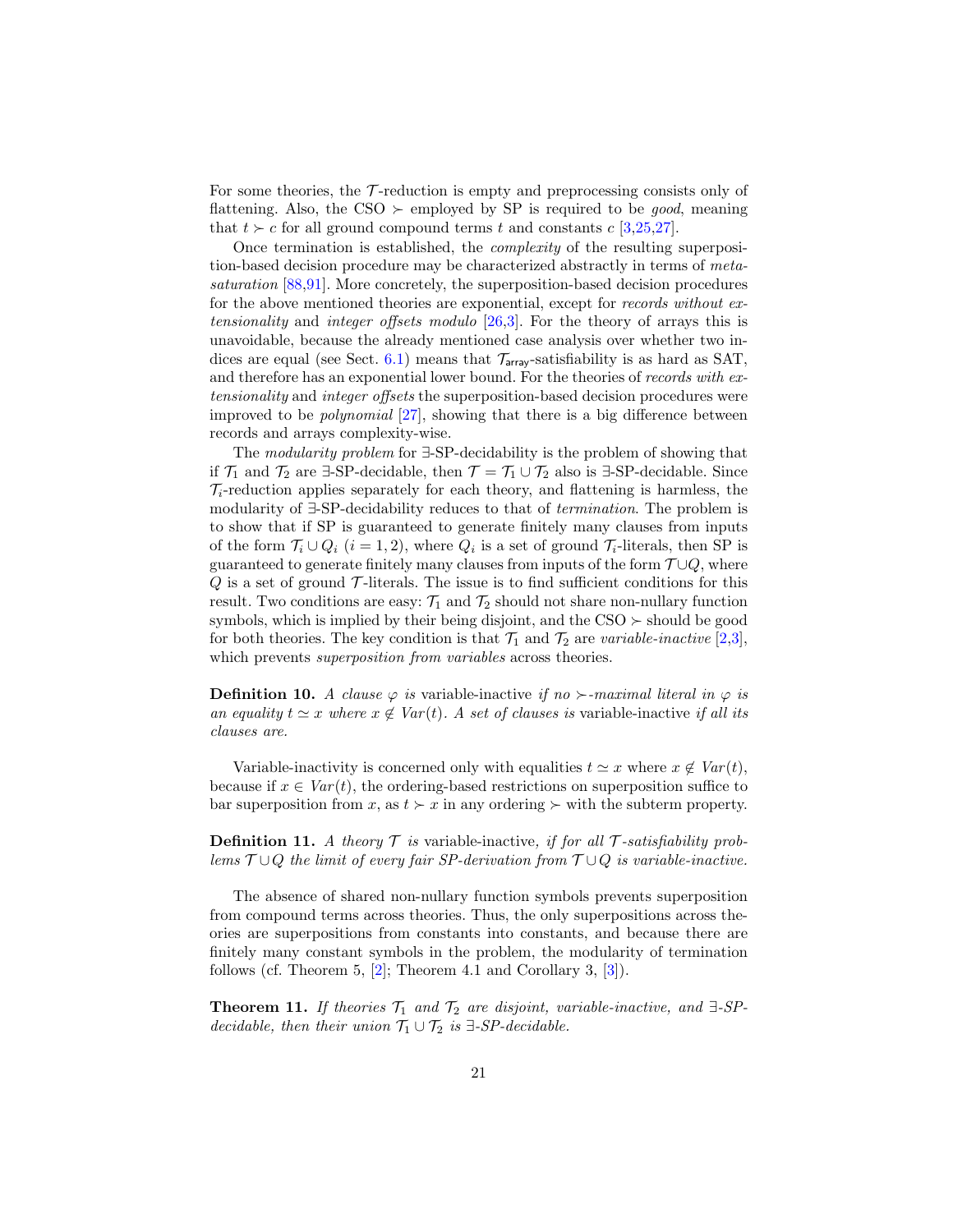For some theories, the $\mathcal{T}$-reduction is empty and preprocessing consists only of flattening. Also, the CSO $\succ$ employed by SP is required to be *good*, meaning that $t \succ c$ for all ground compound terms $t$ and constants $c$ [3,25,27].

Once termination is established, the *complexity* of the resulting superposition-based decision procedure may be characterized abstractly in terms of *meta-saturation* [88,91]. More concretely, the superposition-based decision procedures for the above mentioned theories are exponential, except for *records without extensionality* and *integer offsets modulo* [26,3]. For the theory of arrays this is unavoidable, because the already mentioned case analysis over whether two indices are equal (see Sect. 6.1) means that $\mathcal{T}_{\mathsf{array}}$-satisfiability is as hard as SAT, and therefore has an exponential lower bound. For the theories of *records with extensionality* and *integer offsets* the superposition-based decision procedures were improved to be *polynomial* [27], showing that there is a big difference between records and arrays complexity-wise.

The *modularity problem* for $\exists$-SP-decidability is the problem of showing that if $\mathcal{T}_1$ and $\mathcal{T}_2$ are $\exists$-SP-decidable, then $\mathcal{T} = \mathcal{T}_1 \cup \mathcal{T}_2$ also is $\exists$-SP-decidable. Since $\mathcal{T}_i$-reduction applies separately for each theory, and flattening is harmless, the modularity of $\exists$-SP-decidability reduces to that of *termination*. The problem is to show that if SP is guaranteed to generate finitely many clauses from inputs of the form $\mathcal{T}_i \cup Q_i$ ($i = 1, 2$), where $Q_i$ is a set of ground $\mathcal{T}_i$-literals, then SP is guaranteed to generate finitely many clauses from inputs of the form $\mathcal{T} \cup Q$, where $Q$ is a set of ground $\mathcal{T}$-literals. The issue is to find sufficient conditions for this result. Two conditions are easy: $\mathcal{T}_1$ and $\mathcal{T}_2$ should not share non-nullary function symbols, which is implied by their being disjoint, and the CSO $\succ$ should be good for both theories. The key condition is that $\mathcal{T}_1$ and $\mathcal{T}_2$ are *variable-inactive* [2,3], which prevents *superposition from variables* across theories.

**Definition 10.** *A clause $\varphi$ is* variable-inactive *if no $\succ$-maximal literal in $\varphi$ is an equality $t \simeq x$ where $x \notin Var(t)$. A set of clauses is* variable-inactive *if all its clauses are.*

Variable-inactivity is concerned only with equalities $t \simeq x$ where $x \notin Var(t)$, because if $x \in Var(t)$, the ordering-based restrictions on superposition suffice to bar superposition from $x$, as $t \succ x$ in any ordering $\succ$ with the subterm property.

**Definition 11.** *A theory $\mathcal{T}$ is* variable-inactive*, if for all $\mathcal{T}$-satisfiability problems $\mathcal{T} \cup Q$ the limit of every fair SP-derivation from $\mathcal{T} \cup Q$ is variable-inactive.*

The absence of shared non-nullary function symbols prevents superposition from compound terms across theories. Thus, the only superpositions across theories are superpositions from constants into constants, and because there are finitely many constant symbols in the problem, the modularity of termination follows (cf. Theorem 5, [2]; Theorem 4.1 and Corollary 3, [3]).

**Theorem 11.** *If theories $\mathcal{T}_1$ and $\mathcal{T}_2$ are disjoint, variable-inactive, and $\exists$-SP-decidable, then their union $\mathcal{T}_1 \cup \mathcal{T}_2$ is $\exists$-SP-decidable.*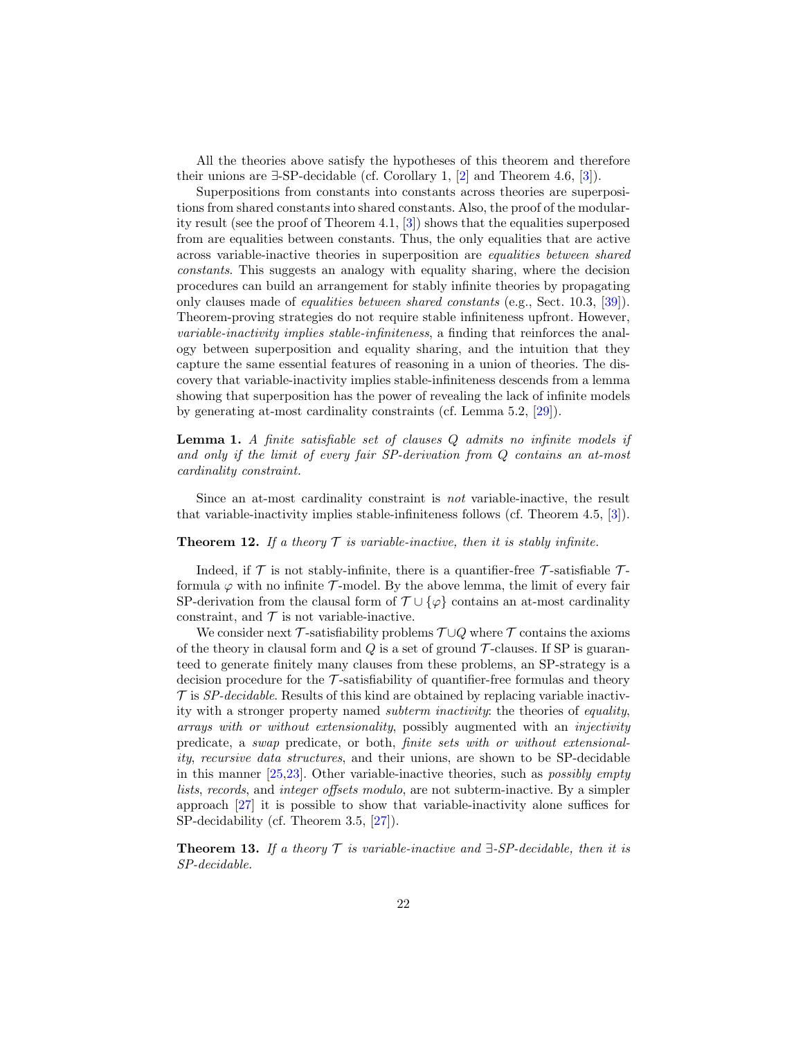All the theories above satisfy the hypotheses of this theorem and therefore their unions are $\exists$-SP-decidable (cf. Corollary 1, [2] and Theorem 4.6, [3]).

Superpositions from constants into constants across theories are superpositions from shared constants into shared constants. Also, the proof of the modularity result (see the proof of Theorem 4.1, [3]) shows that the equalities superposed from are equalities between constants. Thus, the only equalities that are active across variable-inactive theories in superposition are *equalities between shared constants*. This suggests an analogy with equality sharing, where the decision procedures can build an arrangement for stably infinite theories by propagating only clauses made of *equalities between shared constants* (e.g., Sect. 10.3, [39]). Theorem-proving strategies do not require stable infiniteness upfront. However, *variable-inactivity implies stable-infiniteness*, a finding that reinforces the analogy between superposition and equality sharing, and the intuition that they capture the same essential features of reasoning in a union of theories. The discovery that variable-inactivity implies stable-infiniteness descends from a lemma showing that superposition has the power of revealing the lack of infinite models by generating at-most cardinality constraints (cf. Lemma 5.2, [29]).

**Lemma 1.** *A finite satisfiable set of clauses $Q$ admits no infinite models if and only if the limit of every fair SP-derivation from $Q$ contains an at-most cardinality constraint.*

Since an at-most cardinality constraint is *not* variable-inactive, the result that variable-inactivity implies stable-infiniteness follows (cf. Theorem 4.5, [3]).

**Theorem 12.** *If a theory $\mathcal{T}$ is variable-inactive, then it is stably infinite.*

Indeed, if $\mathcal{T}$ is not stably-infinite, there is a quantifier-free $\mathcal{T}$-satisfiable $\mathcal{T}$-formula $\varphi$ with no infinite $\mathcal{T}$-model. By the above lemma, the limit of every fair SP-derivation from the clausal form of $\mathcal{T} \cup \{\varphi\}$ contains an at-most cardinality constraint, and $\mathcal{T}$ is not variable-inactive.

We consider next $\mathcal{T}$-satisfiability problems $\mathcal{T} \cup Q$ where $\mathcal{T}$ contains the axioms of the theory in clausal form and $Q$ is a set of ground $\mathcal{T}$-clauses. If SP is guaranteed to generate finitely many clauses from these problems, an SP-strategy is a decision procedure for the $\mathcal{T}$-satisfiability of quantifier-free formulas and theory $\mathcal{T}$ is *SP-decidable*. Results of this kind are obtained by replacing variable inactivity with a stronger property named *subterm inactivity*: the theories of *equality*, *arrays with or without extensionality*, possibly augmented with an *injectivity* predicate, a *swap* predicate, or both, *finite sets with or without extensionality*, *recursive data structures*, and their unions, are shown to be SP-decidable in this manner [25,23]. Other variable-inactive theories, such as *possibly empty lists*, *records*, and *integer offsets modulo*, are not subterm-inactive. By a simpler approach [27] it is possible to show that variable-inactivity alone suffices for SP-decidability (cf. Theorem 3.5, [27]).

**Theorem 13.** *If a theory $\mathcal{T}$ is variable-inactive and $\exists$-SP-decidable, then it is SP-decidable.*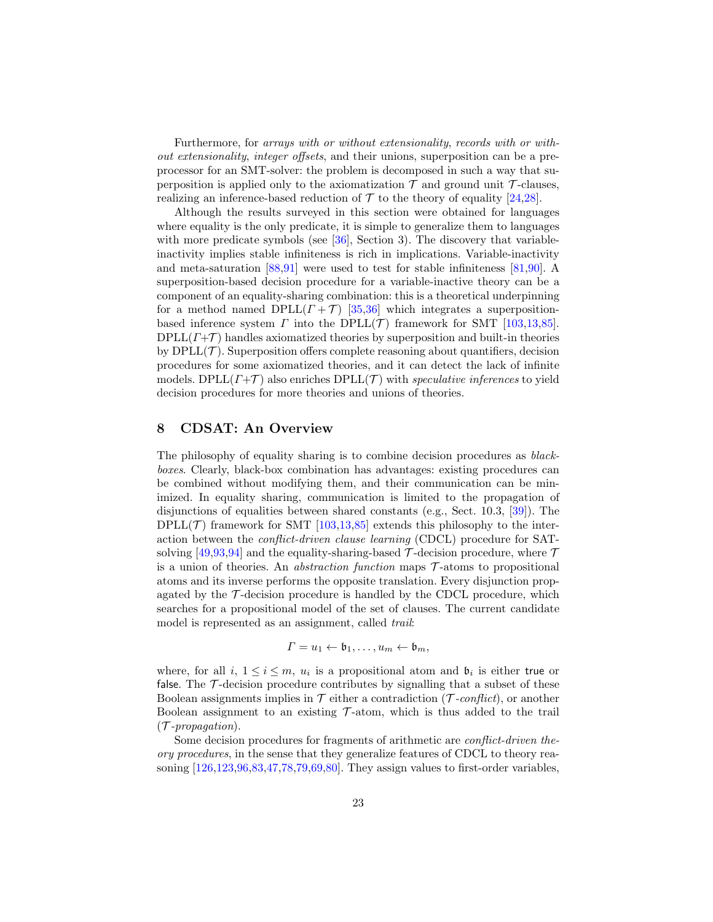Furthermore, for *arrays with or without extensionality*, *records with or without extensionality*, *integer offsets*, and their unions, superposition can be a preprocessor for an SMT-solver: the problem is decomposed in such a way that superposition is applied only to the axiomatization $\mathcal{T}$ and ground unit $\mathcal{T}$-clauses, realizing an inference-based reduction of $\mathcal{T}$ to the theory of equality [24,28].

Although the results surveyed in this section were obtained for languages where equality is the only predicate, it is simple to generalize them to languages with more predicate symbols (see [36], Section 3). The discovery that variable-inactivity implies stable infiniteness is rich in implications. Variable-inactivity and meta-saturation [88,91] were used to test for stable infiniteness [81,90]. A superposition-based decision procedure for a variable-inactive theory can be a component of an equality-sharing combination: this is a theoretical underpinning for a method named DPLL($\Gamma + \mathcal{T}$) [35,36] which integrates a superposition-based inference system $\Gamma$ into the DPLL($\mathcal{T}$) framework for SMT [103,13,85]. DPLL($\Gamma$+$\mathcal{T}$) handles axiomatized theories by superposition and built-in theories by DPLL($\mathcal{T}$). Superposition offers complete reasoning about quantifiers, decision procedures for some axiomatized theories, and it can detect the lack of infinite models. DPLL($\Gamma$+$\mathcal{T}$) also enriches DPLL($\mathcal{T}$) with *speculative inferences* to yield decision procedures for more theories and unions of theories.

## 8 CDSAT: An Overview

The philosophy of equality sharing is to combine decision procedures as *black-boxes*. Clearly, black-box combination has advantages: existing procedures can be combined without modifying them, and their communication can be minimized. In equality sharing, communication is limited to the propagation of disjunctions of equalities between shared constants (e.g., Sect. 10.3, [39]). The DPLL($\mathcal{T}$) framework for SMT [103,13,85] extends this philosophy to the interaction between the *conflict-driven clause learning* (CDCL) procedure for SAT-solving [49,93,94] and the equality-sharing-based $\mathcal{T}$-decision procedure, where $\mathcal{T}$ is a union of theories. An *abstraction function* maps $\mathcal{T}$-atoms to propositional atoms and its inverse performs the opposite translation. Every disjunction propagated by the $\mathcal{T}$-decision procedure is handled by the CDCL procedure, which searches for a propositional model of the set of clauses. The current candidate model is represented as an assignment, called *trail*:

$$\Gamma = u_1 \leftarrow \mathfrak{b}_1, \ldots, u_m \leftarrow \mathfrak{b}_m,$$

where, for all $i$, $1 \leq i \leq m$, $u_i$ is a propositional atom and $\mathfrak{b}_i$ is either $\mathsf{true}$ or $\mathsf{false}$. The $\mathcal{T}$-decision procedure contributes by signalling that a subset of these Boolean assignments implies in $\mathcal{T}$ either a contradiction ($\mathcal{T}$*-conflict*), or another Boolean assignment to an existing $\mathcal{T}$-atom, which is thus added to the trail ($\mathcal{T}$*-propagation*).

Some decision procedures for fragments of arithmetic are *conflict-driven theory procedures*, in the sense that they generalize features of CDCL to theory reasoning [126,123,96,83,47,78,79,69,80]. They assign values to first-order variables,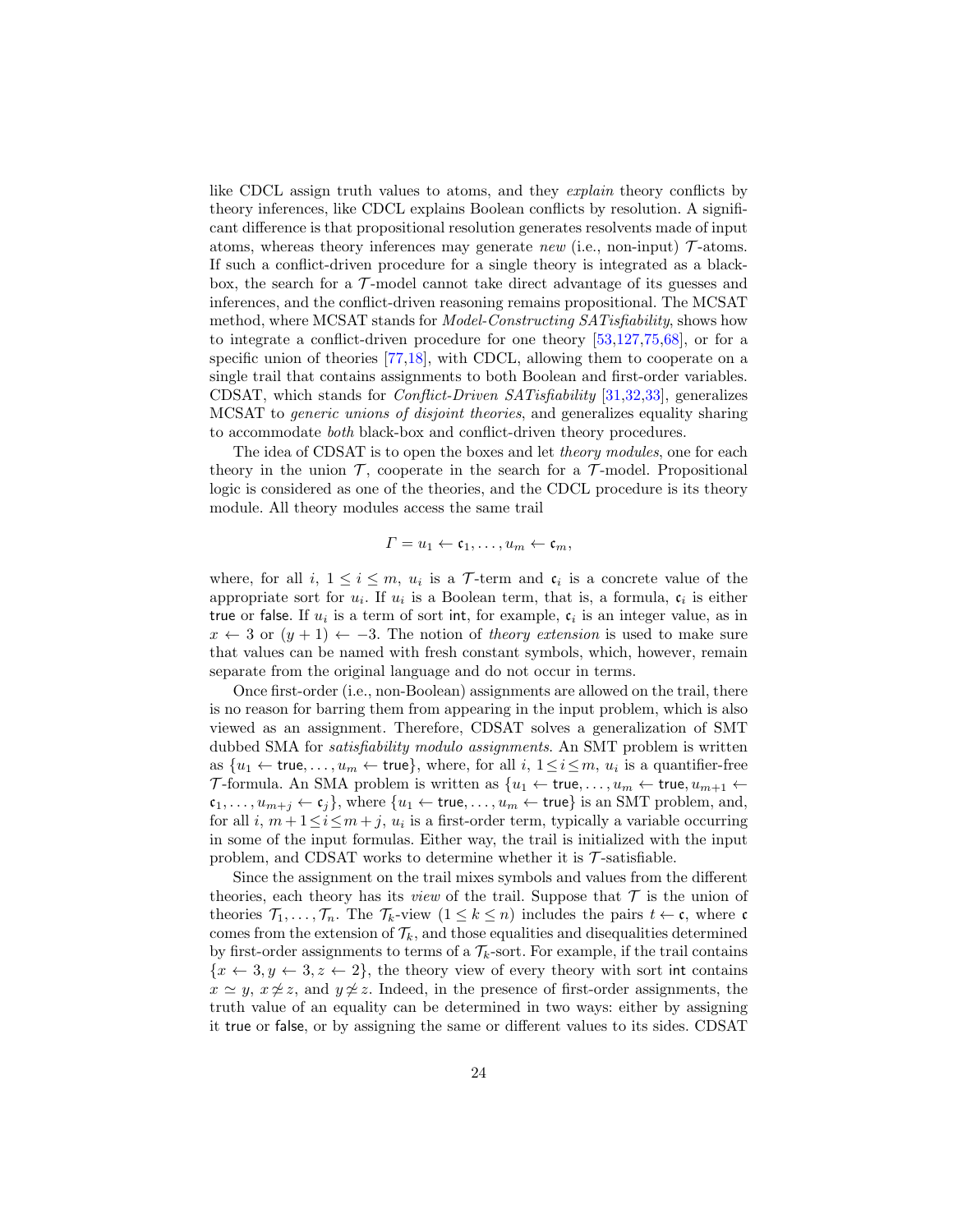like CDCL assign truth values to atoms, and they *explain* theory conflicts by theory inferences, like CDCL explains Boolean conflicts by resolution. A significant difference is that propositional resolution generates resolvents made of input atoms, whereas theory inferences may generate *new* (i.e., non-input) $\mathcal{T}$-atoms. If such a conflict-driven procedure for a single theory is integrated as a black-box, the search for a $\mathcal{T}$-model cannot take direct advantage of its guesses and inferences, and the conflict-driven reasoning remains propositional. The MCSAT method, where MCSAT stands for *Model-Constructing SATisfiability*, shows how to integrate a conflict-driven procedure for one theory [53,127,75,68], or for a specific union of theories [77,18], with CDCL, allowing them to cooperate on a single trail that contains assignments to both Boolean and first-order variables. CDSAT, which stands for *Conflict-Driven SATisfiability* [31,32,33], generalizes MCSAT to *generic unions of disjoint theories*, and generalizes equality sharing to accommodate *both* black-box and conflict-driven theory procedures.

The idea of CDSAT is to open the boxes and let *theory modules*, one for each theory in the union $\mathcal{T}$, cooperate in the search for a $\mathcal{T}$-model. Propositional logic is considered as one of the theories, and the CDCL procedure is its theory module. All theory modules access the same trail

$$\Gamma = u_1 \leftarrow \mathfrak{c}_1, \ldots, u_m \leftarrow \mathfrak{c}_m,$$

where, for all $i$, $1 \leq i \leq m$, $u_i$ is a $\mathcal{T}$-term and $\mathfrak{c}_i$ is a concrete value of the appropriate sort for $u_i$. If $u_i$ is a Boolean term, that is, a formula, $\mathfrak{c}_i$ is either $\mathsf{true}$ or $\mathsf{false}$. If $u_i$ is a term of sort $\mathsf{int}$, for example, $\mathfrak{c}_i$ is an integer value, as in $x \leftarrow 3$ or $(y + 1) \leftarrow -3$. The notion of *theory extension* is used to make sure that values can be named with fresh constant symbols, which, however, remain separate from the original language and do not occur in terms.

Once first-order (i.e., non-Boolean) assignments are allowed on the trail, there is no reason for barring them from appearing in the input problem, which is also viewed as an assignment. Therefore, CDSAT solves a generalization of SMT dubbed SMA for *satisfiability modulo assignments*. An SMT problem is written as $\{u_1 \leftarrow \mathsf{true}, \ldots, u_m \leftarrow \mathsf{true}\}$, where, for all $i$, $1 \leq i \leq m$, $u_i$ is a quantifier-free $\mathcal{T}$-formula. An SMA problem is written as $\{u_1 \leftarrow \mathsf{true}, \ldots, u_m \leftarrow \mathsf{true}, u_{m+1} \leftarrow \mathfrak{c}_1, \ldots, u_{m+j} \leftarrow \mathfrak{c}_j\}$, where $\{u_1 \leftarrow \mathsf{true}, \ldots, u_m \leftarrow \mathsf{true}\}$ is an SMT problem, and, for all $i$, $m+1 \leq i \leq m+j$, $u_i$ is a first-order term, typically a variable occurring in some of the input formulas. Either way, the trail is initialized with the input problem, and CDSAT works to determine whether it is $\mathcal{T}$-satisfiable.

Since the assignment on the trail mixes symbols and values from the different theories, each theory has its *view* of the trail. Suppose that $\mathcal{T}$ is the union of theories $\mathcal{T}_1, \ldots, \mathcal{T}_n$. The $\mathcal{T}_k$-view ($1 \leq k \leq n$) includes the pairs $t \leftarrow \mathfrak{c}$, where $\mathfrak{c}$ comes from the extension of $\mathcal{T}_k$, and those equalities and disequalities determined by first-order assignments to terms of a $\mathcal{T}_k$-sort. For example, if the trail contains $\{x \leftarrow 3, y \leftarrow 3, z \leftarrow 2\}$, the theory view of every theory with sort $\mathsf{int}$ contains $x \simeq y$, $x \not\simeq z$, and $y \not\simeq z$. Indeed, in the presence of first-order assignments, the truth value of an equality can be determined in two ways: either by assigning it $\mathsf{true}$ or $\mathsf{false}$, or by assigning the same or different values to its sides. CDSAT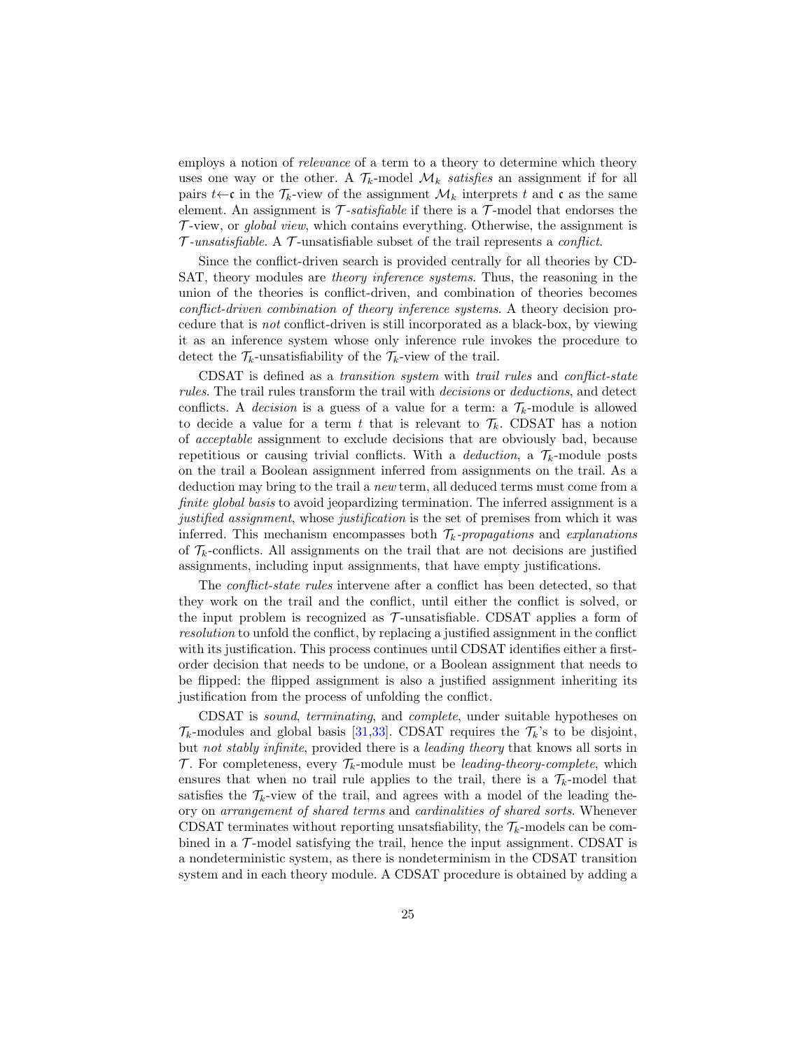employs a notion of *relevance* of a term to a theory to determine which theory uses one way or the other. A $\mathcal{T}_k$-model $\mathcal{M}_k$ *satisfies* an assignment if for all pairs $t{\leftarrow}\mathfrak{c}$ in the $\mathcal{T}_k$-view of the assignment $\mathcal{M}_k$ interprets $t$ and $\mathfrak{c}$ as the same element. An assignment is $\mathcal{T}$*-satisfiable* if there is a $\mathcal{T}$-model that endorses the $\mathcal{T}$-view, or *global view*, which contains everything. Otherwise, the assignment is $\mathcal{T}$*-unsatisfiable*. A $\mathcal{T}$-unsatisfiable subset of the trail represents a *conflict*.

Since the conflict-driven search is provided centrally for all theories by CDSAT, theory modules are *theory inference systems*. Thus, the reasoning in the union of the theories is conflict-driven, and combination of theories becomes *conflict-driven combination of theory inference systems*. A theory decision procedure that is *not* conflict-driven is still incorporated as a black-box, by viewing it as an inference system whose only inference rule invokes the procedure to detect the $\mathcal{T}_k$-unsatisfiability of the $\mathcal{T}_k$-view of the trail.

CDSAT is defined as a *transition system* with *trail rules* and *conflict-state rules*. The trail rules transform the trail with *decisions* or *deductions*, and detect conflicts. A *decision* is a guess of a value for a term: a $\mathcal{T}_k$-module is allowed to decide a value for a term $t$ that is relevant to $\mathcal{T}_k$. CDSAT has a notion of *acceptable* assignment to exclude decisions that are obviously bad, because repetitious or causing trivial conflicts. With a *deduction*, a $\mathcal{T}_k$-module posts on the trail a Boolean assignment inferred from assignments on the trail. As a deduction may bring to the trail a *new* term, all deduced terms must come from a *finite global basis* to avoid jeopardizing termination. The inferred assignment is a *justified assignment*, whose *justification* is the set of premises from which it was inferred. This mechanism encompasses both $\mathcal{T}_k$*-propagations* and *explanations* of $\mathcal{T}_k$-conflicts. All assignments on the trail that are not decisions are justified assignments, including input assignments, that have empty justifications.

The *conflict-state rules* intervene after a conflict has been detected, so that they work on the trail and the conflict, until either the conflict is solved, or the input problem is recognized as $\mathcal{T}$-unsatisfiable. CDSAT applies a form of *resolution* to unfold the conflict, by replacing a justified assignment in the conflict with its justification. This process continues until CDSAT identifies either a first-order decision that needs to be undone, or a Boolean assignment that needs to be flipped: the flipped assignment is also a justified assignment inheriting its justification from the process of unfolding the conflict.

CDSAT is *sound*, *terminating*, and *complete*, under suitable hypotheses on $\mathcal{T}_k$-modules and global basis [31,33]. CDSAT requires the $\mathcal{T}_k$'s to be disjoint, but *not stably infinite*, provided there is a *leading theory* that knows all sorts in $\mathcal{T}$. For completeness, every $\mathcal{T}_k$-module must be *leading-theory-complete*, which ensures that when no trail rule applies to the trail, there is a $\mathcal{T}_k$-model that satisfies the $\mathcal{T}_k$-view of the trail, and agrees with a model of the leading theory on *arrangement of shared terms* and *cardinalities of shared sorts*. Whenever CDSAT terminates without reporting unsatsfiability, the $\mathcal{T}_k$-models can be combined in a $\mathcal{T}$-model satisfying the trail, hence the input assignment. CDSAT is a nondeterministic system, as there is nondeterminism in the CDSAT transition system and in each theory module. A CDSAT procedure is obtained by adding a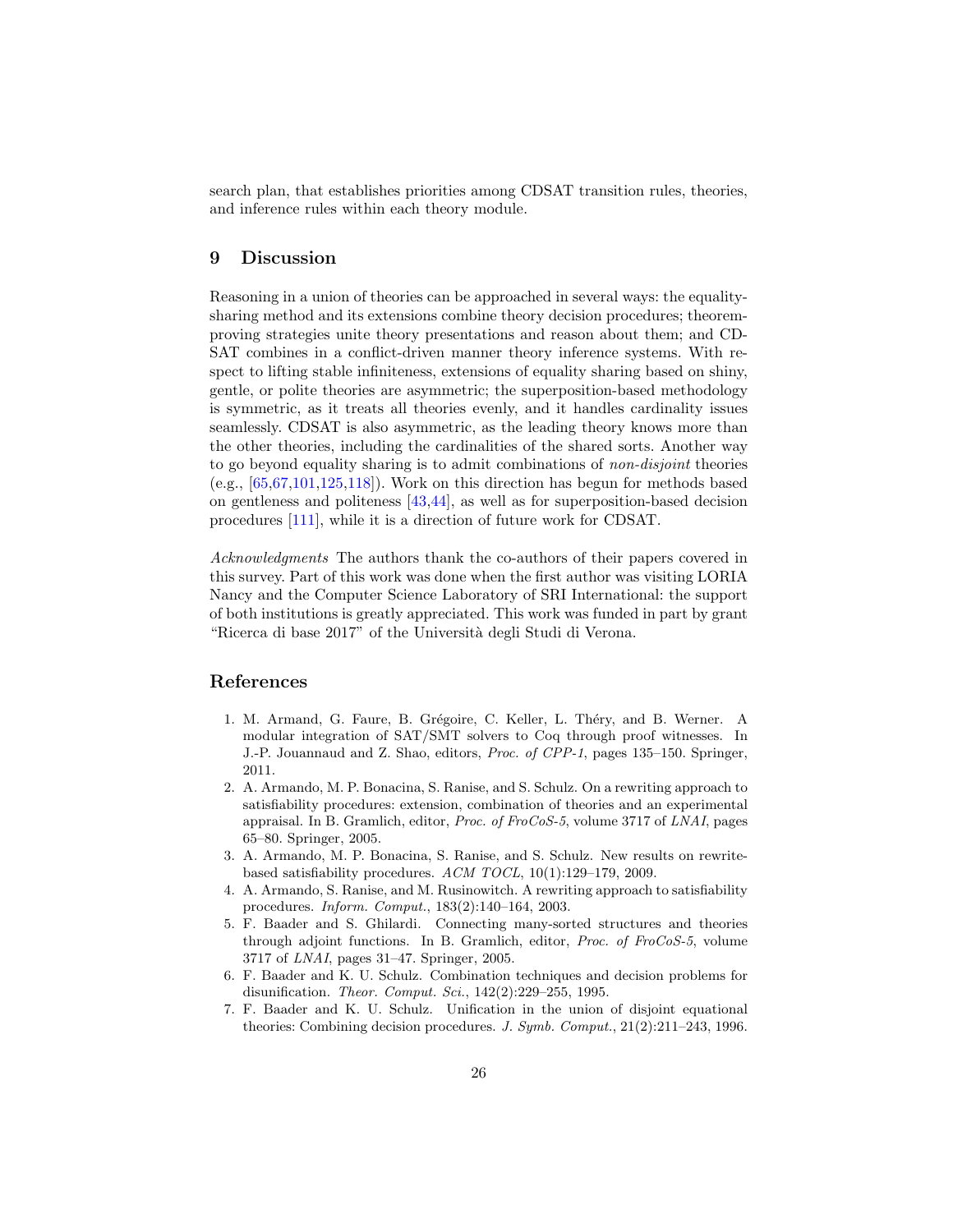search plan, that establishes priorities among CDSAT transition rules, theories, and inference rules within each theory module.

## 9 Discussion

Reasoning in a union of theories can be approached in several ways: the equality-sharing method and its extensions combine theory decision procedures; theorem-proving strategies unite theory presentations and reason about them; and CDSAT combines in a conflict-driven manner theory inference systems. With respect to lifting stable infiniteness, extensions of equality sharing based on shiny, gentle, or polite theories are asymmetric; the superposition-based methodology is symmetric, as it treats all theories evenly, and it handles cardinality issues seamlessly. CDSAT is also asymmetric, as the leading theory knows more than the other theories, including the cardinalities of the shared sorts. Another way to go beyond equality sharing is to admit combinations of *non-disjoint* theories (e.g., [65,67,101,125,118]). Work on this direction has begun for methods based on gentleness and politeness [43,44], as well as for superposition-based decision procedures [111], while it is a direction of future work for CDSAT.

*Acknowledgments* The authors thank the co-authors of their papers covered in this survey. Part of this work was done when the first author was visiting LORIA Nancy and the Computer Science Laboratory of SRI International: the support of both institutions is greatly appreciated. This work was funded in part by grant "Ricerca di base 2017" of the Università degli Studi di Verona.

## References

1. M. Armand, G. Faure, B. Grégoire, C. Keller, L. Théry, and B. Werner. A modular integration of SAT/SMT solvers to Coq through proof witnesses. In J.-P. Jouannaud and Z. Shao, editors, *Proc. of CPP-1*, pages 135–150. Springer, 2011.
2. A. Armando, M. P. Bonacina, S. Ranise, and S. Schulz. On a rewriting approach to satisfiability procedures: extension, combination of theories and an experimental appraisal. In B. Gramlich, editor, *Proc. of FroCoS-5*, volume 3717 of *LNAI*, pages 65–80. Springer, 2005.
3. A. Armando, M. P. Bonacina, S. Ranise, and S. Schulz. New results on rewrite-based satisfiability procedures. *ACM TOCL*, 10(1):129–179, 2009.
4. A. Armando, S. Ranise, and M. Rusinowitch. A rewriting approach to satisfiability procedures. *Inform. Comput.*, 183(2):140–164, 2003.
5. F. Baader and S. Ghilardi. Connecting many-sorted structures and theories through adjoint functions. In B. Gramlich, editor, *Proc. of FroCoS-5*, volume 3717 of *LNAI*, pages 31–47. Springer, 2005.
6. F. Baader and K. U. Schulz. Combination techniques and decision problems for disunification. *Theor. Comput. Sci.*, 142(2):229–255, 1995.
7. F. Baader and K. U. Schulz. Unification in the union of disjoint equational theories: Combining decision procedures. *J. Symb. Comput.*, 21(2):211–243, 1996.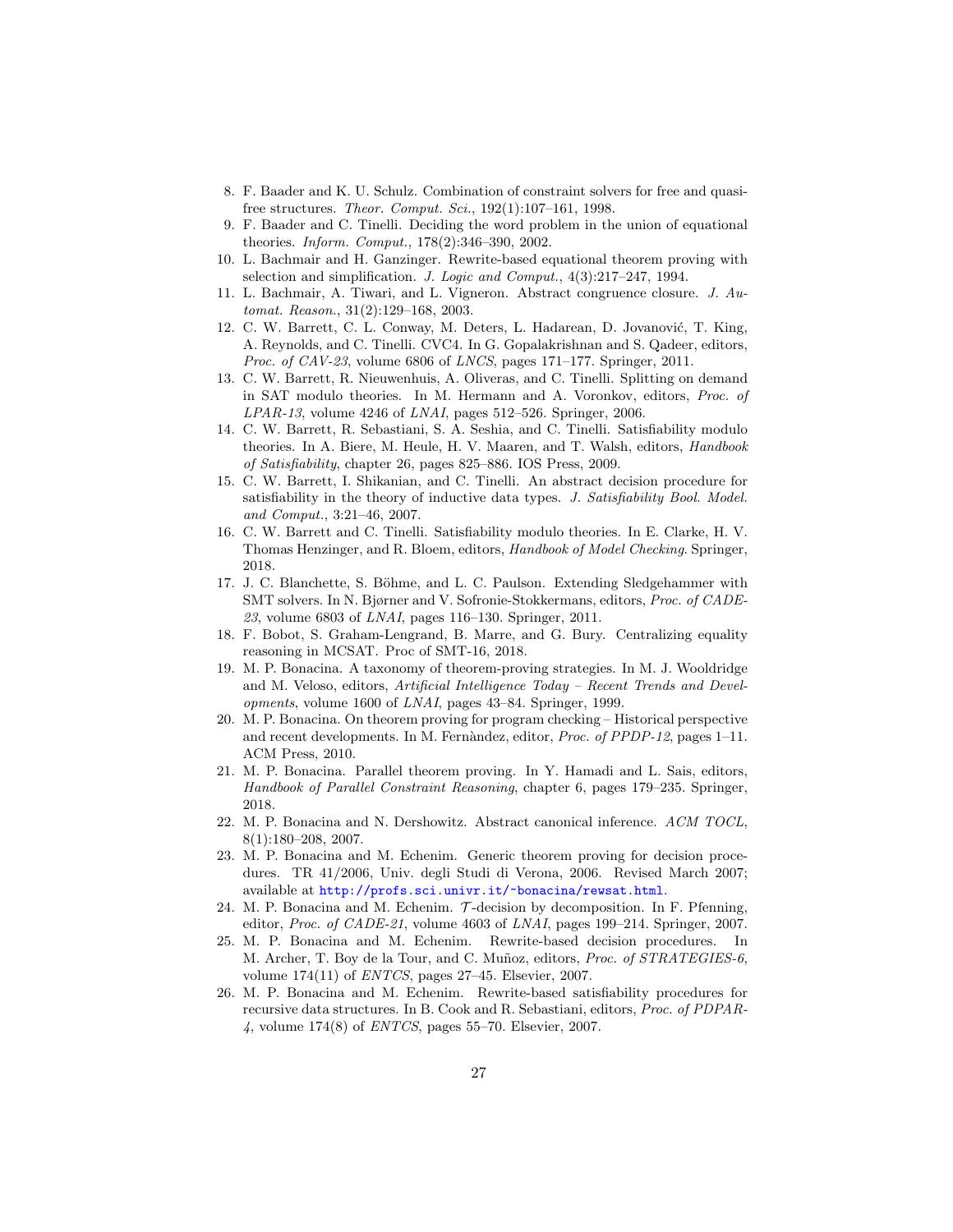8. F. Baader and K. U. Schulz. Combination of constraint solvers for free and quasi-free structures. *Theor. Comput. Sci.*, 192(1):107–161, 1998.
9. F. Baader and C. Tinelli. Deciding the word problem in the union of equational theories. *Inform. Comput.*, 178(2):346–390, 2002.
10. L. Bachmair and H. Ganzinger. Rewrite-based equational theorem proving with selection and simplification. *J. Logic and Comput.*, 4(3):217–247, 1994.
11. L. Bachmair, A. Tiwari, and L. Vigneron. Abstract congruence closure. *J. Automat. Reason.*, 31(2):129–168, 2003.
12. C. W. Barrett, C. L. Conway, M. Deters, L. Hadarean, D. Jovanović, T. King, A. Reynolds, and C. Tinelli. CVC4. In G. Gopalakrishnan and S. Qadeer, editors, *Proc. of CAV-23*, volume 6806 of *LNCS*, pages 171–177. Springer, 2011.
13. C. W. Barrett, R. Nieuwenhuis, A. Oliveras, and C. Tinelli. Splitting on demand in SAT modulo theories. In M. Hermann and A. Voronkov, editors, *Proc. of LPAR-13*, volume 4246 of *LNAI*, pages 512–526. Springer, 2006.
14. C. W. Barrett, R. Sebastiani, S. A. Seshia, and C. Tinelli. Satisfiability modulo theories. In A. Biere, M. Heule, H. V. Maaren, and T. Walsh, editors, *Handbook of Satisfiability*, chapter 26, pages 825–886. IOS Press, 2009.
15. C. W. Barrett, I. Shikanian, and C. Tinelli. An abstract decision procedure for satisfiability in the theory of inductive data types. *J. Satisfiability Bool. Model. and Comput.*, 3:21–46, 2007.
16. C. W. Barrett and C. Tinelli. Satisfiability modulo theories. In E. Clarke, H. V. Thomas Henzinger, and R. Bloem, editors, *Handbook of Model Checking*. Springer, 2018.
17. J. C. Blanchette, S. Böhme, and L. C. Paulson. Extending Sledgehammer with SMT solvers. In N. Bjørner and V. Sofronie-Stokkermans, editors, *Proc. of CADE-23*, volume 6803 of *LNAI*, pages 116–130. Springer, 2011.
18. F. Bobot, S. Graham-Lengrand, B. Marre, and G. Bury. Centralizing equality reasoning in MCSAT. Proc of SMT-16, 2018.
19. M. P. Bonacina. A taxonomy of theorem-proving strategies. In M. J. Wooldridge and M. Veloso, editors, *Artificial Intelligence Today – Recent Trends and Developments*, volume 1600 of *LNAI*, pages 43–84. Springer, 1999.
20. M. P. Bonacina. On theorem proving for program checking – Historical perspective and recent developments. In M. Fernàndez, editor, *Proc. of PPDP-12*, pages 1–11. ACM Press, 2010.
21. M. P. Bonacina. Parallel theorem proving. In Y. Hamadi and L. Sais, editors, *Handbook of Parallel Constraint Reasoning*, chapter 6, pages 179–235. Springer, 2018.
22. M. P. Bonacina and N. Dershowitz. Abstract canonical inference. *ACM TOCL*, 8(1):180–208, 2007.
23. M. P. Bonacina and M. Echenim. Generic theorem proving for decision procedures. TR 41/2006, Univ. degli Studi di Verona, 2006. Revised March 2007; available at http://profs.sci.univr.it/~bonacina/rewsat.html.
24. M. P. Bonacina and M. Echenim. $\mathcal{T}$-decision by decomposition. In F. Pfenning, editor, *Proc. of CADE-21*, volume 4603 of *LNAI*, pages 199–214. Springer, 2007.
25. M. P. Bonacina and M. Echenim. Rewrite-based decision procedures. In M. Archer, T. Boy de la Tour, and C. Muñoz, editors, *Proc. of STRATEGIES-6*, volume 174(11) of *ENTCS*, pages 27–45. Elsevier, 2007.
26. M. P. Bonacina and M. Echenim. Rewrite-based satisfiability procedures for recursive data structures. In B. Cook and R. Sebastiani, editors, *Proc. of PDPAR-4*, volume 174(8) of *ENTCS*, pages 55–70. Elsevier, 2007.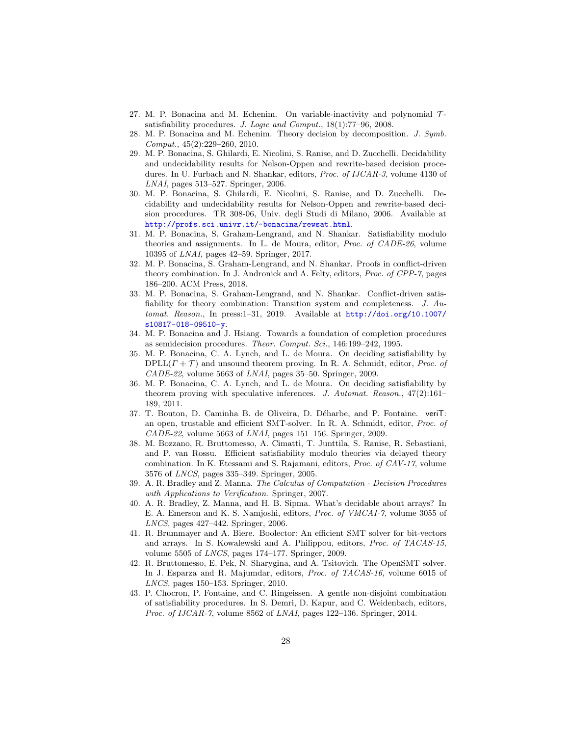27. M. P. Bonacina and M. Echenim. On variable-inactivity and polynomial $\mathcal{T}$-satisfiability procedures. *J. Logic and Comput.*, 18(1):77–96, 2008.
28. M. P. Bonacina and M. Echenim. Theory decision by decomposition. *J. Symb. Comput.*, 45(2):229–260, 2010.
29. M. P. Bonacina, S. Ghilardi, E. Nicolini, S. Ranise, and D. Zucchelli. Decidability and undecidability results for Nelson-Oppen and rewrite-based decision procedures. In U. Furbach and N. Shankar, editors, *Proc. of IJCAR-3*, volume 4130 of *LNAI*, pages 513–527. Springer, 2006.
30. M. P. Bonacina, S. Ghilardi, E. Nicolini, S. Ranise, and D. Zucchelli. Decidability and undecidability results for Nelson-Oppen and rewrite-based decision procedures. TR 308-06, Univ. degli Studi di Milano, 2006. Available at http://profs.sci.univr.it/~bonacina/rewsat.html.
31. M. P. Bonacina, S. Graham-Lengrand, and N. Shankar. Satisfiability modulo theories and assignments. In L. de Moura, editor, *Proc. of CADE-26*, volume 10395 of *LNAI*, pages 42–59. Springer, 2017.
32. M. P. Bonacina, S. Graham-Lengrand, and N. Shankar. Proofs in conflict-driven theory combination. In J. Andronick and A. Felty, editors, *Proc. of CPP-7*, pages 186–200. ACM Press, 2018.
33. M. P. Bonacina, S. Graham-Lengrand, and N. Shankar. Conflict-driven satisfiability for theory combination: Transition system and completeness. *J. Automat. Reason.*, In press:1–31, 2019. Available at http://doi.org/10.1007/s10817-018-09510-y.
34. M. P. Bonacina and J. Hsiang. Towards a foundation of completion procedures as semidecision procedures. *Theor. Comput. Sci.*, 146:199–242, 1995.
35. M. P. Bonacina, C. A. Lynch, and L. de Moura. On deciding satisfiability by DPLL($\Gamma + \mathcal{T}$) and unsound theorem proving. In R. A. Schmidt, editor, *Proc. of CADE-22*, volume 5663 of *LNAI*, pages 35–50. Springer, 2009.
36. M. P. Bonacina, C. A. Lynch, and L. de Moura. On deciding satisfiability by theorem proving with speculative inferences. *J. Automat. Reason.*, 47(2):161–189, 2011.
37. T. Bouton, D. Caminha B. de Oliveira, D. Déharbe, and P. Fontaine. veriT: an open, trustable and efficient SMT-solver. In R. A. Schmidt, editor, *Proc. of CADE-22*, volume 5663 of *LNAI*, pages 151–156. Springer, 2009.
38. M. Bozzano, R. Bruttomesso, A. Cimatti, T. Junttila, S. Ranise, R. Sebastiani, and P. van Rossu. Efficient satisfiability modulo theories via delayed theory combination. In K. Etessami and S. Rajamani, editors, *Proc. of CAV-17*, volume 3576 of *LNCS*, pages 335–349. Springer, 2005.
39. A. R. Bradley and Z. Manna. *The Calculus of Computation - Decision Procedures with Applications to Verification*. Springer, 2007.
40. A. R. Bradley, Z. Manna, and H. B. Sipma. What's decidable about arrays? In E. A. Emerson and K. S. Namjoshi, editors, *Proc. of VMCAI-7*, volume 3055 of *LNCS*, pages 427–442. Springer, 2006.
41. R. Brummayer and A. Biere. Boolector: An efficient SMT solver for bit-vectors and arrays. In S. Kowalewski and A. Philippou, editors, *Proc. of TACAS-15*, volume 5505 of *LNCS*, pages 174–177. Springer, 2009.
42. R. Bruttomesso, E. Pek, N. Sharygina, and A. Tsitovich. The OpenSMT solver. In J. Esparza and R. Majumdar, editors, *Proc. of TACAS-16*, volume 6015 of *LNCS*, pages 150–153. Springer, 2010.
43. P. Chocron, P. Fontaine, and C. Ringeissen. A gentle non-disjoint combination of satisfiability procedures. In S. Demri, D. Kapur, and C. Weidenbach, editors, *Proc. of IJCAR-7*, volume 8562 of *LNAI*, pages 122–136. Springer, 2014.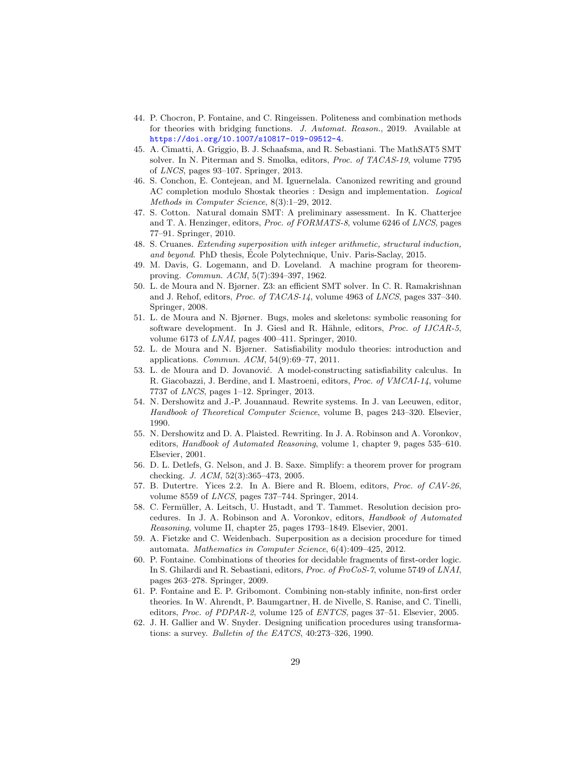44. P. Chocron, P. Fontaine, and C. Ringeissen. Politeness and combination methods for theories with bridging functions. *J. Automat. Reason.*, 2019. Available at https://doi.org/10.1007/s10817-019-09512-4.
45. A. Cimatti, A. Griggio, B. J. Schaafsma, and R. Sebastiani. The MathSAT5 SMT solver. In N. Piterman and S. Smolka, editors, *Proc. of TACAS-19*, volume 7795 of *LNCS*, pages 93–107. Springer, 2013.
46. S. Conchon, E. Contejean, and M. Iguernelala. Canonized rewriting and ground AC completion modulo Shostak theories : Design and implementation. *Logical Methods in Computer Science*, 8(3):1–29, 2012.
47. S. Cotton. Natural domain SMT: A preliminary assessment. In K. Chatterjee and T. A. Henzinger, editors, *Proc. of FORMATS-8*, volume 6246 of *LNCS*, pages 77–91. Springer, 2010.
48. S. Cruanes. *Extending superposition with integer arithmetic, structural induction, and beyond*. PhD thesis, École Polytechnique, Univ. Paris-Saclay, 2015.
49. M. Davis, G. Logemann, and D. Loveland. A machine program for theorem-proving. *Commun. ACM*, 5(7):394–397, 1962.
50. L. de Moura and N. Bjørner. Z3: an efficient SMT solver. In C. R. Ramakrishnan and J. Rehof, editors, *Proc. of TACAS-14*, volume 4963 of *LNCS*, pages 337–340. Springer, 2008.
51. L. de Moura and N. Bjørner. Bugs, moles and skeletons: symbolic reasoning for software development. In J. Giesl and R. Hähnle, editors, *Proc. of IJCAR-5*, volume 6173 of *LNAI*, pages 400–411. Springer, 2010.
52. L. de Moura and N. Bjørner. Satisfiability modulo theories: introduction and applications. *Commun. ACM*, 54(9):69–77, 2011.
53. L. de Moura and D. Jovanović. A model-constructing satisfiability calculus. In R. Giacobazzi, J. Berdine, and I. Mastroeni, editors, *Proc. of VMCAI-14*, volume 7737 of *LNCS*, pages 1–12. Springer, 2013.
54. N. Dershowitz and J.-P. Jouannaud. Rewrite systems. In J. van Leeuwen, editor, *Handbook of Theoretical Computer Science*, volume B, pages 243–320. Elsevier, 1990.
55. N. Dershowitz and D. A. Plaisted. Rewriting. In J. A. Robinson and A. Voronkov, editors, *Handbook of Automated Reasoning*, volume 1, chapter 9, pages 535–610. Elsevier, 2001.
56. D. L. Detlefs, G. Nelson, and J. B. Saxe. Simplify: a theorem prover for program checking. *J. ACM*, 52(3):365–473, 2005.
57. B. Dutertre. Yices 2.2. In A. Biere and R. Bloem, editors, *Proc. of CAV-26*, volume 8559 of *LNCS*, pages 737–744. Springer, 2014.
58. C. Fermüller, A. Leitsch, U. Hustadt, and T. Tammet. Resolution decision procedures. In J. A. Robinson and A. Voronkov, editors, *Handbook of Automated Reasoning*, volume II, chapter 25, pages 1793–1849. Elsevier, 2001.
59. A. Fietzke and C. Weidenbach. Superposition as a decision procedure for timed automata. *Mathematics in Computer Science*, 6(4):409–425, 2012.
60. P. Fontaine. Combinations of theories for decidable fragments of first-order logic. In S. Ghilardi and R. Sebastiani, editors, *Proc. of FroCoS-7*, volume 5749 of *LNAI*, pages 263–278. Springer, 2009.
61. P. Fontaine and E. P. Gribomont. Combining non-stably infinite, non-first order theories. In W. Ahrendt, P. Baumgartner, H. de Nivelle, S. Ranise, and C. Tinelli, editors, *Proc. of PDPAR-2*, volume 125 of *ENTCS*, pages 37–51. Elsevier, 2005.
62. J. H. Gallier and W. Snyder. Designing unification procedures using transformations: a survey. *Bulletin of the EATCS*, 40:273–326, 1990.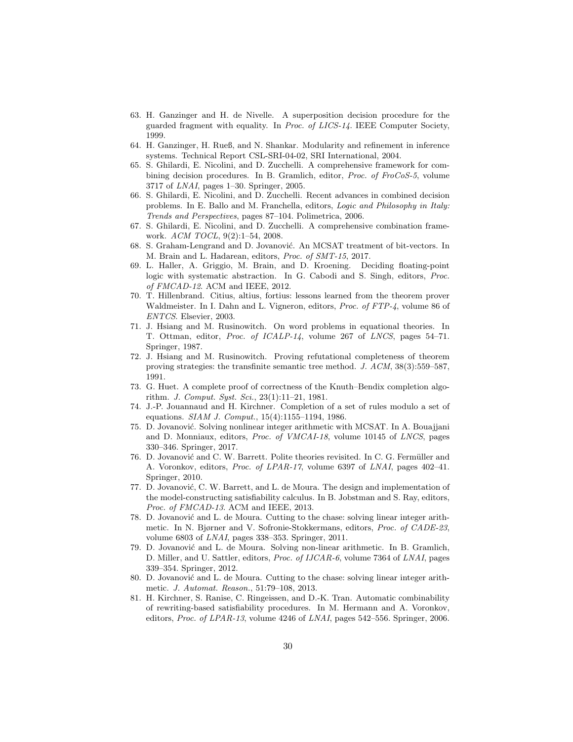63. H. Ganzinger and H. de Nivelle. A superposition decision procedure for the guarded fragment with equality. In *Proc. of LICS-14*. IEEE Computer Society, 1999.
64. H. Ganzinger, H. Rueß, and N. Shankar. Modularity and refinement in inference systems. Technical Report CSL-SRI-04-02, SRI International, 2004.
65. S. Ghilardi, E. Nicolini, and D. Zucchelli. A comprehensive framework for combining decision procedures. In B. Gramlich, editor, *Proc. of FroCoS-5*, volume 3717 of *LNAI*, pages 1–30. Springer, 2005.
66. S. Ghilardi, E. Nicolini, and D. Zucchelli. Recent advances in combined decision problems. In E. Ballo and M. Franchella, editors, *Logic and Philosophy in Italy: Trends and Perspectives*, pages 87–104. Polimetrica, 2006.
67. S. Ghilardi, E. Nicolini, and D. Zucchelli. A comprehensive combination framework. *ACM TOCL*, 9(2):1–54, 2008.
68. S. Graham-Lengrand and D. Jovanović. An MCSAT treatment of bit-vectors. In M. Brain and L. Hadarean, editors, *Proc. of SMT-15*, 2017.
69. L. Haller, A. Griggio, M. Brain, and D. Kroening. Deciding floating-point logic with systematic abstraction. In G. Cabodi and S. Singh, editors, *Proc. of FMCAD-12*. ACM and IEEE, 2012.
70. T. Hillenbrand. Citius, altius, fortius: lessons learned from the theorem prover Waldmeister. In I. Dahn and L. Vigneron, editors, *Proc. of FTP-4*, volume 86 of *ENTCS*. Elsevier, 2003.
71. J. Hsiang and M. Rusinowitch. On word problems in equational theories. In T. Ottman, editor, *Proc. of ICALP-14*, volume 267 of *LNCS*, pages 54–71. Springer, 1987.
72. J. Hsiang and M. Rusinowitch. Proving refutational completeness of theorem proving strategies: the transfinite semantic tree method. *J. ACM*, 38(3):559–587, 1991.
73. G. Huet. A complete proof of correctness of the Knuth–Bendix completion algorithm. *J. Comput. Syst. Sci.*, 23(1):11–21, 1981.
74. J.-P. Jouannaud and H. Kirchner. Completion of a set of rules modulo a set of equations. *SIAM J. Comput.*, 15(4):1155–1194, 1986.
75. D. Jovanović. Solving nonlinear integer arithmetic with MCSAT. In A. Bouajjani and D. Monniaux, editors, *Proc. of VMCAI-18*, volume 10145 of *LNCS*, pages 330–346. Springer, 2017.
76. D. Jovanović and C. W. Barrett. Polite theories revisited. In C. G. Fermüller and A. Voronkov, editors, *Proc. of LPAR-17*, volume 6397 of *LNAI*, pages 402–41. Springer, 2010.
77. D. Jovanović, C. W. Barrett, and L. de Moura. The design and implementation of the model-constructing satisfiability calculus. In B. Jobstman and S. Ray, editors, *Proc. of FMCAD-13*. ACM and IEEE, 2013.
78. D. Jovanović and L. de Moura. Cutting to the chase: solving linear integer arithmetic. In N. Bjørner and V. Sofronie-Stokkermans, editors, *Proc. of CADE-23*, volume 6803 of *LNAI*, pages 338–353. Springer, 2011.
79. D. Jovanović and L. de Moura. Solving non-linear arithmetic. In B. Gramlich, D. Miller, and U. Sattler, editors, *Proc. of IJCAR-6*, volume 7364 of *LNAI*, pages 339–354. Springer, 2012.
80. D. Jovanović and L. de Moura. Cutting to the chase: solving linear integer arithmetic. *J. Automat. Reason.*, 51:79–108, 2013.
81. H. Kirchner, S. Ranise, C. Ringeissen, and D.-K. Tran. Automatic combinability of rewriting-based satisfiability procedures. In M. Hermann and A. Voronkov, editors, *Proc. of LPAR-13*, volume 4246 of *LNAI*, pages 542–556. Springer, 2006.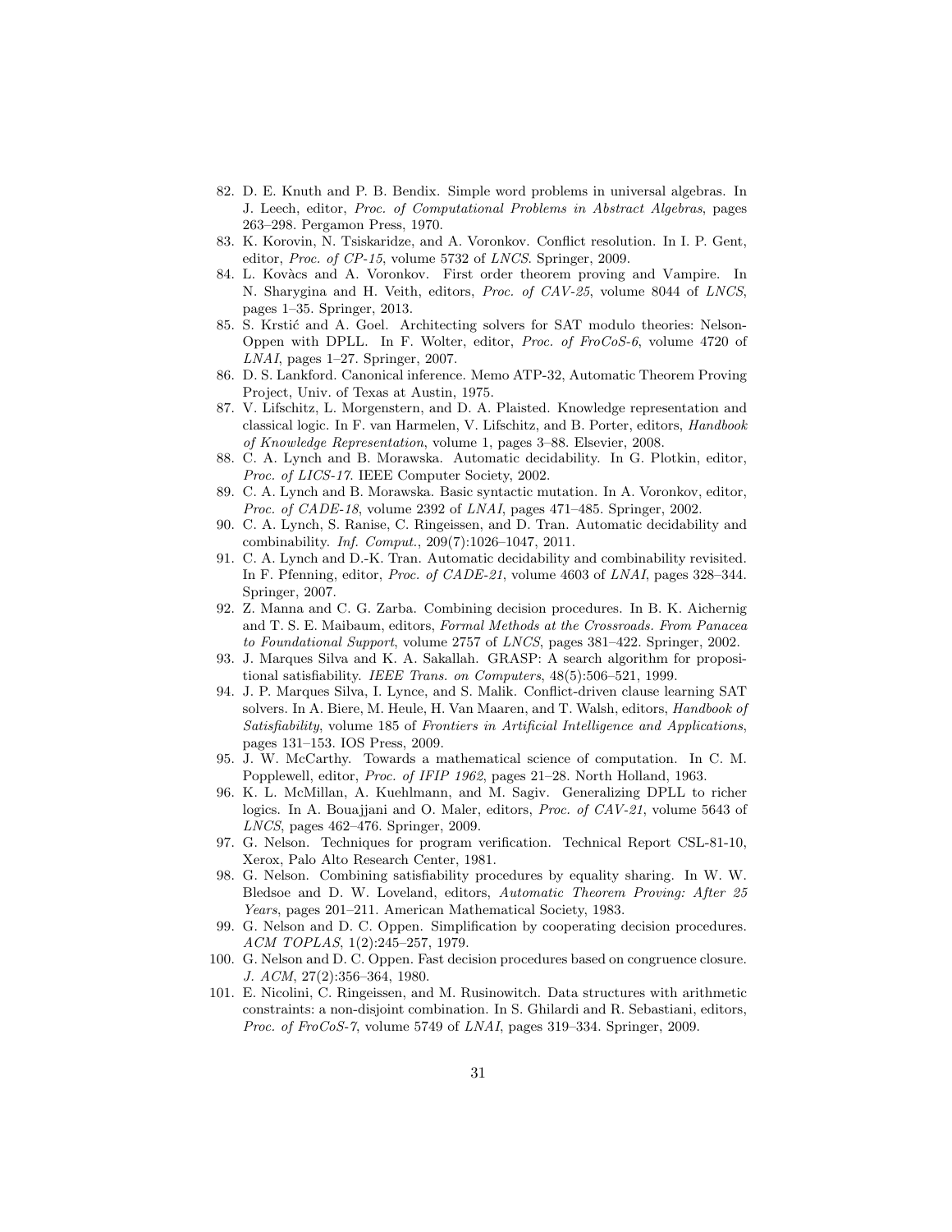82. D. E. Knuth and P. B. Bendix. Simple word problems in universal algebras. In J. Leech, editor, *Proc. of Computational Problems in Abstract Algebras*, pages 263–298. Pergamon Press, 1970.
83. K. Korovin, N. Tsiskaridze, and A. Voronkov. Conflict resolution. In I. P. Gent, editor, *Proc. of CP-15*, volume 5732 of *LNCS*. Springer, 2009.
84. L. Kovàcs and A. Voronkov. First order theorem proving and Vampire. In N. Sharygina and H. Veith, editors, *Proc. of CAV-25*, volume 8044 of *LNCS*, pages 1–35. Springer, 2013.
85. S. Krstić and A. Goel. Architecting solvers for SAT modulo theories: Nelson-Oppen with DPLL. In F. Wolter, editor, *Proc. of FroCoS-6*, volume 4720 of *LNAI*, pages 1–27. Springer, 2007.
86. D. S. Lankford. Canonical inference. Memo ATP-32, Automatic Theorem Proving Project, Univ. of Texas at Austin, 1975.
87. V. Lifschitz, L. Morgenstern, and D. A. Plaisted. Knowledge representation and classical logic. In F. van Harmelen, V. Lifschitz, and B. Porter, editors, *Handbook of Knowledge Representation*, volume 1, pages 3–88. Elsevier, 2008.
88. C. A. Lynch and B. Morawska. Automatic decidability. In G. Plotkin, editor, *Proc. of LICS-17*. IEEE Computer Society, 2002.
89. C. A. Lynch and B. Morawska. Basic syntactic mutation. In A. Voronkov, editor, *Proc. of CADE-18*, volume 2392 of *LNAI*, pages 471–485. Springer, 2002.
90. C. A. Lynch, S. Ranise, C. Ringeissen, and D. Tran. Automatic decidability and combinability. *Inf. Comput.*, 209(7):1026–1047, 2011.
91. C. A. Lynch and D.-K. Tran. Automatic decidability and combinability revisited. In F. Pfenning, editor, *Proc. of CADE-21*, volume 4603 of *LNAI*, pages 328–344. Springer, 2007.
92. Z. Manna and C. G. Zarba. Combining decision procedures. In B. K. Aichernig and T. S. E. Maibaum, editors, *Formal Methods at the Crossroads. From Panacea to Foundational Support*, volume 2757 of *LNCS*, pages 381–422. Springer, 2002.
93. J. Marques Silva and K. A. Sakallah. GRASP: A search algorithm for propositional satisfiability. *IEEE Trans. on Computers*, 48(5):506–521, 1999.
94. J. P. Marques Silva, I. Lynce, and S. Malik. Conflict-driven clause learning SAT solvers. In A. Biere, M. Heule, H. Van Maaren, and T. Walsh, editors, *Handbook of Satisfiability*, volume 185 of *Frontiers in Artificial Intelligence and Applications*, pages 131–153. IOS Press, 2009.
95. J. W. McCarthy. Towards a mathematical science of computation. In C. M. Popplewell, editor, *Proc. of IFIP 1962*, pages 21–28. North Holland, 1963.
96. K. L. McMillan, A. Kuehlmann, and M. Sagiv. Generalizing DPLL to richer logics. In A. Bouajjani and O. Maler, editors, *Proc. of CAV-21*, volume 5643 of *LNCS*, pages 462–476. Springer, 2009.
97. G. Nelson. Techniques for program verification. Technical Report CSL-81-10, Xerox, Palo Alto Research Center, 1981.
98. G. Nelson. Combining satisfiability procedures by equality sharing. In W. W. Bledsoe and D. W. Loveland, editors, *Automatic Theorem Proving: After 25 Years*, pages 201–211. American Mathematical Society, 1983.
99. G. Nelson and D. C. Oppen. Simplification by cooperating decision procedures. *ACM TOPLAS*, 1(2):245–257, 1979.
100. G. Nelson and D. C. Oppen. Fast decision procedures based on congruence closure. *J. ACM*, 27(2):356–364, 1980.
101. E. Nicolini, C. Ringeissen, and M. Rusinowitch. Data structures with arithmetic constraints: a non-disjoint combination. In S. Ghilardi and R. Sebastiani, editors, *Proc. of FroCoS-7*, volume 5749 of *LNAI*, pages 319–334. Springer, 2009.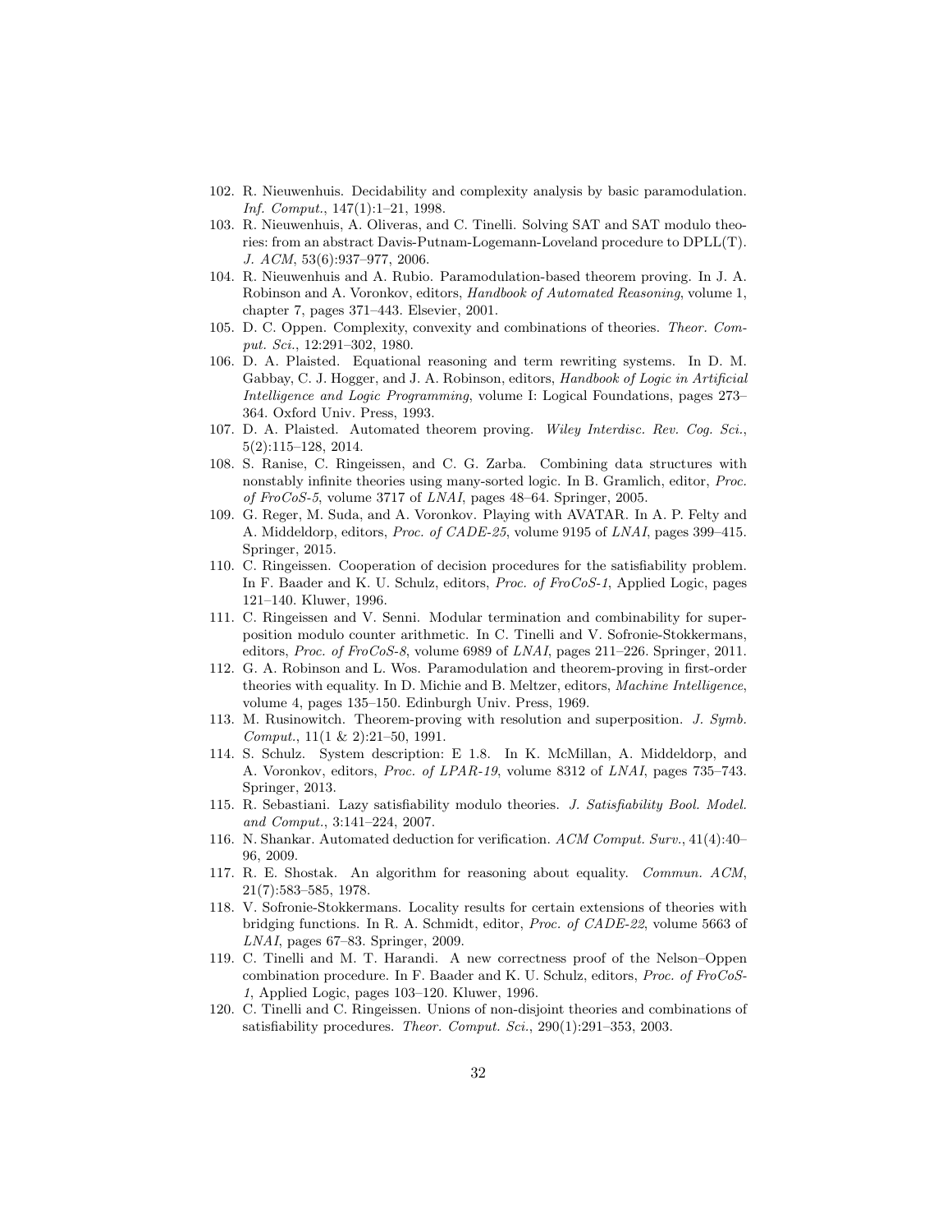102. R. Nieuwenhuis. Decidability and complexity analysis by basic paramodulation. *Inf. Comput.*, 147(1):1–21, 1998.
103. R. Nieuwenhuis, A. Oliveras, and C. Tinelli. Solving SAT and SAT modulo theories: from an abstract Davis-Putnam-Logemann-Loveland procedure to DPLL(T). *J. ACM*, 53(6):937–977, 2006.
104. R. Nieuwenhuis and A. Rubio. Paramodulation-based theorem proving. In J. A. Robinson and A. Voronkov, editors, *Handbook of Automated Reasoning*, volume 1, chapter 7, pages 371–443. Elsevier, 2001.
105. D. C. Oppen. Complexity, convexity and combinations of theories. *Theor. Comput. Sci.*, 12:291–302, 1980.
106. D. A. Plaisted. Equational reasoning and term rewriting systems. In D. M. Gabbay, C. J. Hogger, and J. A. Robinson, editors, *Handbook of Logic in Artificial Intelligence and Logic Programming*, volume I: Logical Foundations, pages 273–364. Oxford Univ. Press, 1993.
107. D. A. Plaisted. Automated theorem proving. *Wiley Interdisc. Rev. Cog. Sci.*, 5(2):115–128, 2014.
108. S. Ranise, C. Ringeissen, and C. G. Zarba. Combining data structures with nonstably infinite theories using many-sorted logic. In B. Gramlich, editor, *Proc. of FroCoS-5*, volume 3717 of *LNAI*, pages 48–64. Springer, 2005.
109. G. Reger, M. Suda, and A. Voronkov. Playing with AVATAR. In A. P. Felty and A. Middeldorp, editors, *Proc. of CADE-25*, volume 9195 of *LNAI*, pages 399–415. Springer, 2015.
110. C. Ringeissen. Cooperation of decision procedures for the satisfiability problem. In F. Baader and K. U. Schulz, editors, *Proc. of FroCoS-1*, Applied Logic, pages 121–140. Kluwer, 1996.
111. C. Ringeissen and V. Senni. Modular termination and combinability for superposition modulo counter arithmetic. In C. Tinelli and V. Sofronie-Stokkermans, editors, *Proc. of FroCoS-8*, volume 6989 of *LNAI*, pages 211–226. Springer, 2011.
112. G. A. Robinson and L. Wos. Paramodulation and theorem-proving in first-order theories with equality. In D. Michie and B. Meltzer, editors, *Machine Intelligence*, volume 4, pages 135–150. Edinburgh Univ. Press, 1969.
113. M. Rusinowitch. Theorem-proving with resolution and superposition. *J. Symb. Comput.*, 11(1 & 2):21–50, 1991.
114. S. Schulz. System description: E 1.8. In K. McMillan, A. Middeldorp, and A. Voronkov, editors, *Proc. of LPAR-19*, volume 8312 of *LNAI*, pages 735–743. Springer, 2013.
115. R. Sebastiani. Lazy satisfiability modulo theories. *J. Satisfiability Bool. Model. and Comput.*, 3:141–224, 2007.
116. N. Shankar. Automated deduction for verification. *ACM Comput. Surv.*, 41(4):40–96, 2009.
117. R. E. Shostak. An algorithm for reasoning about equality. *Commun. ACM*, 21(7):583–585, 1978.
118. V. Sofronie-Stokkermans. Locality results for certain extensions of theories with bridging functions. In R. A. Schmidt, editor, *Proc. of CADE-22*, volume 5663 of *LNAI*, pages 67–83. Springer, 2009.
119. C. Tinelli and M. T. Harandi. A new correctness proof of the Nelson–Oppen combination procedure. In F. Baader and K. U. Schulz, editors, *Proc. of FroCoS-1*, Applied Logic, pages 103–120. Kluwer, 1996.
120. C. Tinelli and C. Ringeissen. Unions of non-disjoint theories and combinations of satisfiability procedures. *Theor. Comput. Sci.*, 290(1):291–353, 2003.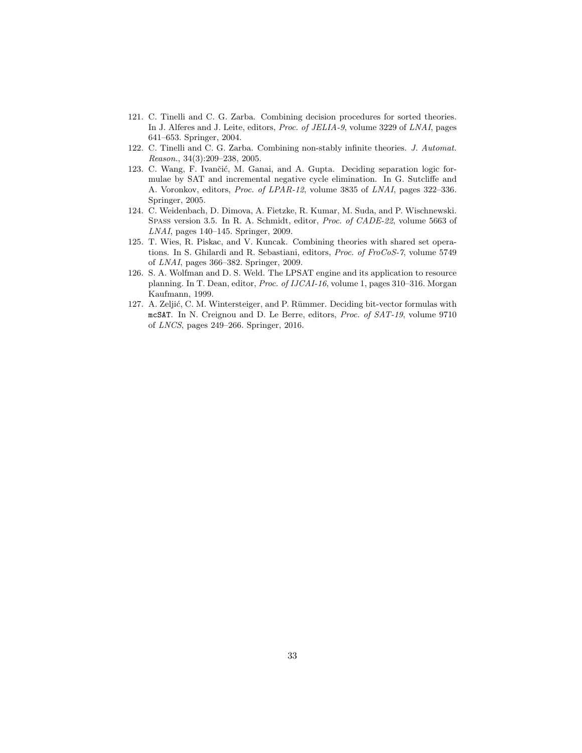121. C. Tinelli and C. G. Zarba. Combining decision procedures for sorted theories. In J. Alferes and J. Leite, editors, *Proc. of JELIA-9*, volume 3229 of *LNAI*, pages 641–653. Springer, 2004.
122. C. Tinelli and C. G. Zarba. Combining non-stably infinite theories. *J. Automat. Reason.*, 34(3):209–238, 2005.
123. C. Wang, F. Ivančić, M. Ganai, and A. Gupta. Deciding separation logic formulae by SAT and incremental negative cycle elimination. In G. Sutcliffe and A. Voronkov, editors, *Proc. of LPAR-12*, volume 3835 of *LNAI*, pages 322–336. Springer, 2005.
124. C. Weidenbach, D. Dimova, A. Fietzke, R. Kumar, M. Suda, and P. Wischnewski. Spass version 3.5. In R. A. Schmidt, editor, *Proc. of CADE-22*, volume 5663 of *LNAI*, pages 140–145. Springer, 2009.
125. T. Wies, R. Piskac, and V. Kuncak. Combining theories with shared set operations. In S. Ghilardi and R. Sebastiani, editors, *Proc. of FroCoS-7*, volume 5749 of *LNAI*, pages 366–382. Springer, 2009.
126. S. A. Wolfman and D. S. Weld. The LPSAT engine and its application to resource planning. In T. Dean, editor, *Proc. of IJCAI-16*, volume 1, pages 310–316. Morgan Kaufmann, 1999.
127. A. Zeljić, C. M. Wintersteiger, and P. Rümmer. Deciding bit-vector formulas with `mcSAT`. In N. Creignou and D. Le Berre, editors, *Proc. of SAT-19*, volume 9710 of *LNCS*, pages 249–266. Springer, 2016.